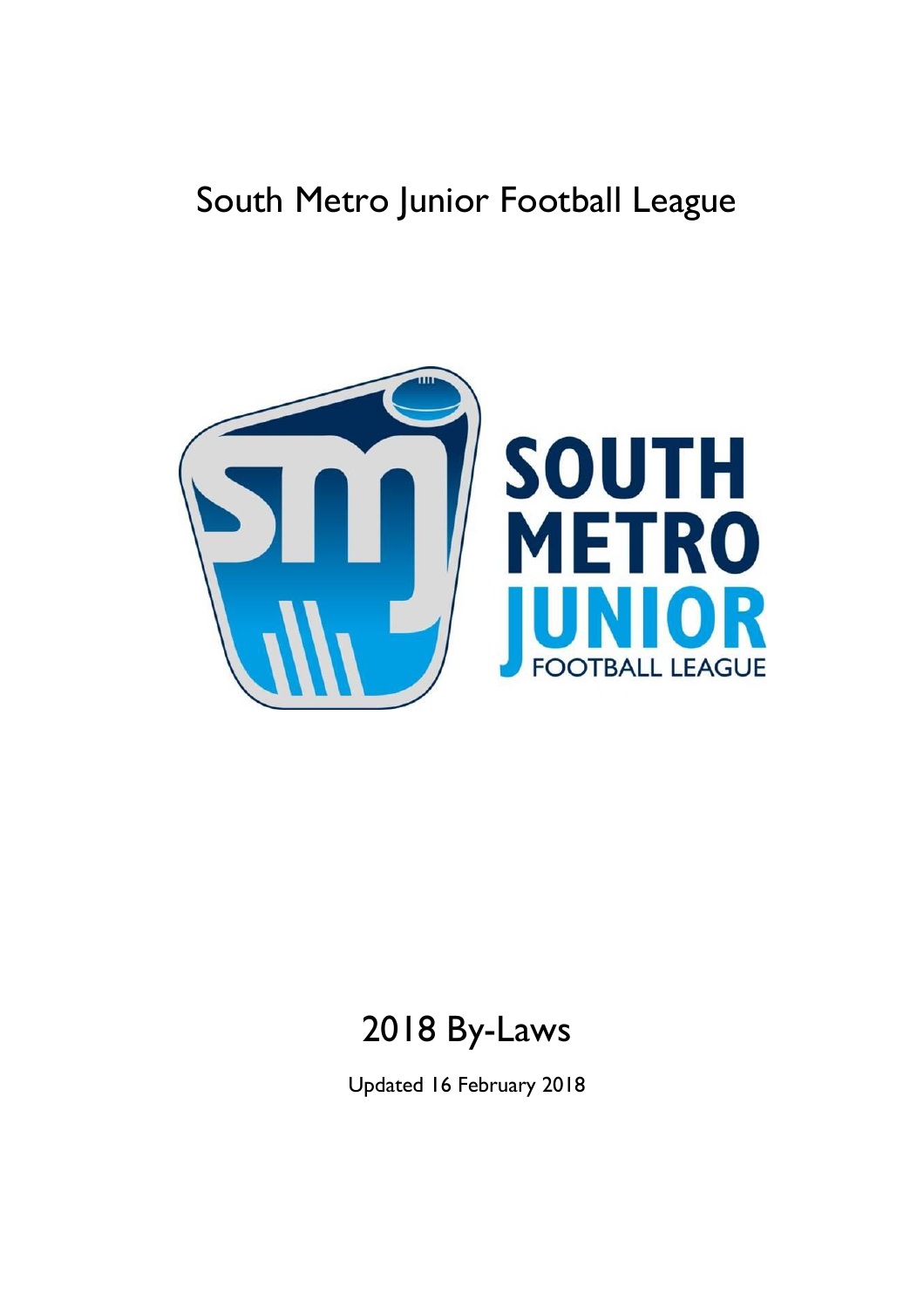# South Metro Junior Football League

# 2018 By-Laws

Updated 16 February 2018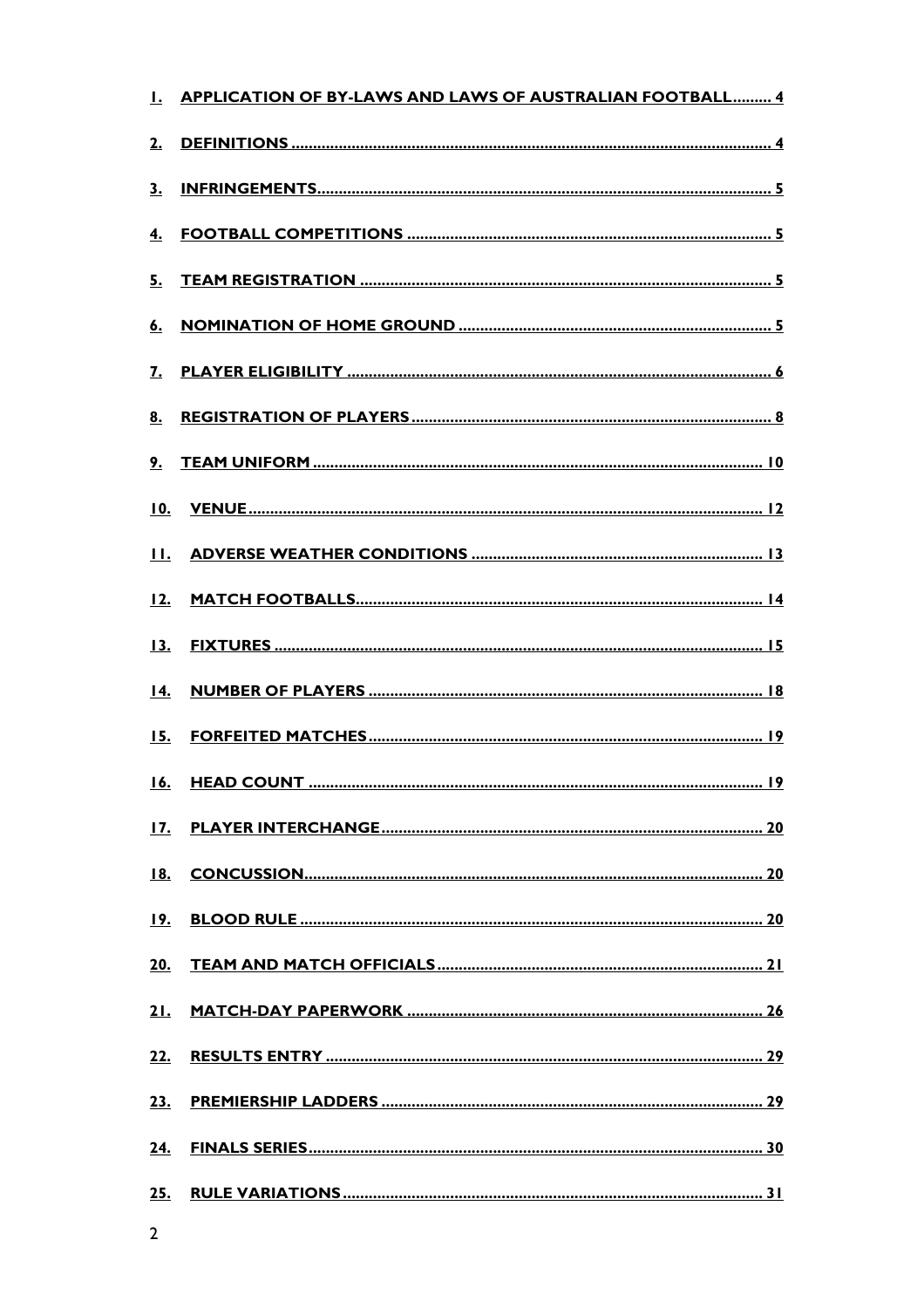1. APPLICATION OF BY-LAWS AND LAWS OF AUSTRALIAN FOOTBALL ......... 4
2. DEFINITIONS ......... 4
3. INFRINGEMENTS ......... 5
4. FOOTBALL COMPETITIONS ......... 5
5. TEAM REGISTRATION ......... 5
6. NOMINATION OF HOME GROUND ......... 5
7. PLAYER ELIGIBILITY ......... 6
8. REGISTRATION OF PLAYERS ......... 8
9. TEAM UNIFORM ......... 10
10. VENUE ......... 12
11. ADVERSE WEATHER CONDITIONS ......... 13
12. MATCH FOOTBALLS ......... 14
13. FIXTURES ......... 15
14. NUMBER OF PLAYERS ......... 18
15. FORFEITED MATCHES ......... 19
16. HEAD COUNT ......... 19
17. PLAYER INTERCHANGE ......... 20
18. CONCUSSION ......... 20
19. BLOOD RULE ......... 20
20. TEAM AND MATCH OFFICIALS ......... 21
21. MATCH-DAY PAPERWORK ......... 26
22. RESULTS ENTRY ......... 29
23. PREMIERSHIP LADDERS ......... 29
24. FINALS SERIES ......... 30
25. RULE VARIATIONS ......... 31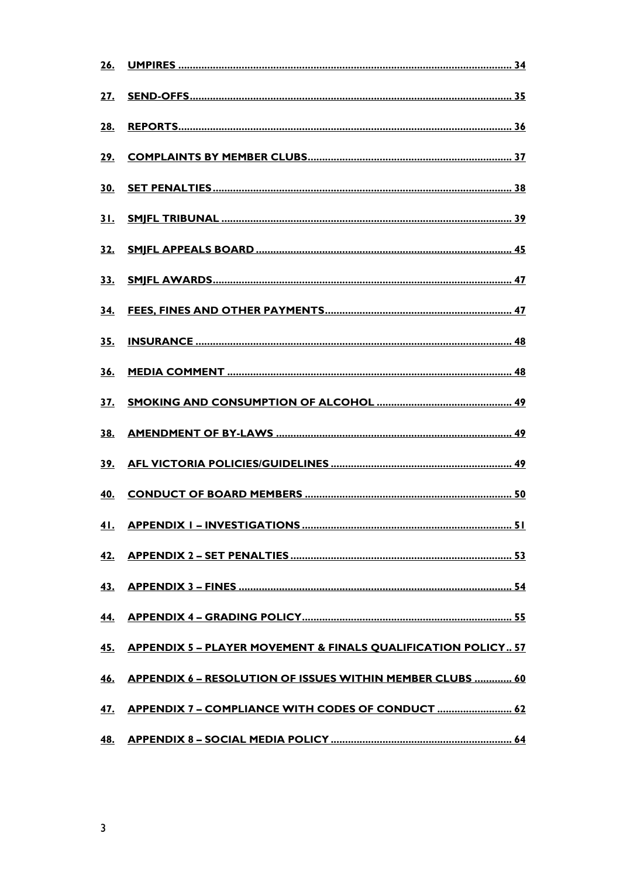26. UMPIRES ........................................................................................................ 34

27. SEND-OFFS ................................................................................................... 35

28. REPORTS ........................................................................................................ 36

29. COMPLAINTS BY MEMBER CLUBS ............................................................ 37

30. SET PENALTIES ............................................................................................. 38

31. SMJFL TRIBUNAL ........................................................................................... 39

32. SMJFL APPEALS BOARD ............................................................................... 45

33. SMJFL AWARDS .............................................................................................. 47

34. FEES, FINES AND OTHER PAYMENTS ........................................................ 47

35. INSURANCE ..................................................................................................... 48

36. MEDIA COMMENT .......................................................................................... 48

37. SMOKING AND CONSUMPTION OF ALCOHOL ....................................... 49

38. AMENDMENT OF BY-LAWS ......................................................................... 49

39. AFL VICTORIA POLICIES/GUIDELINES ...................................................... 49

40. CONDUCT OF BOARD MEMBERS ............................................................... 50

41. APPENDIX 1 – INVESTIGATIONS ................................................................. 51

42. APPENDIX 2 – SET PENALTIES .................................................................... 53

43. APPENDIX 3 – FINES ...................................................................................... 54

44. APPENDIX 4 – GRADING POLICY ................................................................ 55

45. APPENDIX 5 – PLAYER MOVEMENT & FINALS QUALIFICATION POLICY .. 57

46. APPENDIX 6 – RESOLUTION OF ISSUES WITHIN MEMBER CLUBS ............. 60

47. APPENDIX 7 – COMPLIANCE WITH CODES OF CONDUCT .......................... 62

48. APPENDIX 8 – SOCIAL MEDIA POLICY ........................................................ 64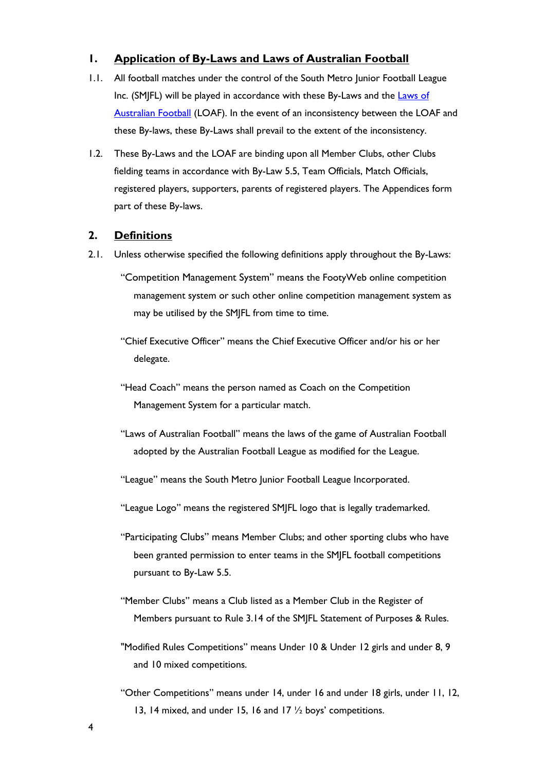## 1. Application of By-Laws and Laws of Australian Football

1.1. All football matches under the control of the South Metro Junior Football League Inc. (SMJFL) will be played in accordance with these By-Laws and the Laws of Australian Football (LOAF). In the event of an inconsistency between the LOAF and these By-laws, these By-Laws shall prevail to the extent of the inconsistency.

1.2. These By-Laws and the LOAF are binding upon all Member Clubs, other Clubs fielding teams in accordance with By-Law 5.5, Team Officials, Match Officials, registered players, supporters, parents of registered players. The Appendices form part of these By-laws.

## 2. Definitions

2.1. Unless otherwise specified the following definitions apply throughout the By-Laws:

"Competition Management System" means the FootyWeb online competition management system or such other online competition management system as may be utilised by the SMJFL from time to time.

"Chief Executive Officer" means the Chief Executive Officer and/or his or her delegate.

"Head Coach" means the person named as Coach on the Competition Management System for a particular match.

"Laws of Australian Football" means the laws of the game of Australian Football adopted by the Australian Football League as modified for the League.

"League" means the South Metro Junior Football League Incorporated.

"League Logo" means the registered SMJFL logo that is legally trademarked.

"Participating Clubs" means Member Clubs; and other sporting clubs who have been granted permission to enter teams in the SMJFL football competitions pursuant to By-Law 5.5.

"Member Clubs" means a Club listed as a Member Club in the Register of Members pursuant to Rule 3.14 of the SMJFL Statement of Purposes & Rules.

"Modified Rules Competitions" means Under 10 & Under 12 girls and under 8, 9 and 10 mixed competitions.

"Other Competitions" means under 14, under 16 and under 18 girls, under 11, 12, 13, 14 mixed, and under 15, 16 and 17 ½ boys' competitions.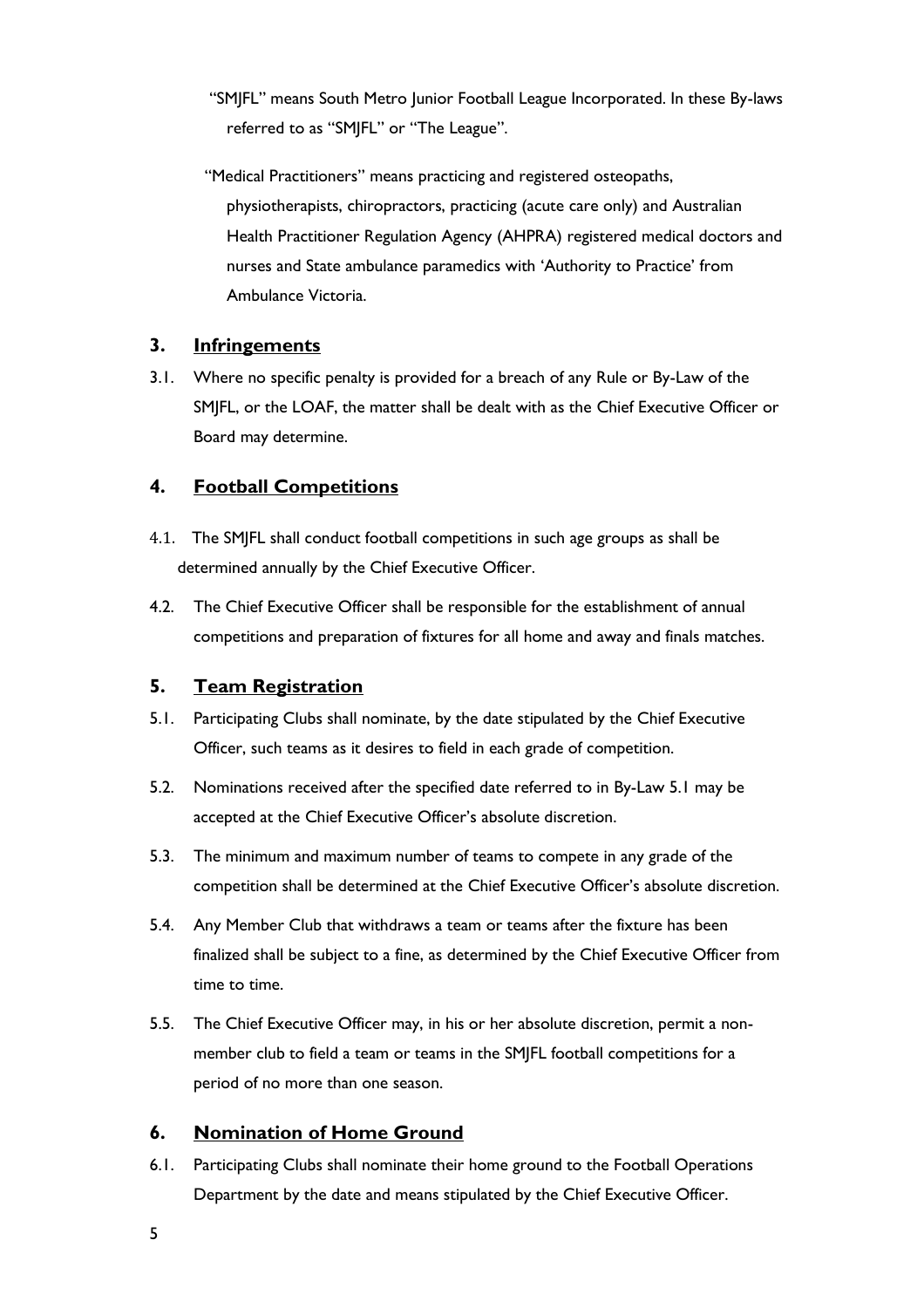"SMJFL" means South Metro Junior Football League Incorporated. In these By-laws referred to as "SMJFL" or "The League".

"Medical Practitioners" means practicing and registered osteopaths, physiotherapists, chiropractors, practicing (acute care only) and Australian Health Practitioner Regulation Agency (AHPRA) registered medical doctors and nurses and State ambulance paramedics with 'Authority to Practice' from Ambulance Victoria.

## 3. Infringements

3.1. Where no specific penalty is provided for a breach of any Rule or By-Law of the SMJFL, or the LOAF, the matter shall be dealt with as the Chief Executive Officer or Board may determine.

## 4. Football Competitions

4.1. The SMJFL shall conduct football competitions in such age groups as shall be determined annually by the Chief Executive Officer.

4.2. The Chief Executive Officer shall be responsible for the establishment of annual competitions and preparation of fixtures for all home and away and finals matches.

## 5. Team Registration

5.1. Participating Clubs shall nominate, by the date stipulated by the Chief Executive Officer, such teams as it desires to field in each grade of competition.

5.2. Nominations received after the specified date referred to in By-Law 5.1 may be accepted at the Chief Executive Officer's absolute discretion.

5.3. The minimum and maximum number of teams to compete in any grade of the competition shall be determined at the Chief Executive Officer's absolute discretion.

5.4. Any Member Club that withdraws a team or teams after the fixture has been finalized shall be subject to a fine, as determined by the Chief Executive Officer from time to time.

5.5. The Chief Executive Officer may, in his or her absolute discretion, permit a non-member club to field a team or teams in the SMJFL football competitions for a period of no more than one season.

## 6. Nomination of Home Ground

6.1. Participating Clubs shall nominate their home ground to the Football Operations Department by the date and means stipulated by the Chief Executive Officer.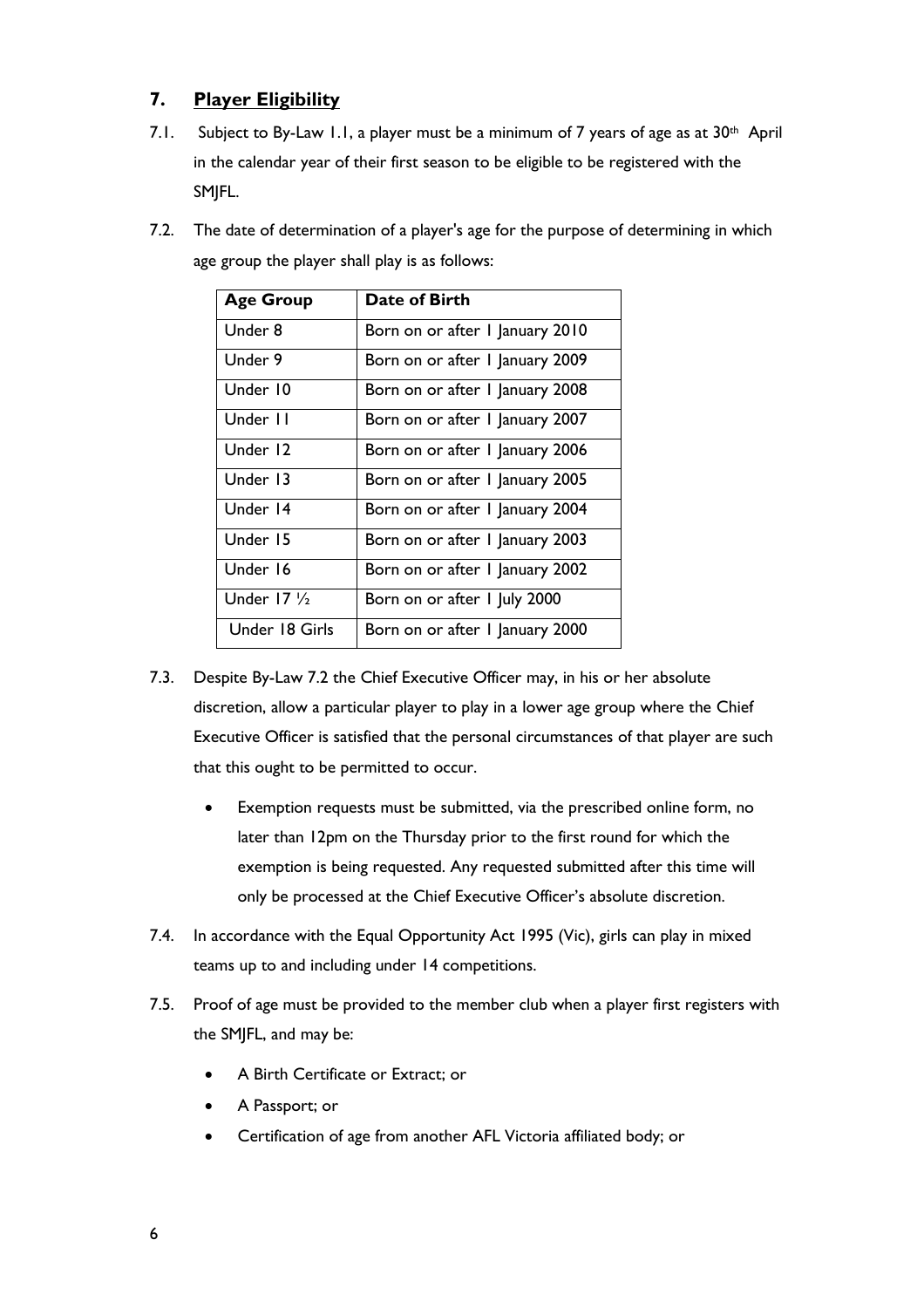## 7. Player Eligibility

7.1. Subject to By-Law 1.1, a player must be a minimum of 7 years of age as at 30th April in the calendar year of their first season to be eligible to be registered with the SMJFL.

7.2. The date of determination of a player's age for the purpose of determining in which age group the player shall play is as follows:

| Age Group | Date of Birth |
| --- | --- |
| Under 8 | Born on or after 1 January 2010 |
| Under 9 | Born on or after 1 January 2009 |
| Under 10 | Born on or after 1 January 2008 |
| Under 11 | Born on or after 1 January 2007 |
| Under 12 | Born on or after 1 January 2006 |
| Under 13 | Born on or after 1 January 2005 |
| Under 14 | Born on or after 1 January 2004 |
| Under 15 | Born on or after 1 January 2003 |
| Under 16 | Born on or after 1 January 2002 |
| Under 17 ½ | Born on or after 1 July 2000 |
| Under 18 Girls | Born on or after 1 January 2000 |

7.3. Despite By-Law 7.2 the Chief Executive Officer may, in his or her absolute discretion, allow a particular player to play in a lower age group where the Chief Executive Officer is satisfied that the personal circumstances of that player are such that this ought to be permitted to occur.

- Exemption requests must be submitted, via the prescribed online form, no later than 12pm on the Thursday prior to the first round for which the exemption is being requested. Any requested submitted after this time will only be processed at the Chief Executive Officer's absolute discretion.

7.4. In accordance with the Equal Opportunity Act 1995 (Vic), girls can play in mixed teams up to and including under 14 competitions.

7.5. Proof of age must be provided to the member club when a player first registers with the SMJFL, and may be:

- A Birth Certificate or Extract; or
- A Passport; or
- Certification of age from another AFL Victoria affiliated body; or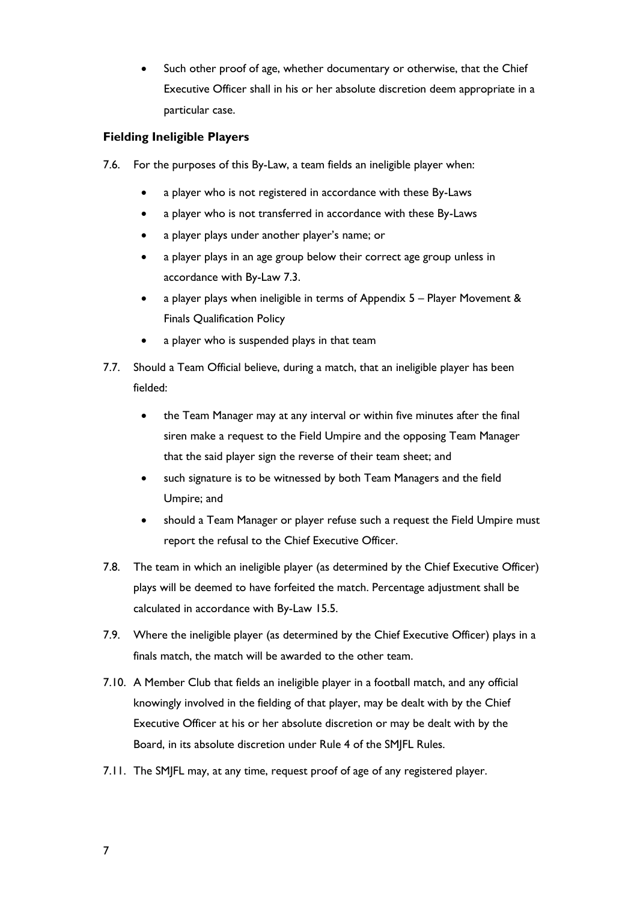- Such other proof of age, whether documentary or otherwise, that the Chief Executive Officer shall in his or her absolute discretion deem appropriate in a particular case.

### Fielding Ineligible Players

7.6. For the purposes of this By-Law, a team fields an ineligible player when:

- a player who is not registered in accordance with these By-Laws
- a player who is not transferred in accordance with these By-Laws
- a player plays under another player's name; or
- a player plays in an age group below their correct age group unless in accordance with By-Law 7.3.
- a player plays when ineligible in terms of Appendix 5 – Player Movement & Finals Qualification Policy
- a player who is suspended plays in that team

7.7. Should a Team Official believe, during a match, that an ineligible player has been fielded:

- the Team Manager may at any interval or within five minutes after the final siren make a request to the Field Umpire and the opposing Team Manager that the said player sign the reverse of their team sheet; and
- such signature is to be witnessed by both Team Managers and the field Umpire; and
- should a Team Manager or player refuse such a request the Field Umpire must report the refusal to the Chief Executive Officer.

7.8. The team in which an ineligible player (as determined by the Chief Executive Officer) plays will be deemed to have forfeited the match. Percentage adjustment shall be calculated in accordance with By-Law 15.5.

7.9. Where the ineligible player (as determined by the Chief Executive Officer) plays in a finals match, the match will be awarded to the other team.

7.10. A Member Club that fields an ineligible player in a football match, and any official knowingly involved in the fielding of that player, may be dealt with by the Chief Executive Officer at his or her absolute discretion or may be dealt with by the Board, in its absolute discretion under Rule 4 of the SMJFL Rules.

7.11. The SMJFL may, at any time, request proof of age of any registered player.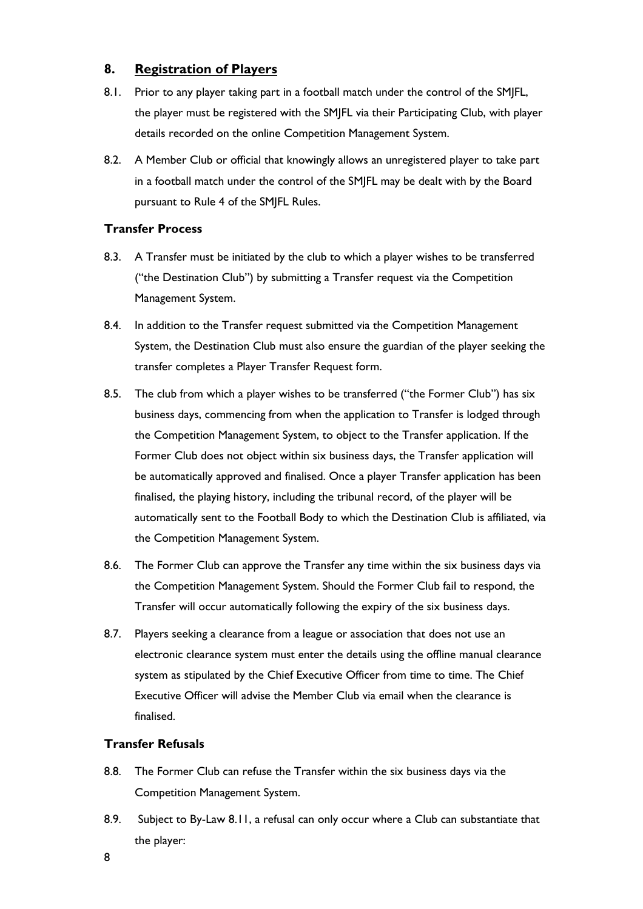## 8. Registration of Players

8.1. Prior to any player taking part in a football match under the control of the SMJFL, the player must be registered with the SMJFL via their Participating Club, with player details recorded on the online Competition Management System.

8.2. A Member Club or official that knowingly allows an unregistered player to take part in a football match under the control of the SMJFL may be dealt with by the Board pursuant to Rule 4 of the SMJFL Rules.

### Transfer Process

8.3. A Transfer must be initiated by the club to which a player wishes to be transferred ("the Destination Club") by submitting a Transfer request via the Competition Management System.

8.4. In addition to the Transfer request submitted via the Competition Management System, the Destination Club must also ensure the guardian of the player seeking the transfer completes a Player Transfer Request form.

8.5. The club from which a player wishes to be transferred ("the Former Club") has six business days, commencing from when the application to Transfer is lodged through the Competition Management System, to object to the Transfer application. If the Former Club does not object within six business days, the Transfer application will be automatically approved and finalised. Once a player Transfer application has been finalised, the playing history, including the tribunal record, of the player will be automatically sent to the Football Body to which the Destination Club is affiliated, via the Competition Management System.

8.6. The Former Club can approve the Transfer any time within the six business days via the Competition Management System. Should the Former Club fail to respond, the Transfer will occur automatically following the expiry of the six business days.

8.7. Players seeking a clearance from a league or association that does not use an electronic clearance system must enter the details using the offline manual clearance system as stipulated by the Chief Executive Officer from time to time. The Chief Executive Officer will advise the Member Club via email when the clearance is finalised.

### Transfer Refusals

8.8. The Former Club can refuse the Transfer within the six business days via the Competition Management System.

8.9. Subject to By-Law 8.11, a refusal can only occur where a Club can substantiate that the player: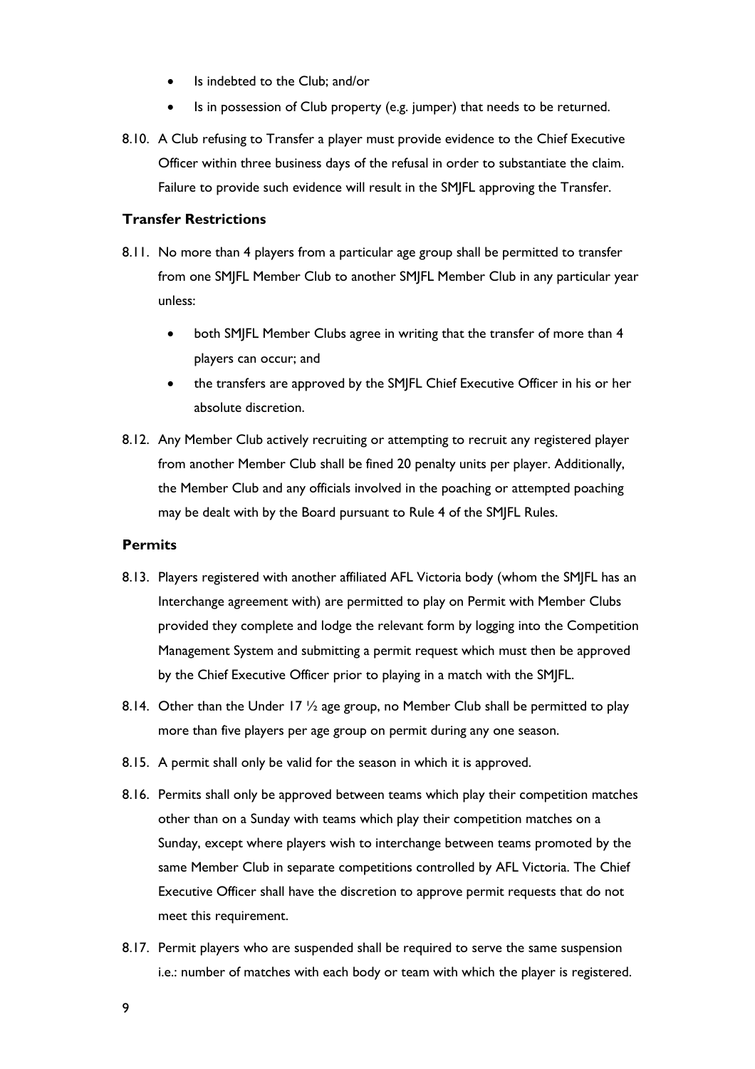- Is indebted to the Club; and/or
- Is in possession of Club property (e.g. jumper) that needs to be returned.

8.10. A Club refusing to Transfer a player must provide evidence to the Chief Executive Officer within three business days of the refusal in order to substantiate the claim. Failure to provide such evidence will result in the SMJFL approving the Transfer.

### Transfer Restrictions

8.11. No more than 4 players from a particular age group shall be permitted to transfer from one SMJFL Member Club to another SMJFL Member Club in any particular year unless:

- both SMJFL Member Clubs agree in writing that the transfer of more than 4 players can occur; and
- the transfers are approved by the SMJFL Chief Executive Officer in his or her absolute discretion.

8.12. Any Member Club actively recruiting or attempting to recruit any registered player from another Member Club shall be fined 20 penalty units per player. Additionally, the Member Club and any officials involved in the poaching or attempted poaching may be dealt with by the Board pursuant to Rule 4 of the SMJFL Rules.

### Permits

8.13. Players registered with another affiliated AFL Victoria body (whom the SMJFL has an Interchange agreement with) are permitted to play on Permit with Member Clubs provided they complete and lodge the relevant form by logging into the Competition Management System and submitting a permit request which must then be approved by the Chief Executive Officer prior to playing in a match with the SMJFL.

8.14. Other than the Under 17 ½ age group, no Member Club shall be permitted to play more than five players per age group on permit during any one season.

8.15. A permit shall only be valid for the season in which it is approved.

8.16. Permits shall only be approved between teams which play their competition matches other than on a Sunday with teams which play their competition matches on a Sunday, except where players wish to interchange between teams promoted by the same Member Club in separate competitions controlled by AFL Victoria. The Chief Executive Officer shall have the discretion to approve permit requests that do not meet this requirement.

8.17. Permit players who are suspended shall be required to serve the same suspension i.e.: number of matches with each body or team with which the player is registered.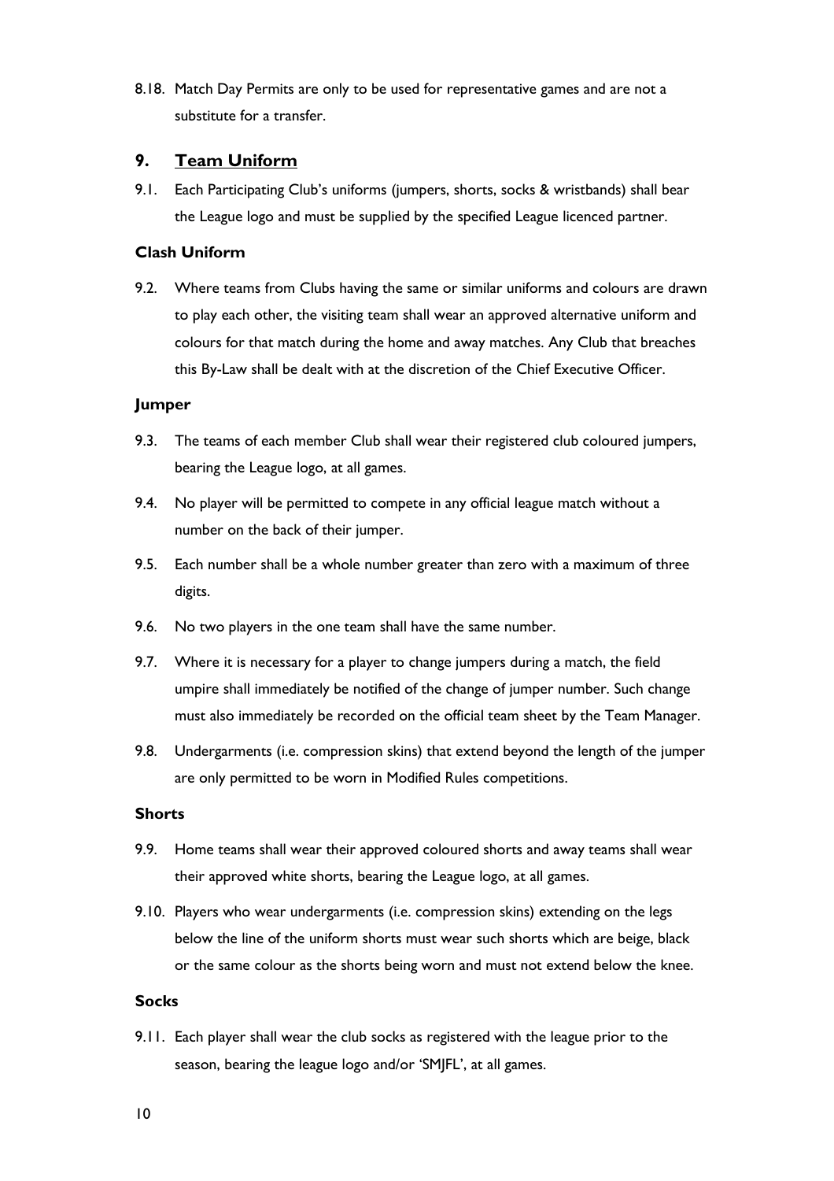8.18. Match Day Permits are only to be used for representative games and are not a substitute for a transfer.

## 9. Team Uniform

9.1. Each Participating Club's uniforms (jumpers, shorts, socks & wristbands) shall bear the League logo and must be supplied by the specified League licenced partner.

### Clash Uniform

9.2. Where teams from Clubs having the same or similar uniforms and colours are drawn to play each other, the visiting team shall wear an approved alternative uniform and colours for that match during the home and away matches. Any Club that breaches this By-Law shall be dealt with at the discretion of the Chief Executive Officer.

### Jumper

9.3. The teams of each member Club shall wear their registered club coloured jumpers, bearing the League logo, at all games.

9.4. No player will be permitted to compete in any official league match without a number on the back of their jumper.

9.5. Each number shall be a whole number greater than zero with a maximum of three digits.

9.6. No two players in the one team shall have the same number.

9.7. Where it is necessary for a player to change jumpers during a match, the field umpire shall immediately be notified of the change of jumper number. Such change must also immediately be recorded on the official team sheet by the Team Manager.

9.8. Undergarments (i.e. compression skins) that extend beyond the length of the jumper are only permitted to be worn in Modified Rules competitions.

### Shorts

9.9. Home teams shall wear their approved coloured shorts and away teams shall wear their approved white shorts, bearing the League logo, at all games.

9.10. Players who wear undergarments (i.e. compression skins) extending on the legs below the line of the uniform shorts must wear such shorts which are beige, black or the same colour as the shorts being worn and must not extend below the knee.

### Socks

9.11. Each player shall wear the club socks as registered with the league prior to the season, bearing the league logo and/or 'SMJFL', at all games.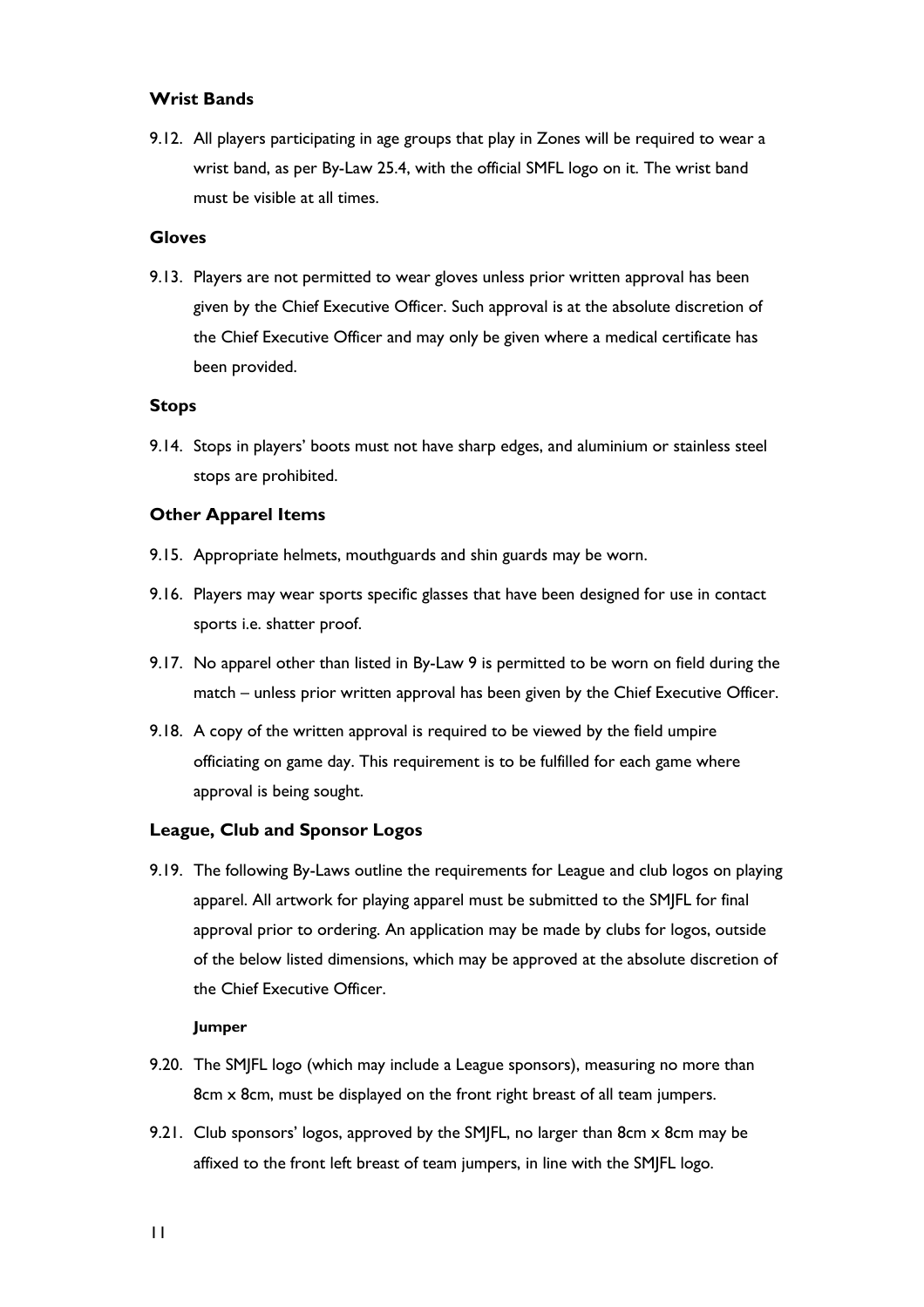### Wrist Bands

9.12. All players participating in age groups that play in Zones will be required to wear a wrist band, as per By-Law 25.4, with the official SMFL logo on it. The wrist band must be visible at all times.

### Gloves

9.13. Players are not permitted to wear gloves unless prior written approval has been given by the Chief Executive Officer. Such approval is at the absolute discretion of the Chief Executive Officer and may only be given where a medical certificate has been provided.

### Stops

9.14. Stops in players' boots must not have sharp edges, and aluminium or stainless steel stops are prohibited.

### Other Apparel Items

9.15. Appropriate helmets, mouthguards and shin guards may be worn.

9.16. Players may wear sports specific glasses that have been designed for use in contact sports i.e. shatter proof.

9.17. No apparel other than listed in By-Law 9 is permitted to be worn on field during the match – unless prior written approval has been given by the Chief Executive Officer.

9.18. A copy of the written approval is required to be viewed by the field umpire officiating on game day. This requirement is to be fulfilled for each game where approval is being sought.

### League, Club and Sponsor Logos

9.19. The following By-Laws outline the requirements for League and club logos on playing apparel. All artwork for playing apparel must be submitted to the SMJFL for final approval prior to ordering. An application may be made by clubs for logos, outside of the below listed dimensions, which may be approved at the absolute discretion of the Chief Executive Officer.

#### Jumper

9.20. The SMJFL logo (which may include a League sponsors), measuring no more than 8cm x 8cm, must be displayed on the front right breast of all team jumpers.

9.21. Club sponsors' logos, approved by the SMJFL, no larger than 8cm x 8cm may be affixed to the front left breast of team jumpers, in line with the SMJFL logo.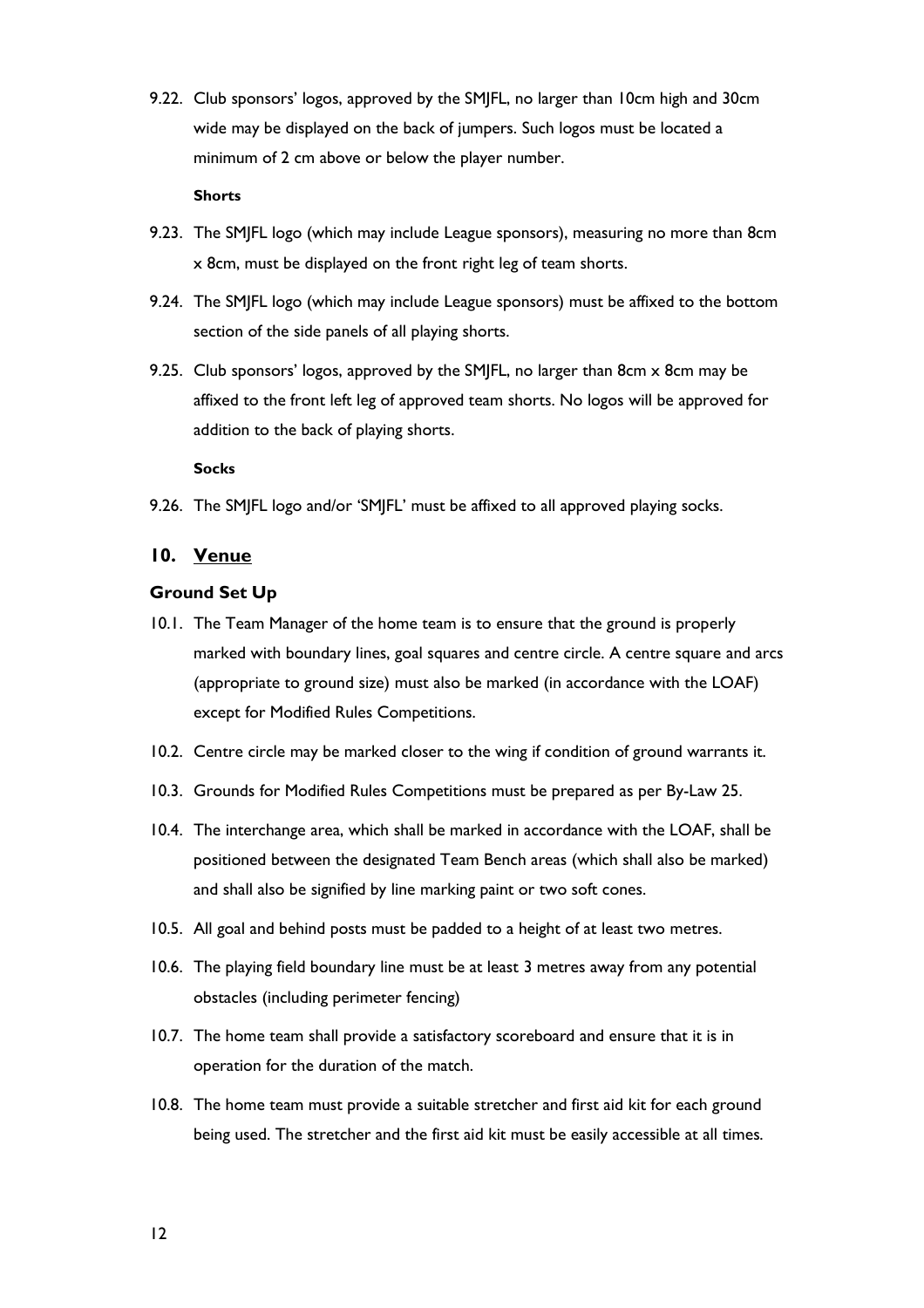9.22. Club sponsors' logos, approved by the SMJFL, no larger than 10cm high and 30cm wide may be displayed on the back of jumpers. Such logos must be located a minimum of 2 cm above or below the player number.

**Shorts**

9.23. The SMJFL logo (which may include League sponsors), measuring no more than 8cm x 8cm, must be displayed on the front right leg of team shorts.

9.24. The SMJFL logo (which may include League sponsors) must be affixed to the bottom section of the side panels of all playing shorts.

9.25. Club sponsors' logos, approved by the SMJFL, no larger than 8cm x 8cm may be affixed to the front left leg of approved team shorts. No logos will be approved for addition to the back of playing shorts.

**Socks**

9.26. The SMJFL logo and/or 'SMJFL' must be affixed to all approved playing socks.

## 10. Venue

### Ground Set Up

10.1. The Team Manager of the home team is to ensure that the ground is properly marked with boundary lines, goal squares and centre circle. A centre square and arcs (appropriate to ground size) must also be marked (in accordance with the LOAF) except for Modified Rules Competitions.

10.2. Centre circle may be marked closer to the wing if condition of ground warrants it.

10.3. Grounds for Modified Rules Competitions must be prepared as per By-Law 25.

10.4. The interchange area, which shall be marked in accordance with the LOAF, shall be positioned between the designated Team Bench areas (which shall also be marked) and shall also be signified by line marking paint or two soft cones.

10.5. All goal and behind posts must be padded to a height of at least two metres.

10.6. The playing field boundary line must be at least 3 metres away from any potential obstacles (including perimeter fencing)

10.7. The home team shall provide a satisfactory scoreboard and ensure that it is in operation for the duration of the match.

10.8. The home team must provide a suitable stretcher and first aid kit for each ground being used. The stretcher and the first aid kit must be easily accessible at all times.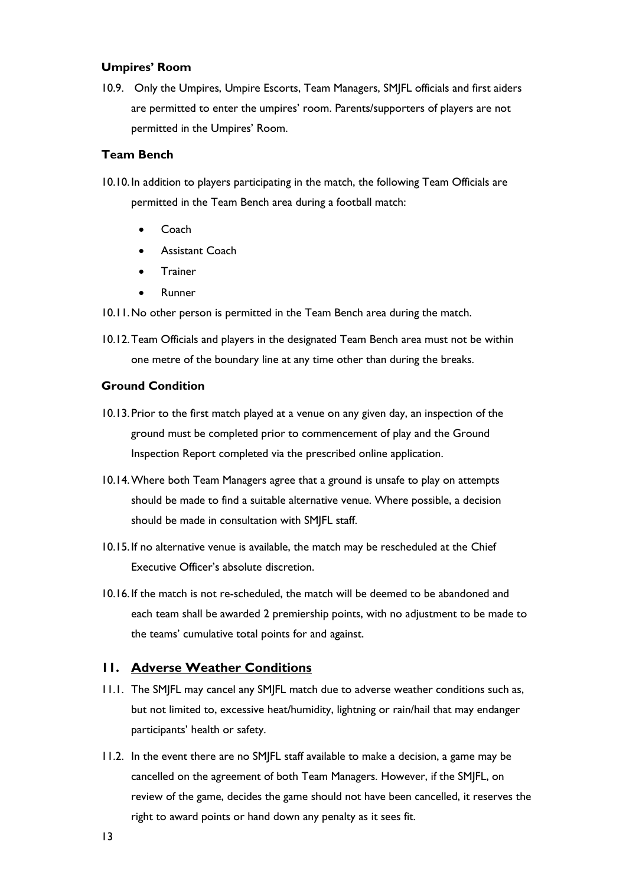### Umpires' Room

10.9. Only the Umpires, Umpire Escorts, Team Managers, SMJFL officials and first aiders are permitted to enter the umpires' room. Parents/supporters of players are not permitted in the Umpires' Room.

### Team Bench

10.10. In addition to players participating in the match, the following Team Officials are permitted in the Team Bench area during a football match:

- Coach
- Assistant Coach
- Trainer
- Runner

10.11. No other person is permitted in the Team Bench area during the match.

10.12. Team Officials and players in the designated Team Bench area must not be within one metre of the boundary line at any time other than during the breaks.

### Ground Condition

10.13. Prior to the first match played at a venue on any given day, an inspection of the ground must be completed prior to commencement of play and the Ground Inspection Report completed via the prescribed online application.

10.14. Where both Team Managers agree that a ground is unsafe to play on attempts should be made to find a suitable alternative venue. Where possible, a decision should be made in consultation with SMJFL staff.

10.15. If no alternative venue is available, the match may be rescheduled at the Chief Executive Officer's absolute discretion.

10.16. If the match is not re-scheduled, the match will be deemed to be abandoned and each team shall be awarded 2 premiership points, with no adjustment to be made to the teams' cumulative total points for and against.

## 11. Adverse Weather Conditions

11.1. The SMJFL may cancel any SMJFL match due to adverse weather conditions such as, but not limited to, excessive heat/humidity, lightning or rain/hail that may endanger participants' health or safety.

11.2. In the event there are no SMJFL staff available to make a decision, a game may be cancelled on the agreement of both Team Managers. However, if the SMJFL, on review of the game, decides the game should not have been cancelled, it reserves the right to award points or hand down any penalty as it sees fit.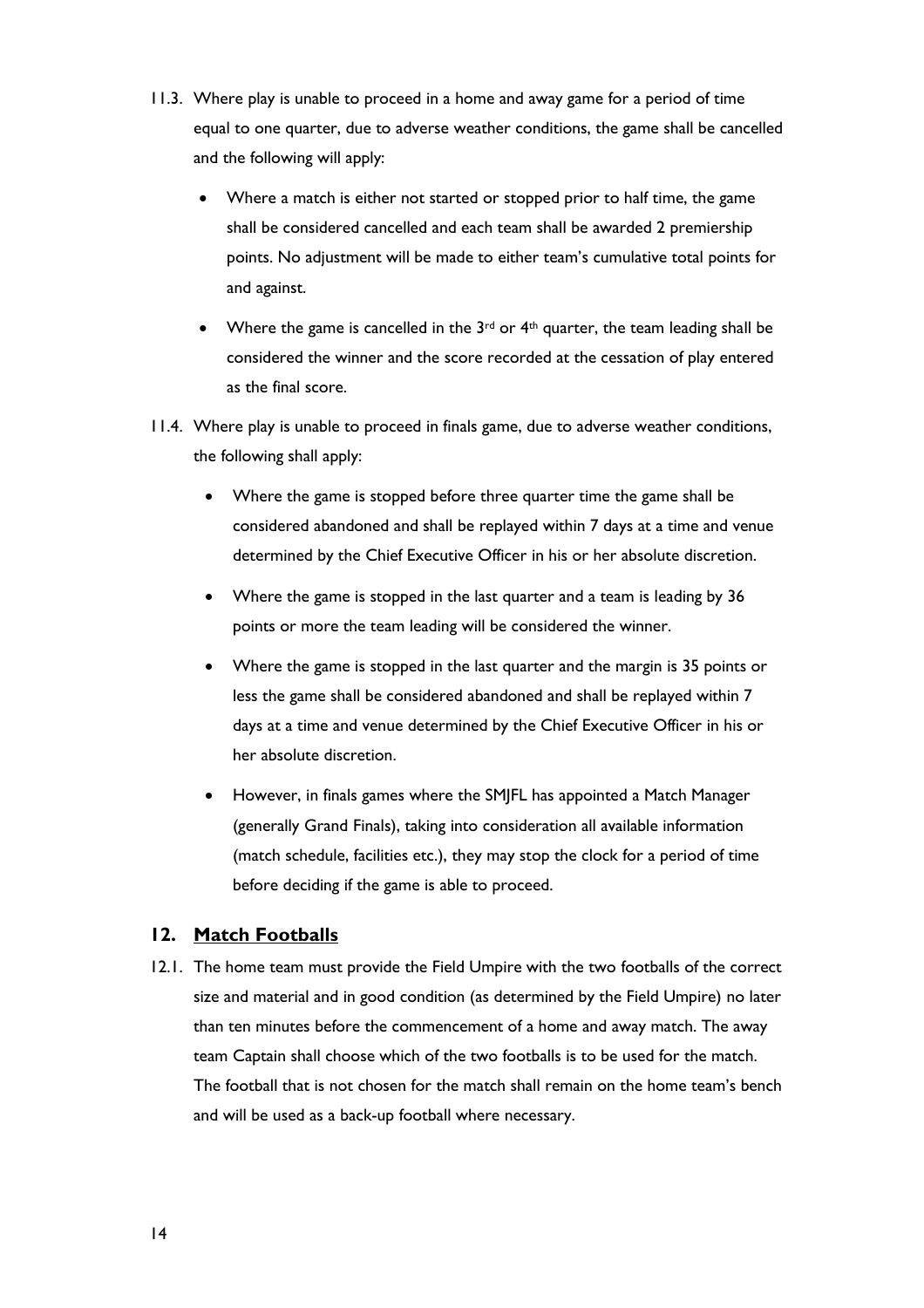11.3. Where play is unable to proceed in a home and away game for a period of time equal to one quarter, due to adverse weather conditions, the game shall be cancelled and the following will apply:

- Where a match is either not started or stopped prior to half time, the game shall be considered cancelled and each team shall be awarded 2 premiership points. No adjustment will be made to either team's cumulative total points for and against.
- Where the game is cancelled in the 3rd or 4th quarter, the team leading shall be considered the winner and the score recorded at the cessation of play entered as the final score.

11.4. Where play is unable to proceed in finals game, due to adverse weather conditions, the following shall apply:

- Where the game is stopped before three quarter time the game shall be considered abandoned and shall be replayed within 7 days at a time and venue determined by the Chief Executive Officer in his or her absolute discretion.
- Where the game is stopped in the last quarter and a team is leading by 36 points or more the team leading will be considered the winner.
- Where the game is stopped in the last quarter and the margin is 35 points or less the game shall be considered abandoned and shall be replayed within 7 days at a time and venue determined by the Chief Executive Officer in his or her absolute discretion.
- However, in finals games where the SMJFL has appointed a Match Manager (generally Grand Finals), taking into consideration all available information (match schedule, facilities etc.), they may stop the clock for a period of time before deciding if the game is able to proceed.

## 12. Match Footballs

12.1. The home team must provide the Field Umpire with the two footballs of the correct size and material and in good condition (as determined by the Field Umpire) no later than ten minutes before the commencement of a home and away match. The away team Captain shall choose which of the two footballs is to be used for the match. The football that is not chosen for the match shall remain on the home team's bench and will be used as a back-up football where necessary.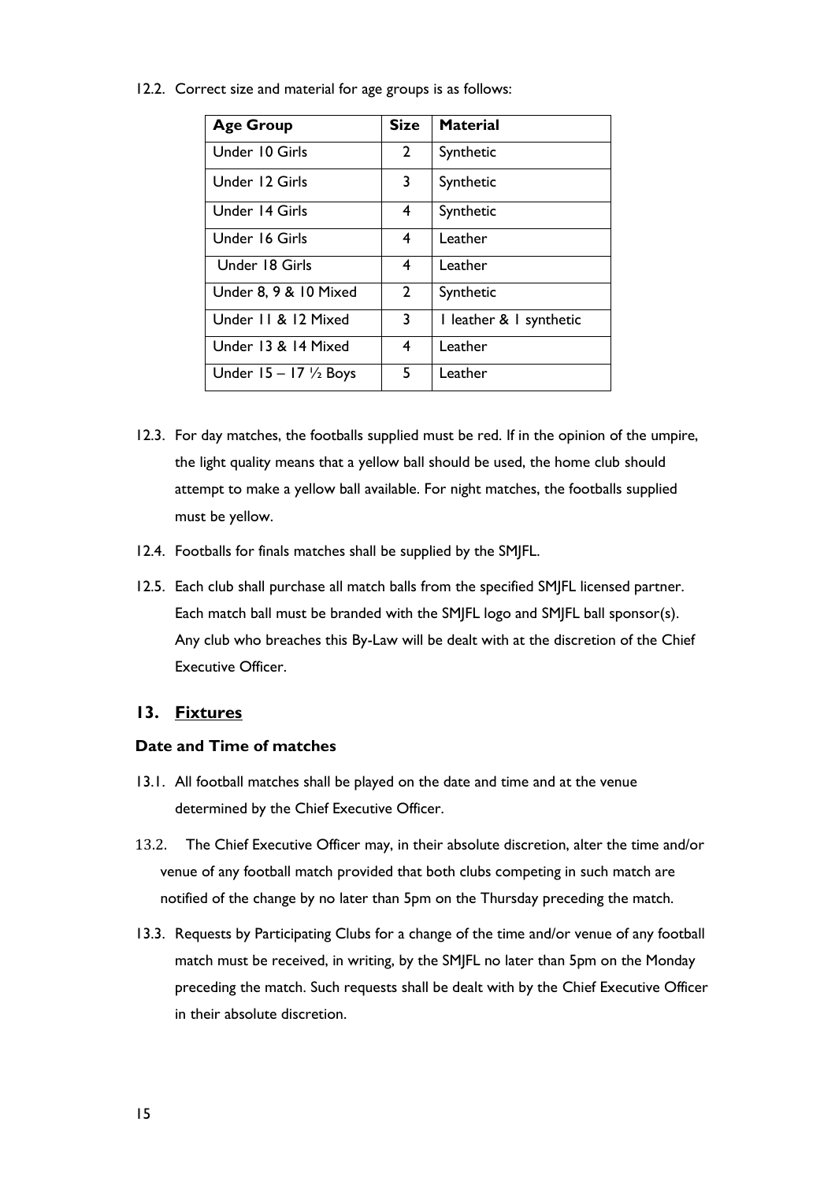12.2. Correct size and material for age groups is as follows:

| Age Group | Size | Material |
|---|---|---|
| Under 10 Girls | 2 | Synthetic |
| Under 12 Girls | 3 | Synthetic |
| Under 14 Girls | 4 | Synthetic |
| Under 16 Girls | 4 | Leather |
| Under 18 Girls | 4 | Leather |
| Under 8, 9 & 10 Mixed | 2 | Synthetic |
| Under 11 & 12 Mixed | 3 | 1 leather & 1 synthetic |
| Under 13 & 14 Mixed | 4 | Leather |
| Under 15 – 17 ½ Boys | 5 | Leather |

12.3. For day matches, the footballs supplied must be red. If in the opinion of the umpire, the light quality means that a yellow ball should be used, the home club should attempt to make a yellow ball available. For night matches, the footballs supplied must be yellow.

12.4. Footballs for finals matches shall be supplied by the SMJFL.

12.5. Each club shall purchase all match balls from the specified SMJFL licensed partner. Each match ball must be branded with the SMJFL logo and SMJFL ball sponsor(s). Any club who breaches this By-Law will be dealt with at the discretion of the Chief Executive Officer.

## 13. Fixtures

### Date and Time of matches

13.1. All football matches shall be played on the date and time and at the venue determined by the Chief Executive Officer.

13.2. The Chief Executive Officer may, in their absolute discretion, alter the time and/or venue of any football match provided that both clubs competing in such match are notified of the change by no later than 5pm on the Thursday preceding the match.

13.3. Requests by Participating Clubs for a change of the time and/or venue of any football match must be received, in writing, by the SMJFL no later than 5pm on the Monday preceding the match. Such requests shall be dealt with by the Chief Executive Officer in their absolute discretion.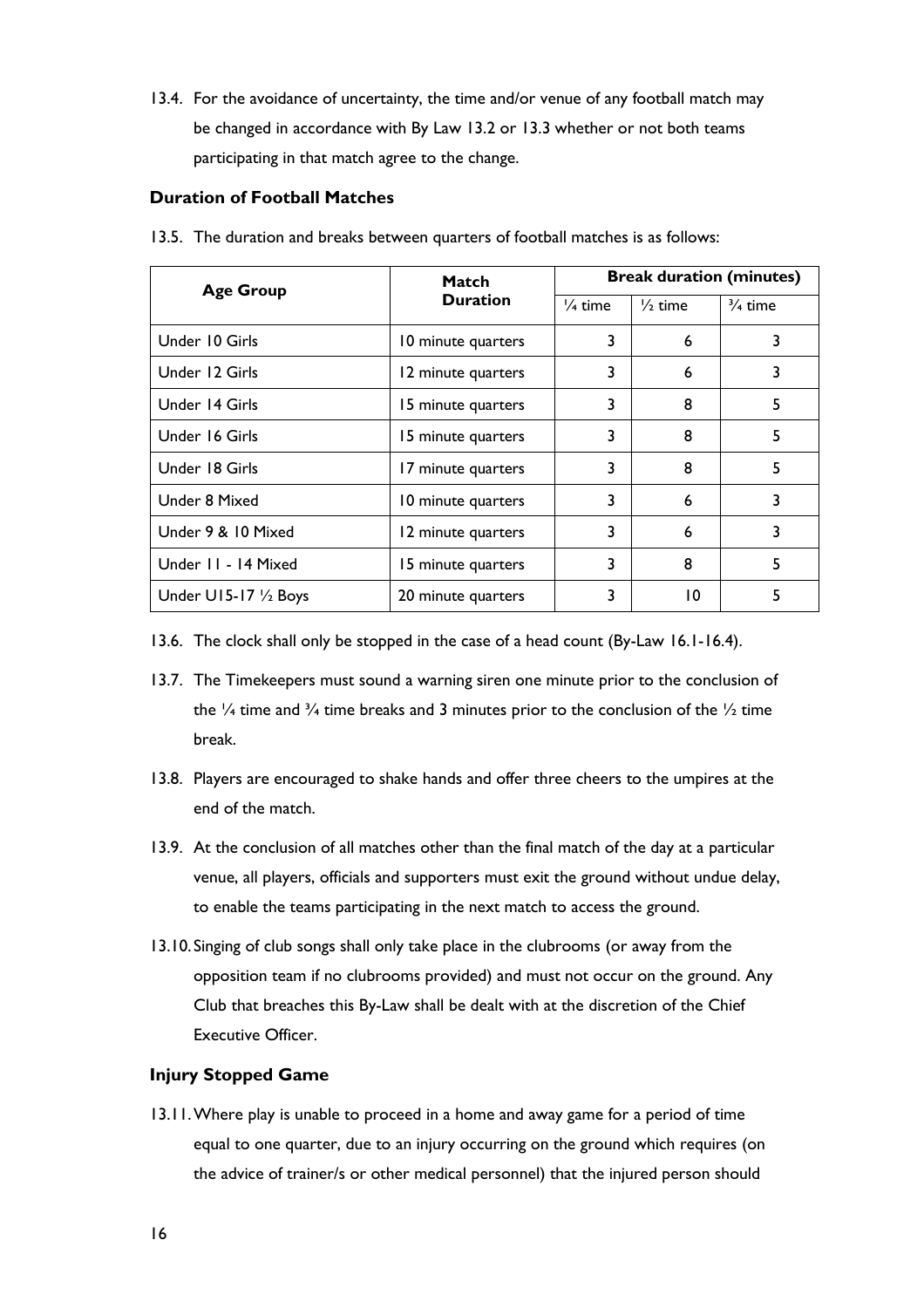13.4. For the avoidance of uncertainty, the time and/or venue of any football match may be changed in accordance with By Law 13.2 or 13.3 whether or not both teams participating in that match agree to the change.

### Duration of Football Matches

13.5. The duration and breaks between quarters of football matches is as follows:

| Age Group | Match Duration | Break duration (minutes) | | |
|---|---|---|---|---|
| | | ¼ time | ½ time | ¾ time |
| Under 10 Girls | 10 minute quarters | 3 | 6 | 3 |
| Under 12 Girls | 12 minute quarters | 3 | 6 | 3 |
| Under 14 Girls | 15 minute quarters | 3 | 8 | 5 |
| Under 16 Girls | 15 minute quarters | 3 | 8 | 5 |
| Under 18 Girls | 17 minute quarters | 3 | 8 | 5 |
| Under 8 Mixed | 10 minute quarters | 3 | 6 | 3 |
| Under 9 & 10 Mixed | 12 minute quarters | 3 | 6 | 3 |
| Under 11 - 14 Mixed | 15 minute quarters | 3 | 8 | 5 |
| Under U15-17 ½ Boys | 20 minute quarters | 3 | 10 | 5 |

13.6. The clock shall only be stopped in the case of a head count (By-Law 16.1-16.4).

13.7. The Timekeepers must sound a warning siren one minute prior to the conclusion of the ¼ time and ¾ time breaks and 3 minutes prior to the conclusion of the ½ time break.

13.8. Players are encouraged to shake hands and offer three cheers to the umpires at the end of the match.

13.9. At the conclusion of all matches other than the final match of the day at a particular venue, all players, officials and supporters must exit the ground without undue delay, to enable the teams participating in the next match to access the ground.

13.10. Singing of club songs shall only take place in the clubrooms (or away from the opposition team if no clubrooms provided) and must not occur on the ground. Any Club that breaches this By-Law shall be dealt with at the discretion of the Chief Executive Officer.

### Injury Stopped Game

13.11. Where play is unable to proceed in a home and away game for a period of time equal to one quarter, due to an injury occurring on the ground which requires (on the advice of trainer/s or other medical personnel) that the injured person should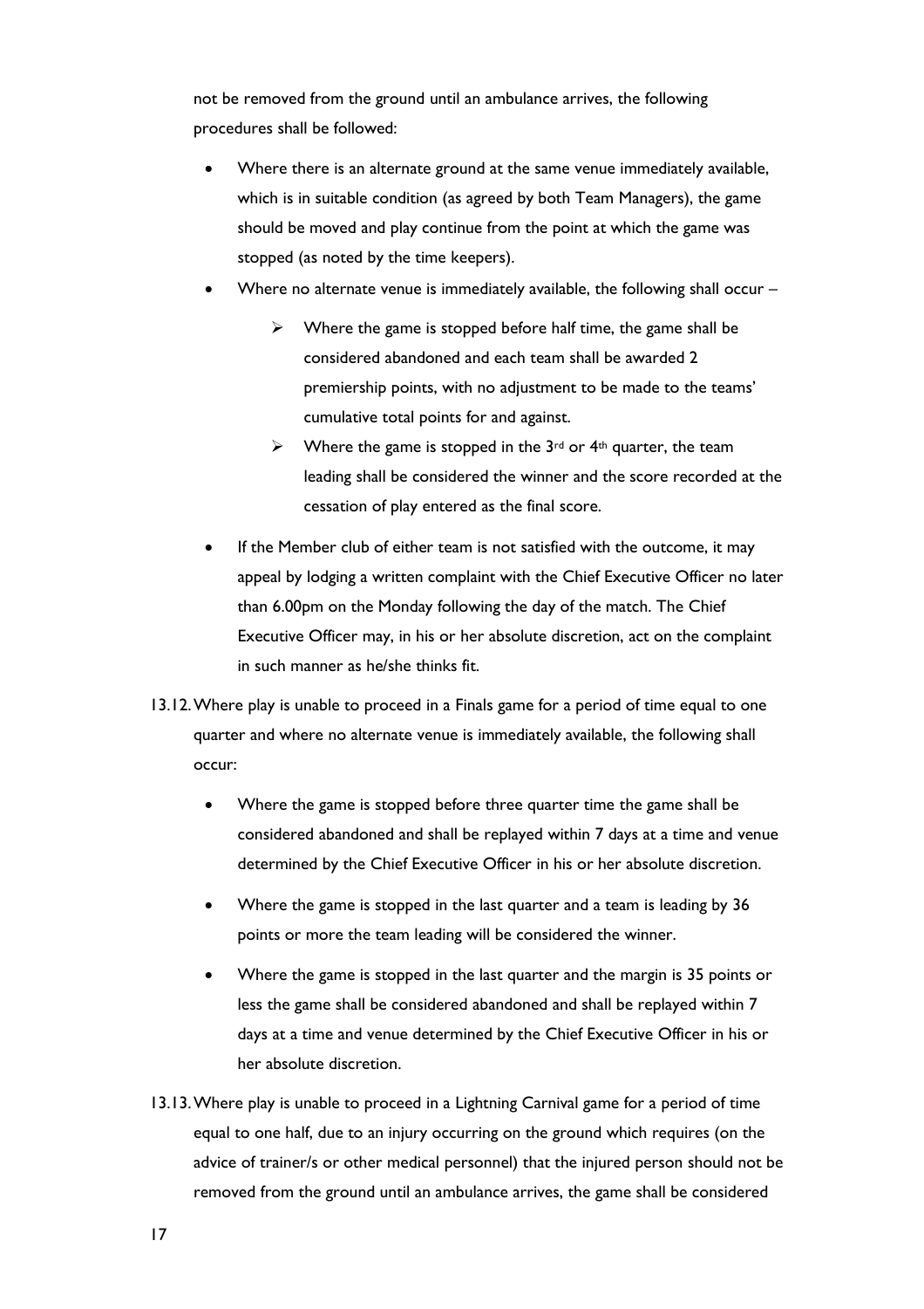not be removed from the ground until an ambulance arrives, the following procedures shall be followed:

- Where there is an alternate ground at the same venue immediately available, which is in suitable condition (as agreed by both Team Managers), the game should be moved and play continue from the point at which the game was stopped (as noted by the time keepers).
- Where no alternate venue is immediately available, the following shall occur –
  - Where the game is stopped before half time, the game shall be considered abandoned and each team shall be awarded 2 premiership points, with no adjustment to be made to the teams' cumulative total points for and against.
  - Where the game is stopped in the 3rd or 4th quarter, the team leading shall be considered the winner and the score recorded at the cessation of play entered as the final score.
- If the Member club of either team is not satisfied with the outcome, it may appeal by lodging a written complaint with the Chief Executive Officer no later than 6.00pm on the Monday following the day of the match. The Chief Executive Officer may, in his or her absolute discretion, act on the complaint in such manner as he/she thinks fit.

13.12. Where play is unable to proceed in a Finals game for a period of time equal to one quarter and where no alternate venue is immediately available, the following shall occur:

- Where the game is stopped before three quarter time the game shall be considered abandoned and shall be replayed within 7 days at a time and venue determined by the Chief Executive Officer in his or her absolute discretion.
- Where the game is stopped in the last quarter and a team is leading by 36 points or more the team leading will be considered the winner.
- Where the game is stopped in the last quarter and the margin is 35 points or less the game shall be considered abandoned and shall be replayed within 7 days at a time and venue determined by the Chief Executive Officer in his or her absolute discretion.

13.13. Where play is unable to proceed in a Lightning Carnival game for a period of time equal to one half, due to an injury occurring on the ground which requires (on the advice of trainer/s or other medical personnel) that the injured person should not be removed from the ground until an ambulance arrives, the game shall be considered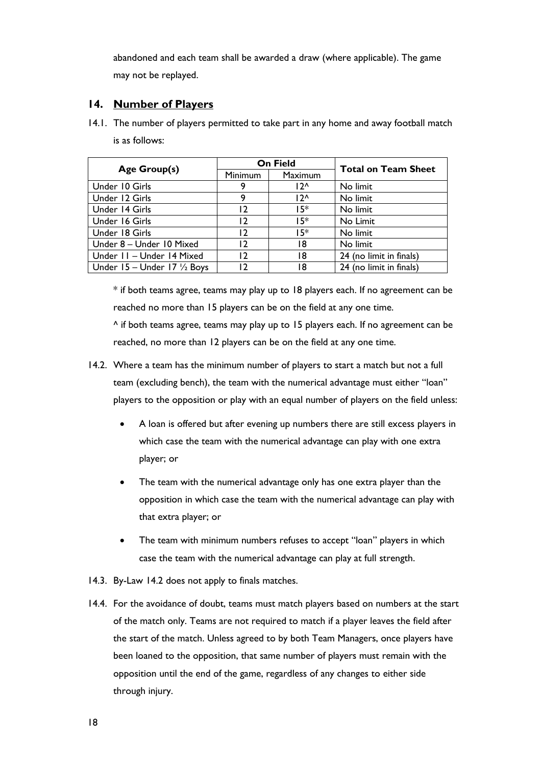abandoned and each team shall be awarded a draw (where applicable). The game may not be replayed.

## 14. Number of Players

14.1. The number of players permitted to take part in any home and away football match is as follows:

| Age Group(s) | On Field | | Total on Team Sheet |
|---|---|---|---|
| | Minimum | Maximum | |
| Under 10 Girls | 9 | 12^ | No limit |
| Under 12 Girls | 9 | 12^ | No limit |
| Under 14 Girls | 12 | 15* | No limit |
| Under 16 Girls | 12 | 15* | No Limit |
| Under 18 Girls | 12 | 15* | No limit |
| Under 8 – Under 10 Mixed | 12 | 18 | No limit |
| Under 11 – Under 14 Mixed | 12 | 18 | 24 (no limit in finals) |
| Under 15 – Under 17 ½ Boys | 12 | 18 | 24 (no limit in finals) |

\* if both teams agree, teams may play up to 18 players each. If no agreement can be reached no more than 15 players can be on the field at any one time.

^ if both teams agree, teams may play up to 15 players each. If no agreement can be reached, no more than 12 players can be on the field at any one time.

14.2. Where a team has the minimum number of players to start a match but not a full team (excluding bench), the team with the numerical advantage must either "loan" players to the opposition or play with an equal number of players on the field unless:

- A loan is offered but after evening up numbers there are still excess players in which case the team with the numerical advantage can play with one extra player; or
- The team with the numerical advantage only has one extra player than the opposition in which case the team with the numerical advantage can play with that extra player; or
- The team with minimum numbers refuses to accept "loan" players in which case the team with the numerical advantage can play at full strength.

14.3. By-Law 14.2 does not apply to finals matches.

14.4. For the avoidance of doubt, teams must match players based on numbers at the start of the match only. Teams are not required to match if a player leaves the field after the start of the match. Unless agreed to by both Team Managers, once players have been loaned to the opposition, that same number of players must remain with the opposition until the end of the game, regardless of any changes to either side through injury.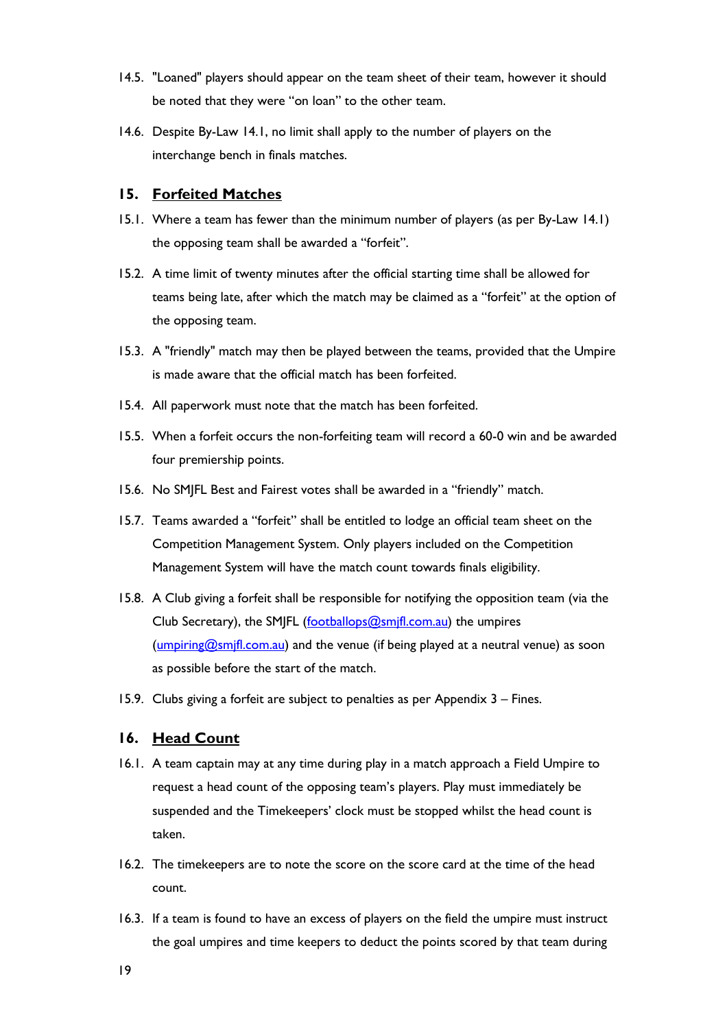14.5. "Loaned" players should appear on the team sheet of their team, however it should be noted that they were "on loan" to the other team.

14.6. Despite By-Law 14.1, no limit shall apply to the number of players on the interchange bench in finals matches.

## 15. Forfeited Matches

15.1. Where a team has fewer than the minimum number of players (as per By-Law 14.1) the opposing team shall be awarded a "forfeit".

15.2. A time limit of twenty minutes after the official starting time shall be allowed for teams being late, after which the match may be claimed as a "forfeit" at the option of the opposing team.

15.3. A "friendly" match may then be played between the teams, provided that the Umpire is made aware that the official match has been forfeited.

15.4. All paperwork must note that the match has been forfeited.

15.5. When a forfeit occurs the non-forfeiting team will record a 60-0 win and be awarded four premiership points.

15.6. No SMJFL Best and Fairest votes shall be awarded in a "friendly" match.

15.7. Teams awarded a "forfeit" shall be entitled to lodge an official team sheet on the Competition Management System. Only players included on the Competition Management System will have the match count towards finals eligibility.

15.8. A Club giving a forfeit shall be responsible for notifying the opposition team (via the Club Secretary), the SMJFL (footballops@smjfl.com.au) the umpires (umpiring@smjfl.com.au) and the venue (if being played at a neutral venue) as soon as possible before the start of the match.

15.9. Clubs giving a forfeit are subject to penalties as per Appendix 3 – Fines.

## 16. Head Count

16.1. A team captain may at any time during play in a match approach a Field Umpire to request a head count of the opposing team's players. Play must immediately be suspended and the Timekeepers' clock must be stopped whilst the head count is taken.

16.2. The timekeepers are to note the score on the score card at the time of the head count.

16.3. If a team is found to have an excess of players on the field the umpire must instruct the goal umpires and time keepers to deduct the points scored by that team during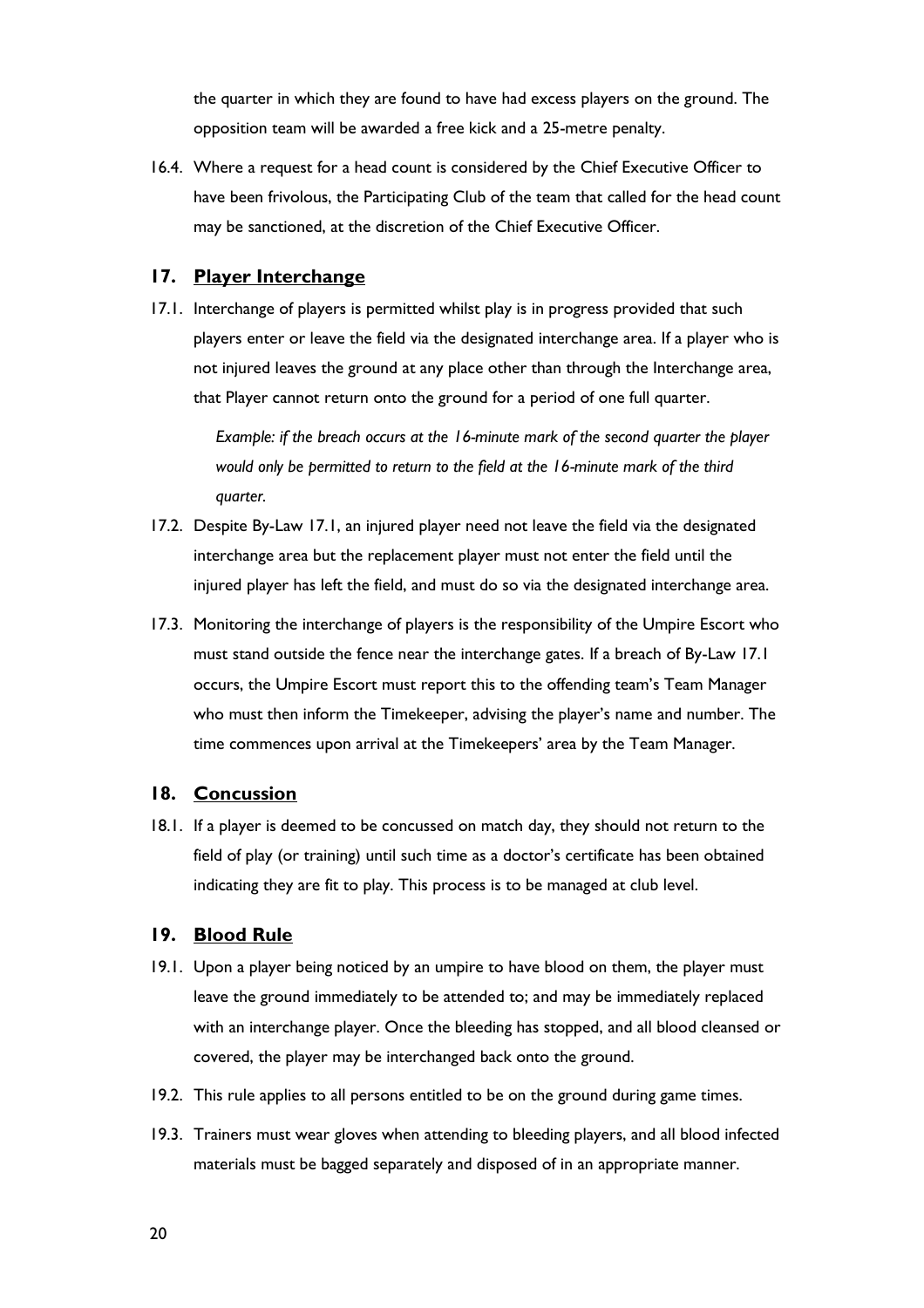the quarter in which they are found to have had excess players on the ground. The opposition team will be awarded a free kick and a 25-metre penalty.

16.4. Where a request for a head count is considered by the Chief Executive Officer to have been frivolous, the Participating Club of the team that called for the head count may be sanctioned, at the discretion of the Chief Executive Officer.

## 17. Player Interchange

17.1. Interchange of players is permitted whilst play is in progress provided that such players enter or leave the field via the designated interchange area. If a player who is not injured leaves the ground at any place other than through the Interchange area, that Player cannot return onto the ground for a period of one full quarter.

> *Example: if the breach occurs at the 16-minute mark of the second quarter the player would only be permitted to return to the field at the 16-minute mark of the third quarter.*

17.2. Despite By-Law 17.1, an injured player need not leave the field via the designated interchange area but the replacement player must not enter the field until the injured player has left the field, and must do so via the designated interchange area.

17.3. Monitoring the interchange of players is the responsibility of the Umpire Escort who must stand outside the fence near the interchange gates. If a breach of By-Law 17.1 occurs, the Umpire Escort must report this to the offending team's Team Manager who must then inform the Timekeeper, advising the player's name and number. The time commences upon arrival at the Timekeepers' area by the Team Manager.

## 18. Concussion

18.1. If a player is deemed to be concussed on match day, they should not return to the field of play (or training) until such time as a doctor's certificate has been obtained indicating they are fit to play. This process is to be managed at club level.

## 19. Blood Rule

19.1. Upon a player being noticed by an umpire to have blood on them, the player must leave the ground immediately to be attended to; and may be immediately replaced with an interchange player. Once the bleeding has stopped, and all blood cleansed or covered, the player may be interchanged back onto the ground.

19.2. This rule applies to all persons entitled to be on the ground during game times.

19.3. Trainers must wear gloves when attending to bleeding players, and all blood infected materials must be bagged separately and disposed of in an appropriate manner.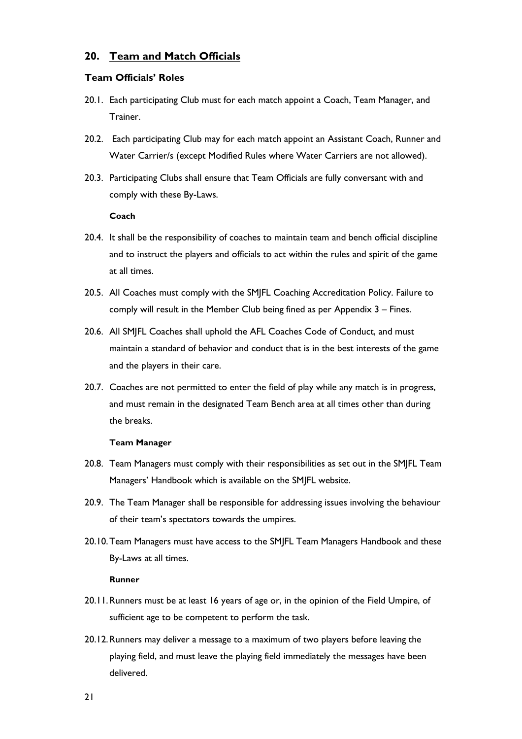## 20. <u>Team and Match Officials</u>

### Team Officials' Roles

20.1. Each participating Club must for each match appoint a Coach, Team Manager, and Trainer.

20.2. Each participating Club may for each match appoint an Assistant Coach, Runner and Water Carrier/s (except Modified Rules where Water Carriers are not allowed).

20.3. Participating Clubs shall ensure that Team Officials are fully conversant with and comply with these By-Laws.

**Coach**

20.4. It shall be the responsibility of coaches to maintain team and bench official discipline and to instruct the players and officials to act within the rules and spirit of the game at all times.

20.5. All Coaches must comply with the SMJFL Coaching Accreditation Policy. Failure to comply will result in the Member Club being fined as per Appendix 3 – Fines.

20.6. All SMJFL Coaches shall uphold the AFL Coaches Code of Conduct, and must maintain a standard of behavior and conduct that is in the best interests of the game and the players in their care.

20.7. Coaches are not permitted to enter the field of play while any match is in progress, and must remain in the designated Team Bench area at all times other than during the breaks.

**Team Manager**

20.8. Team Managers must comply with their responsibilities as set out in the SMJFL Team Managers' Handbook which is available on the SMJFL website.

20.9. The Team Manager shall be responsible for addressing issues involving the behaviour of their team's spectators towards the umpires.

20.10. Team Managers must have access to the SMJFL Team Managers Handbook and these By-Laws at all times.

**Runner**

20.11. Runners must be at least 16 years of age or, in the opinion of the Field Umpire, of sufficient age to be competent to perform the task.

20.12. Runners may deliver a message to a maximum of two players before leaving the playing field, and must leave the playing field immediately the messages have been delivered.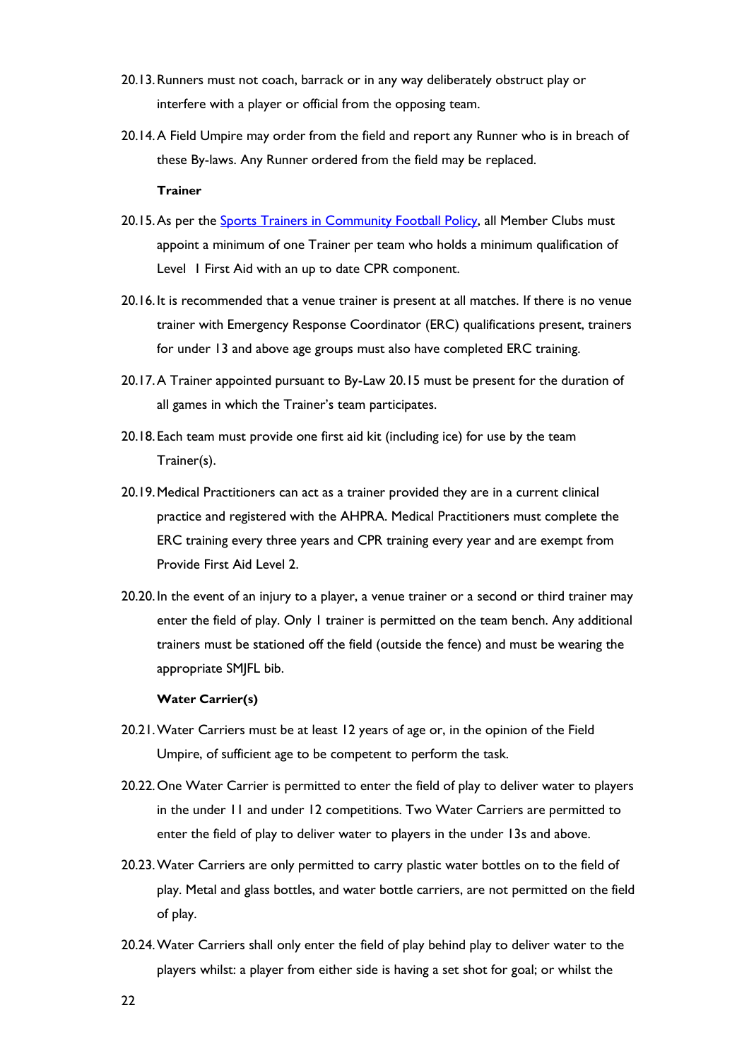20.13. Runners must not coach, barrack or in any way deliberately obstruct play or interfere with a player or official from the opposing team.

20.14. A Field Umpire may order from the field and report any Runner who is in breach of these By-laws. Any Runner ordered from the field may be replaced.

**Trainer**

20.15. As per the [Sports Trainers in Community Football Policy](), all Member Clubs must appoint a minimum of one Trainer per team who holds a minimum qualification of Level 1 First Aid with an up to date CPR component.

20.16. It is recommended that a venue trainer is present at all matches. If there is no venue trainer with Emergency Response Coordinator (ERC) qualifications present, trainers for under 13 and above age groups must also have completed ERC training.

20.17. A Trainer appointed pursuant to By-Law 20.15 must be present for the duration of all games in which the Trainer's team participates.

20.18. Each team must provide one first aid kit (including ice) for use by the team Trainer(s).

20.19. Medical Practitioners can act as a trainer provided they are in a current clinical practice and registered with the AHPRA. Medical Practitioners must complete the ERC training every three years and CPR training every year and are exempt from Provide First Aid Level 2.

20.20. In the event of an injury to a player, a venue trainer or a second or third trainer may enter the field of play. Only 1 trainer is permitted on the team bench. Any additional trainers must be stationed off the field (outside the fence) and must be wearing the appropriate SMJFL bib.

**Water Carrier(s)**

20.21. Water Carriers must be at least 12 years of age or, in the opinion of the Field Umpire, of sufficient age to be competent to perform the task.

20.22. One Water Carrier is permitted to enter the field of play to deliver water to players in the under 11 and under 12 competitions. Two Water Carriers are permitted to enter the field of play to deliver water to players in the under 13s and above.

20.23. Water Carriers are only permitted to carry plastic water bottles on to the field of play. Metal and glass bottles, and water bottle carriers, are not permitted on the field of play.

20.24. Water Carriers shall only enter the field of play behind play to deliver water to the players whilst: a player from either side is having a set shot for goal; or whilst the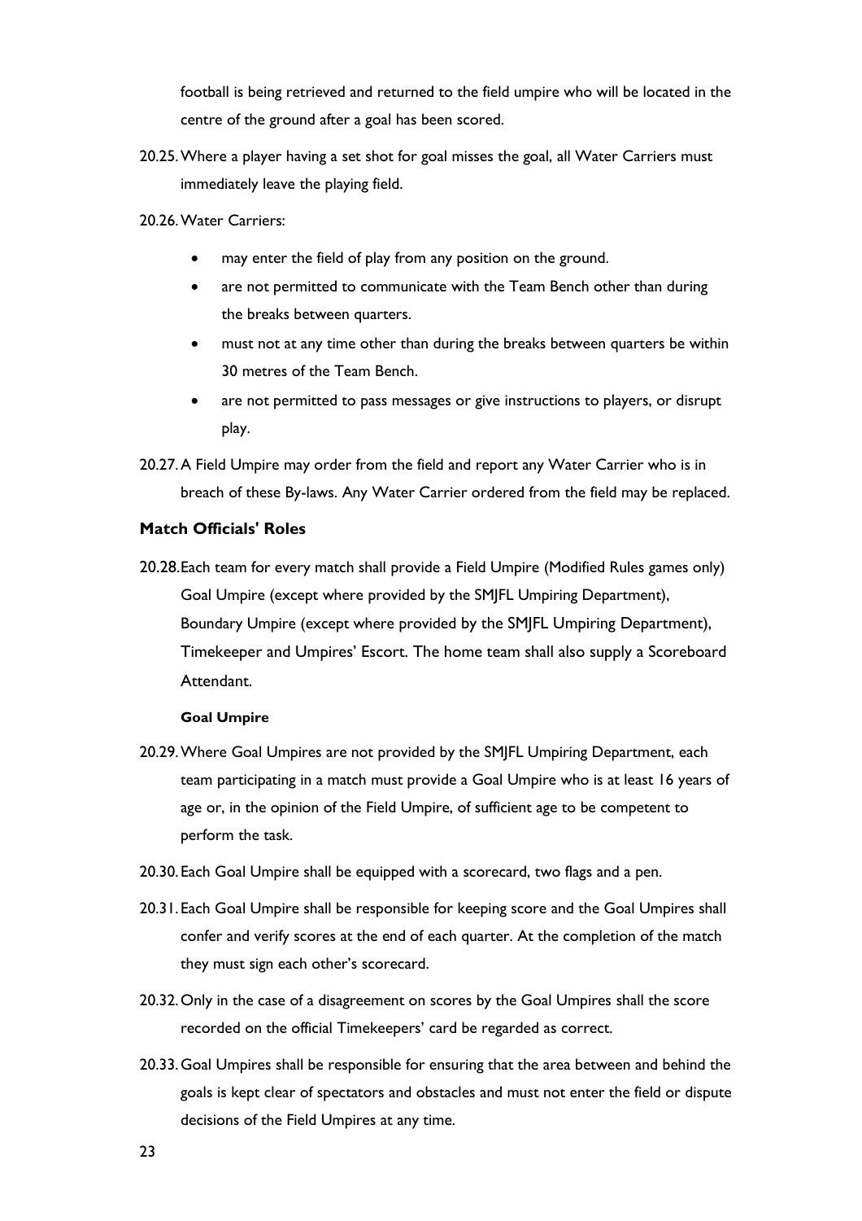football is being retrieved and returned to the field umpire who will be located in the centre of the ground after a goal has been scored.

20.25. Where a player having a set shot for goal misses the goal, all Water Carriers must immediately leave the playing field.

20.26. Water Carriers:

- may enter the field of play from any position on the ground.
- are not permitted to communicate with the Team Bench other than during the breaks between quarters.
- must not at any time other than during the breaks between quarters be within 30 metres of the Team Bench.
- are not permitted to pass messages or give instructions to players, or disrupt play.

20.27. A Field Umpire may order from the field and report any Water Carrier who is in breach of these By-laws. Any Water Carrier ordered from the field may be replaced.

### Match Officials' Roles

20.28. Each team for every match shall provide a Field Umpire (Modified Rules games only) Goal Umpire (except where provided by the SMJFL Umpiring Department), Boundary Umpire (except where provided by the SMJFL Umpiring Department), Timekeeper and Umpires' Escort. The home team shall also supply a Scoreboard Attendant.

#### Goal Umpire

20.29. Where Goal Umpires are not provided by the SMJFL Umpiring Department, each team participating in a match must provide a Goal Umpire who is at least 16 years of age or, in the opinion of the Field Umpire, of sufficient age to be competent to perform the task.

20.30. Each Goal Umpire shall be equipped with a scorecard, two flags and a pen.

20.31. Each Goal Umpire shall be responsible for keeping score and the Goal Umpires shall confer and verify scores at the end of each quarter. At the completion of the match they must sign each other's scorecard.

20.32. Only in the case of a disagreement on scores by the Goal Umpires shall the score recorded on the official Timekeepers' card be regarded as correct.

20.33. Goal Umpires shall be responsible for ensuring that the area between and behind the goals is kept clear of spectators and obstacles and must not enter the field or dispute decisions of the Field Umpires at any time.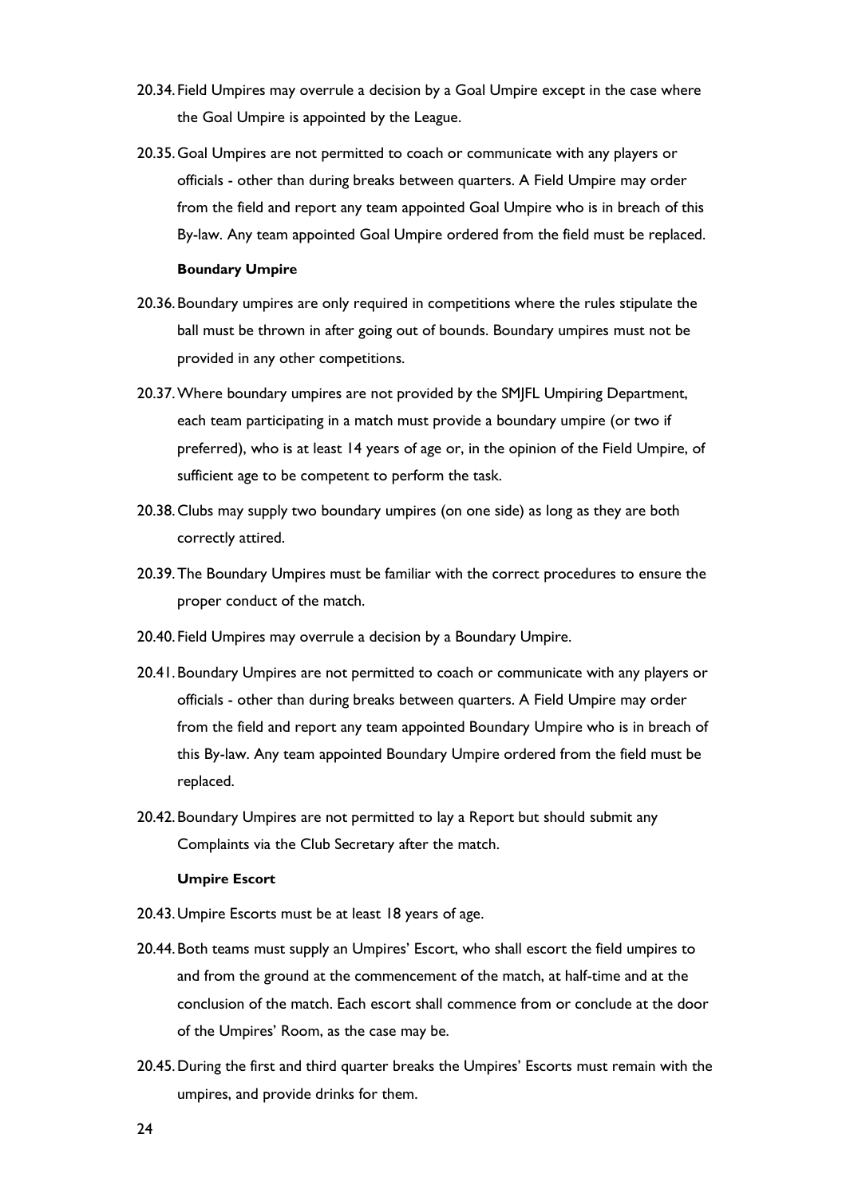20.34. Field Umpires may overrule a decision by a Goal Umpire except in the case where the Goal Umpire is appointed by the League.

20.35. Goal Umpires are not permitted to coach or communicate with any players or officials - other than during breaks between quarters. A Field Umpire may order from the field and report any team appointed Goal Umpire who is in breach of this By-law. Any team appointed Goal Umpire ordered from the field must be replaced.

**Boundary Umpire**

20.36. Boundary umpires are only required in competitions where the rules stipulate the ball must be thrown in after going out of bounds. Boundary umpires must not be provided in any other competitions.

20.37. Where boundary umpires are not provided by the SMJFL Umpiring Department, each team participating in a match must provide a boundary umpire (or two if preferred), who is at least 14 years of age or, in the opinion of the Field Umpire, of sufficient age to be competent to perform the task.

20.38. Clubs may supply two boundary umpires (on one side) as long as they are both correctly attired.

20.39. The Boundary Umpires must be familiar with the correct procedures to ensure the proper conduct of the match.

20.40. Field Umpires may overrule a decision by a Boundary Umpire.

20.41. Boundary Umpires are not permitted to coach or communicate with any players or officials - other than during breaks between quarters. A Field Umpire may order from the field and report any team appointed Boundary Umpire who is in breach of this By-law. Any team appointed Boundary Umpire ordered from the field must be replaced.

20.42. Boundary Umpires are not permitted to lay a Report but should submit any Complaints via the Club Secretary after the match.

**Umpire Escort**

20.43. Umpire Escorts must be at least 18 years of age.

20.44. Both teams must supply an Umpires' Escort, who shall escort the field umpires to and from the ground at the commencement of the match, at half-time and at the conclusion of the match. Each escort shall commence from or conclude at the door of the Umpires' Room, as the case may be.

20.45. During the first and third quarter breaks the Umpires' Escorts must remain with the umpires, and provide drinks for them.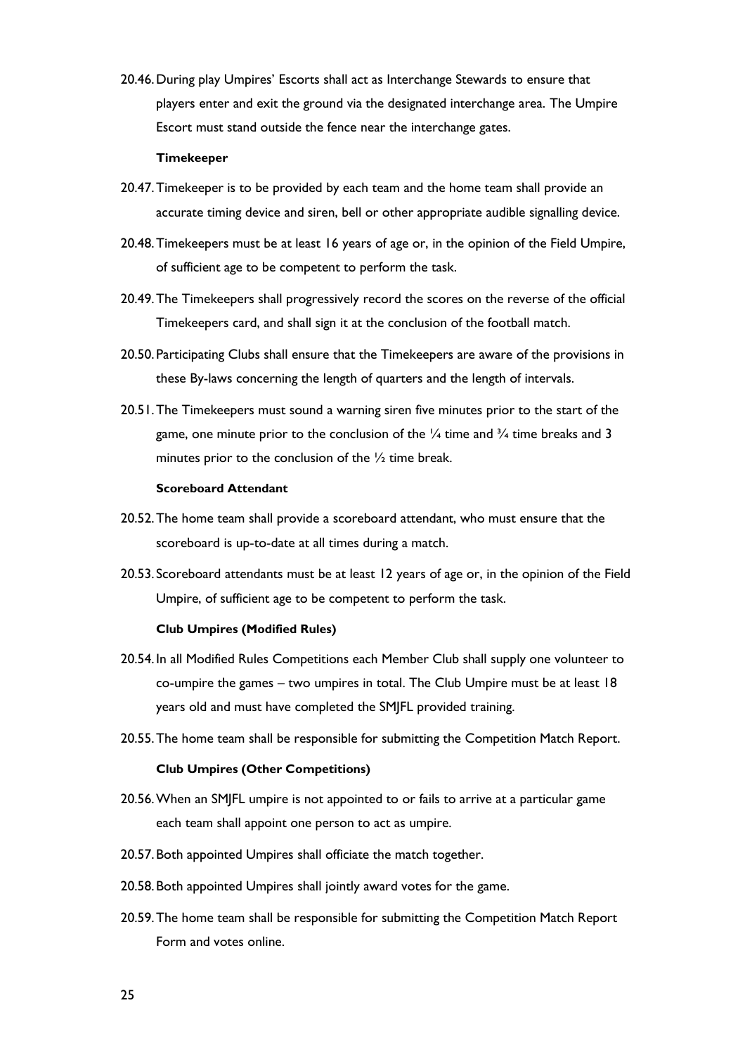20.46. During play Umpires' Escorts shall act as Interchange Stewards to ensure that players enter and exit the ground via the designated interchange area. The Umpire Escort must stand outside the fence near the interchange gates.

**Timekeeper**

20.47. Timekeeper is to be provided by each team and the home team shall provide an accurate timing device and siren, bell or other appropriate audible signalling device.

20.48. Timekeepers must be at least 16 years of age or, in the opinion of the Field Umpire, of sufficient age to be competent to perform the task.

20.49. The Timekeepers shall progressively record the scores on the reverse of the official Timekeepers card, and shall sign it at the conclusion of the football match.

20.50. Participating Clubs shall ensure that the Timekeepers are aware of the provisions in these By-laws concerning the length of quarters and the length of intervals.

20.51. The Timekeepers must sound a warning siren five minutes prior to the start of the game, one minute prior to the conclusion of the ¼ time and ¾ time breaks and 3 minutes prior to the conclusion of the ½ time break.

**Scoreboard Attendant**

20.52. The home team shall provide a scoreboard attendant, who must ensure that the scoreboard is up-to-date at all times during a match.

20.53. Scoreboard attendants must be at least 12 years of age or, in the opinion of the Field Umpire, of sufficient age to be competent to perform the task.

**Club Umpires (Modified Rules)**

20.54. In all Modified Rules Competitions each Member Club shall supply one volunteer to co-umpire the games – two umpires in total. The Club Umpire must be at least 18 years old and must have completed the SMJFL provided training.

20.55. The home team shall be responsible for submitting the Competition Match Report.

**Club Umpires (Other Competitions)**

20.56. When an SMJFL umpire is not appointed to or fails to arrive at a particular game each team shall appoint one person to act as umpire.

20.57. Both appointed Umpires shall officiate the match together.

20.58. Both appointed Umpires shall jointly award votes for the game.

20.59. The home team shall be responsible for submitting the Competition Match Report Form and votes online.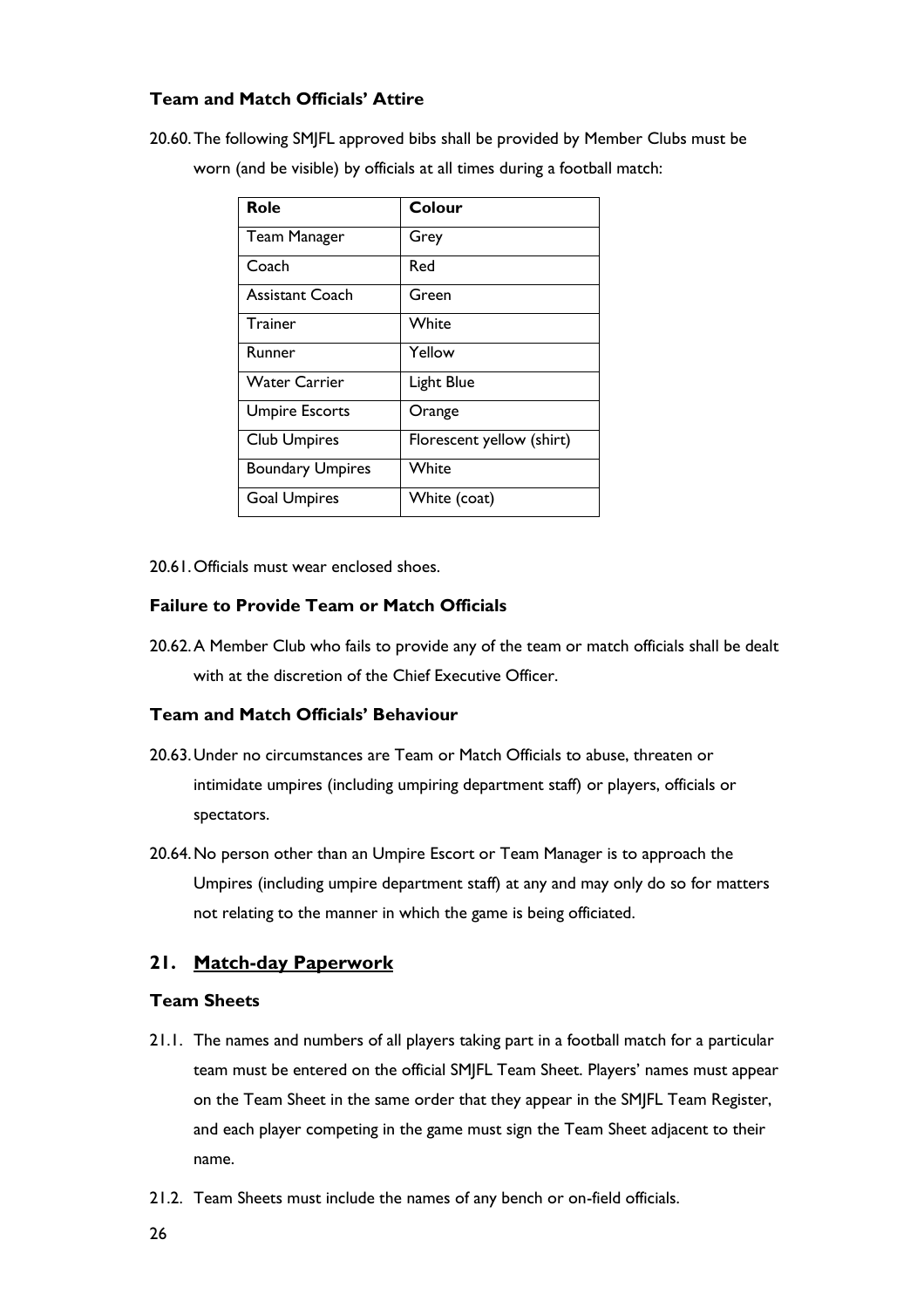### Team and Match Officials' Attire

20.60. The following SMJFL approved bibs shall be provided by Member Clubs must be worn (and be visible) by officials at all times during a football match:

| Role | Colour |
|---|---|
| Team Manager | Grey |
| Coach | Red |
| Assistant Coach | Green |
| Trainer | White |
| Runner | Yellow |
| Water Carrier | Light Blue |
| Umpire Escorts | Orange |
| Club Umpires | Florescent yellow (shirt) |
| Boundary Umpires | White |
| Goal Umpires | White (coat) |

20.61. Officials must wear enclosed shoes.

### Failure to Provide Team or Match Officials

20.62. A Member Club who fails to provide any of the team or match officials shall be dealt with at the discretion of the Chief Executive Officer.

### Team and Match Officials' Behaviour

20.63. Under no circumstances are Team or Match Officials to abuse, threaten or intimidate umpires (including umpiring department staff) or players, officials or spectators.

20.64. No person other than an Umpire Escort or Team Manager is to approach the Umpires (including umpire department staff) at any and may only do so for matters not relating to the manner in which the game is being officiated.

## 21. Match-day Paperwork

### Team Sheets

21.1. The names and numbers of all players taking part in a football match for a particular team must be entered on the official SMJFL Team Sheet. Players' names must appear on the Team Sheet in the same order that they appear in the SMJFL Team Register, and each player competing in the game must sign the Team Sheet adjacent to their name.

21.2. Team Sheets must include the names of any bench or on-field officials.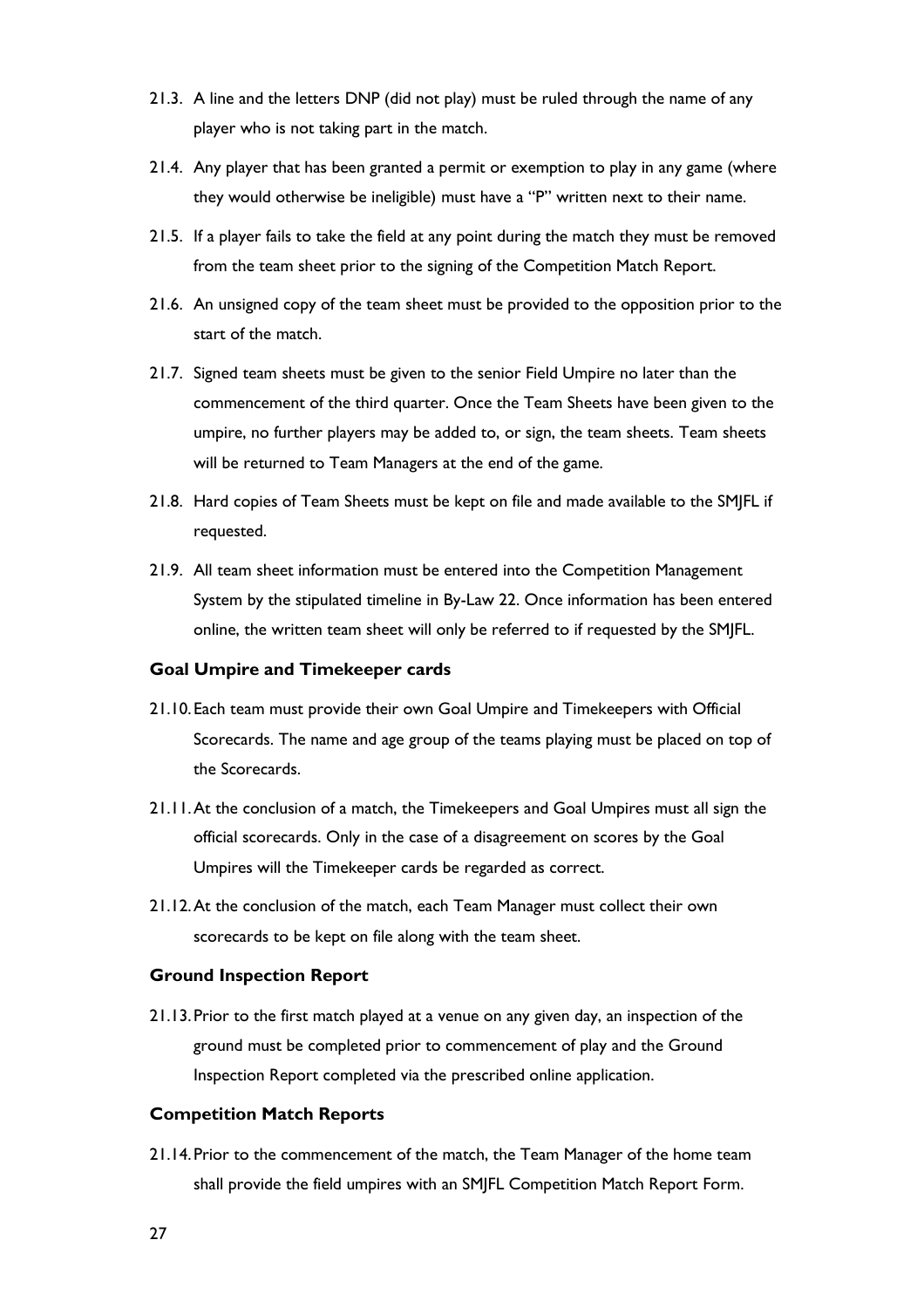21.3. A line and the letters DNP (did not play) must be ruled through the name of any player who is not taking part in the match.

21.4. Any player that has been granted a permit or exemption to play in any game (where they would otherwise be ineligible) must have a "P" written next to their name.

21.5. If a player fails to take the field at any point during the match they must be removed from the team sheet prior to the signing of the Competition Match Report.

21.6. An unsigned copy of the team sheet must be provided to the opposition prior to the start of the match.

21.7. Signed team sheets must be given to the senior Field Umpire no later than the commencement of the third quarter. Once the Team Sheets have been given to the umpire, no further players may be added to, or sign, the team sheets. Team sheets will be returned to Team Managers at the end of the game.

21.8. Hard copies of Team Sheets must be kept on file and made available to the SMJFL if requested.

21.9. All team sheet information must be entered into the Competition Management System by the stipulated timeline in By-Law 22. Once information has been entered online, the written team sheet will only be referred to if requested by the SMJFL.

**Goal Umpire and Timekeeper cards**

21.10. Each team must provide their own Goal Umpire and Timekeepers with Official Scorecards. The name and age group of the teams playing must be placed on top of the Scorecards.

21.11. At the conclusion of a match, the Timekeepers and Goal Umpires must all sign the official scorecards. Only in the case of a disagreement on scores by the Goal Umpires will the Timekeeper cards be regarded as correct.

21.12. At the conclusion of the match, each Team Manager must collect their own scorecards to be kept on file along with the team sheet.

**Ground Inspection Report**

21.13. Prior to the first match played at a venue on any given day, an inspection of the ground must be completed prior to commencement of play and the Ground Inspection Report completed via the prescribed online application.

**Competition Match Reports**

21.14. Prior to the commencement of the match, the Team Manager of the home team shall provide the field umpires with an SMJFL Competition Match Report Form.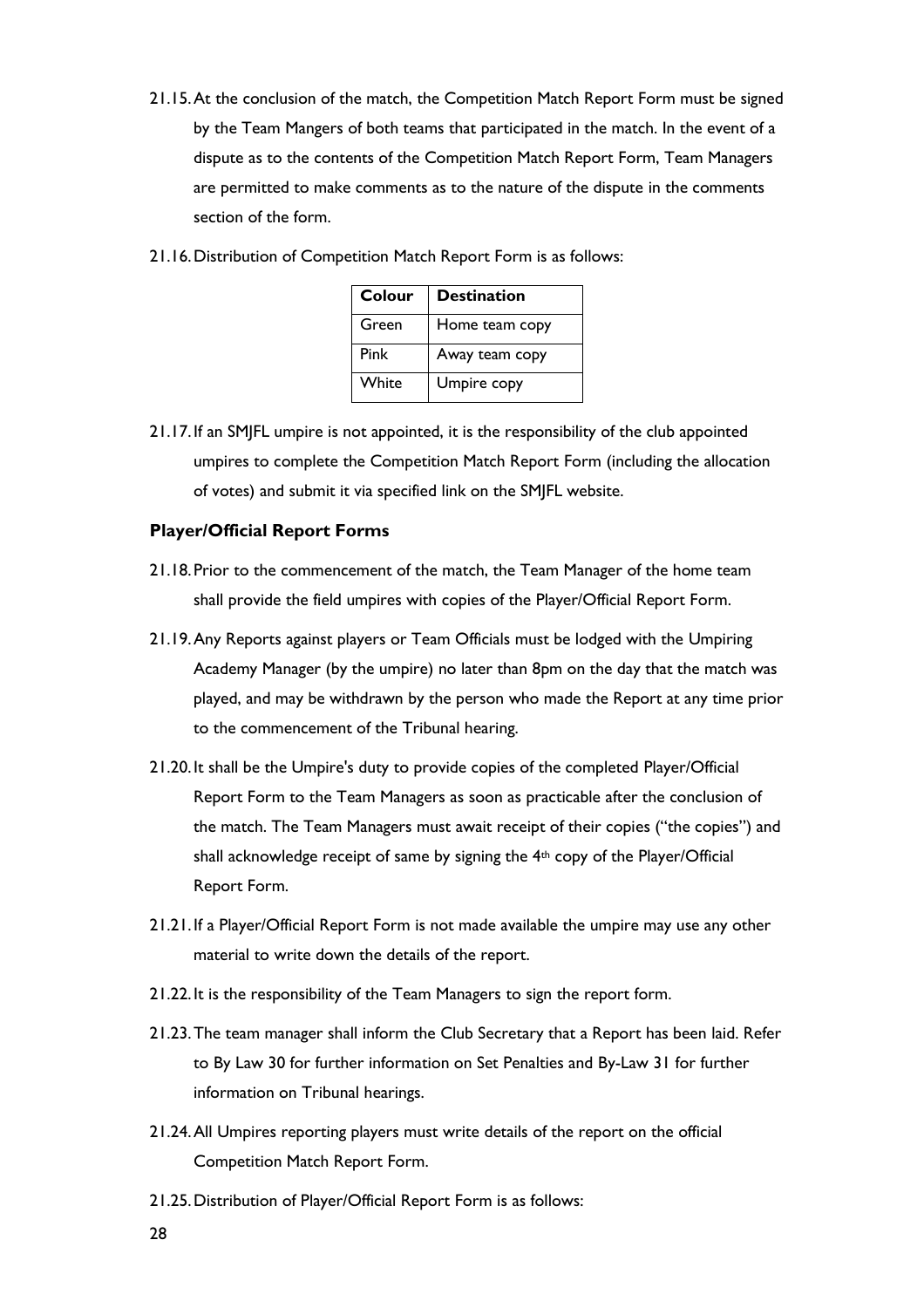21.15. At the conclusion of the match, the Competition Match Report Form must be signed by the Team Mangers of both teams that participated in the match. In the event of a dispute as to the contents of the Competition Match Report Form, Team Managers are permitted to make comments as to the nature of the dispute in the comments section of the form.

21.16. Distribution of Competition Match Report Form is as follows:

| Colour | Destination |
|---|---|
| Green | Home team copy |
| Pink | Away team copy |
| White | Umpire copy |

21.17. If an SMJFL umpire is not appointed, it is the responsibility of the club appointed umpires to complete the Competition Match Report Form (including the allocation of votes) and submit it via specified link on the SMJFL website.

**Player/Official Report Forms**

21.18. Prior to the commencement of the match, the Team Manager of the home team shall provide the field umpires with copies of the Player/Official Report Form.

21.19. Any Reports against players or Team Officials must be lodged with the Umpiring Academy Manager (by the umpire) no later than 8pm on the day that the match was played, and may be withdrawn by the person who made the Report at any time prior to the commencement of the Tribunal hearing.

21.20. It shall be the Umpire's duty to provide copies of the completed Player/Official Report Form to the Team Managers as soon as practicable after the conclusion of the match. The Team Managers must await receipt of their copies ("the copies") and shall acknowledge receipt of same by signing the 4th copy of the Player/Official Report Form.

21.21. If a Player/Official Report Form is not made available the umpire may use any other material to write down the details of the report.

21.22. It is the responsibility of the Team Managers to sign the report form.

21.23. The team manager shall inform the Club Secretary that a Report has been laid. Refer to By Law 30 for further information on Set Penalties and By-Law 31 for further information on Tribunal hearings.

21.24. All Umpires reporting players must write details of the report on the official Competition Match Report Form.

21.25. Distribution of Player/Official Report Form is as follows: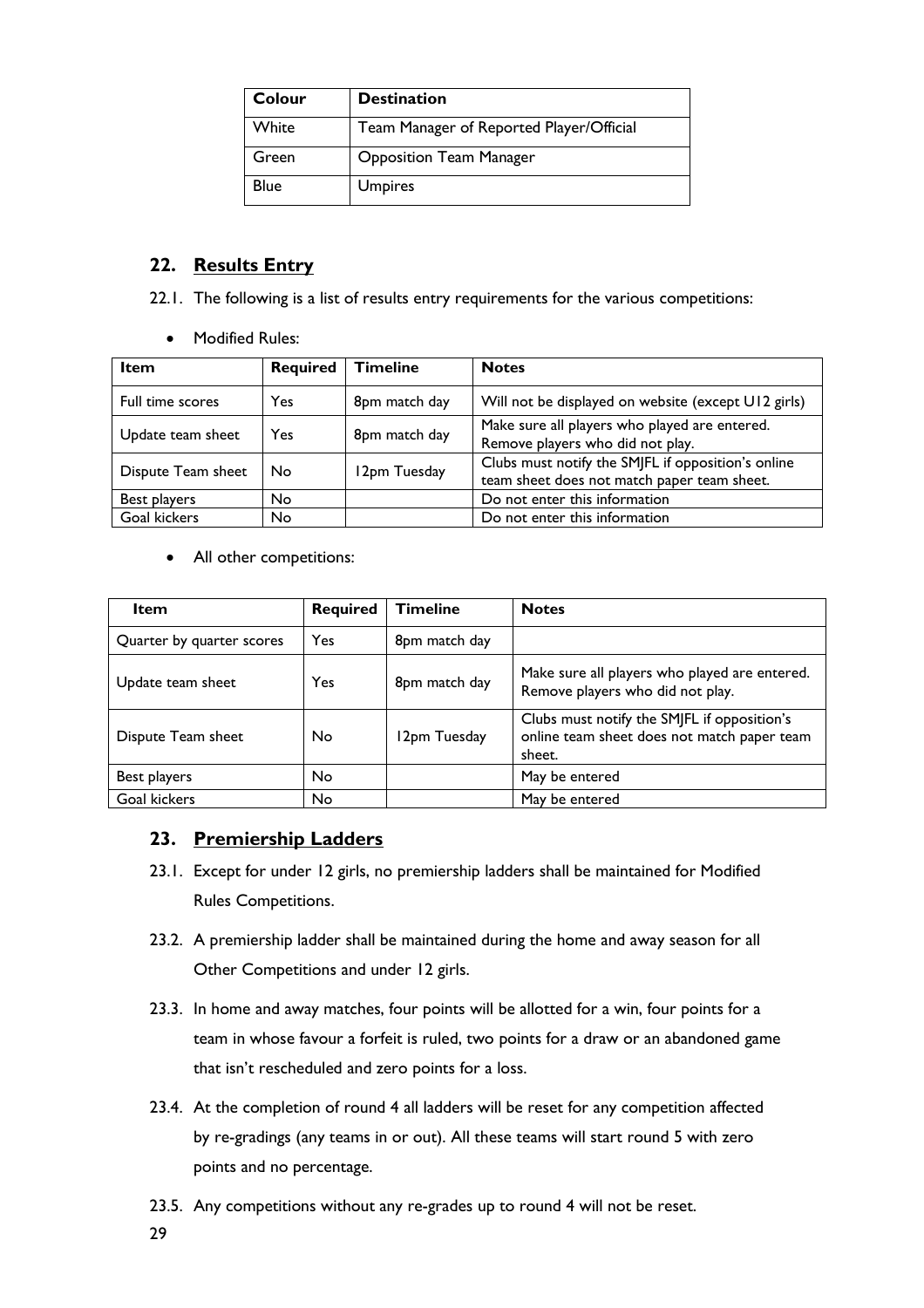| Colour | Destination |
| --- | --- |
| White | Team Manager of Reported Player/Official |
| Green | Opposition Team Manager |
| Blue | Umpires |

## 22. Results Entry

22.1. The following is a list of results entry requirements for the various competitions:

- Modified Rules:

| Item | Required | Timeline | Notes |
| --- | --- | --- | --- |
| Full time scores | Yes | 8pm match day | Will not be displayed on website (except U12 girls) |
| Update team sheet | Yes | 8pm match day | Make sure all players who played are entered. Remove players who did not play. |
| Dispute Team sheet | No | 12pm Tuesday | Clubs must notify the SMJFL if opposition's online team sheet does not match paper team sheet. |
| Best players | No | | Do not enter this information |
| Goal kickers | No | | Do not enter this information |

- All other competitions:

| Item | Required | Timeline | Notes |
| --- | --- | --- | --- |
| Quarter by quarter scores | Yes | 8pm match day | |
| Update team sheet | Yes | 8pm match day | Make sure all players who played are entered. Remove players who did not play. |
| Dispute Team sheet | No | 12pm Tuesday | Clubs must notify the SMJFL if opposition's online team sheet does not match paper team sheet. |
| Best players | No | | May be entered |
| Goal kickers | No | | May be entered |

## 23. Premiership Ladders

23.1. Except for under 12 girls, no premiership ladders shall be maintained for Modified Rules Competitions.

23.2. A premiership ladder shall be maintained during the home and away season for all Other Competitions and under 12 girls.

23.3. In home and away matches, four points will be allotted for a win, four points for a team in whose favour a forfeit is ruled, two points for a draw or an abandoned game that isn't rescheduled and zero points for a loss.

23.4. At the completion of round 4 all ladders will be reset for any competition affected by re-gradings (any teams in or out). All these teams will start round 5 with zero points and no percentage.

23.5. Any competitions without any re-grades up to round 4 will not be reset.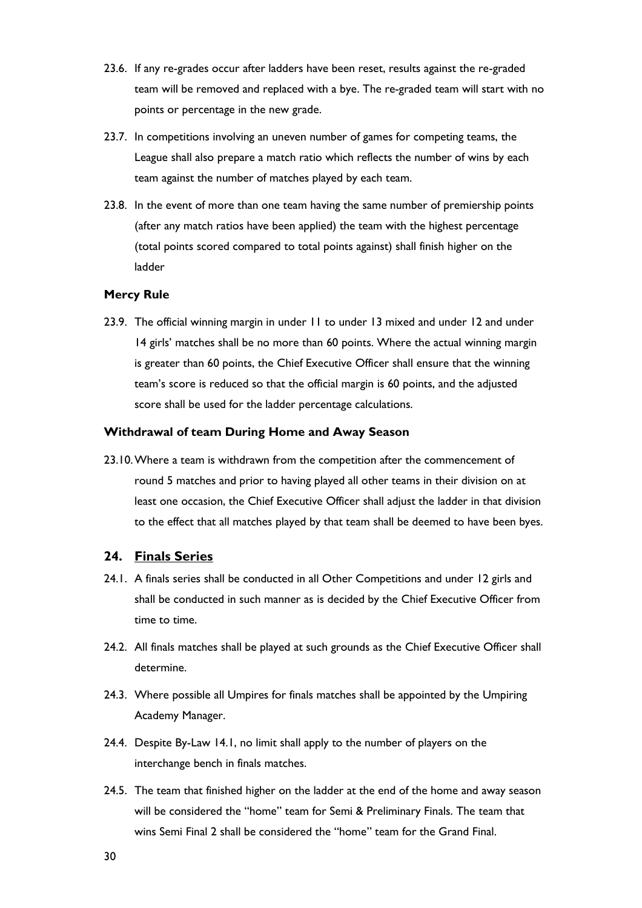23.6. If any re-grades occur after ladders have been reset, results against the re-graded team will be removed and replaced with a bye. The re-graded team will start with no points or percentage in the new grade.

23.7. In competitions involving an uneven number of games for competing teams, the League shall also prepare a match ratio which reflects the number of wins by each team against the number of matches played by each team.

23.8. In the event of more than one team having the same number of premiership points (after any match ratios have been applied) the team with the highest percentage (total points scored compared to total points against) shall finish higher on the ladder

### Mercy Rule

23.9. The official winning margin in under 11 to under 13 mixed and under 12 and under 14 girls' matches shall be no more than 60 points. Where the actual winning margin is greater than 60 points, the Chief Executive Officer shall ensure that the winning team's score is reduced so that the official margin is 60 points, and the adjusted score shall be used for the ladder percentage calculations.

### Withdrawal of team During Home and Away Season

23.10. Where a team is withdrawn from the competition after the commencement of round 5 matches and prior to having played all other teams in their division on at least one occasion, the Chief Executive Officer shall adjust the ladder in that division to the effect that all matches played by that team shall be deemed to have been byes.

## 24. Finals Series

24.1. A finals series shall be conducted in all Other Competitions and under 12 girls and shall be conducted in such manner as is decided by the Chief Executive Officer from time to time.

24.2. All finals matches shall be played at such grounds as the Chief Executive Officer shall determine.

24.3. Where possible all Umpires for finals matches shall be appointed by the Umpiring Academy Manager.

24.4. Despite By-Law 14.1, no limit shall apply to the number of players on the interchange bench in finals matches.

24.5. The team that finished higher on the ladder at the end of the home and away season will be considered the "home" team for Semi & Preliminary Finals. The team that wins Semi Final 2 shall be considered the "home" team for the Grand Final.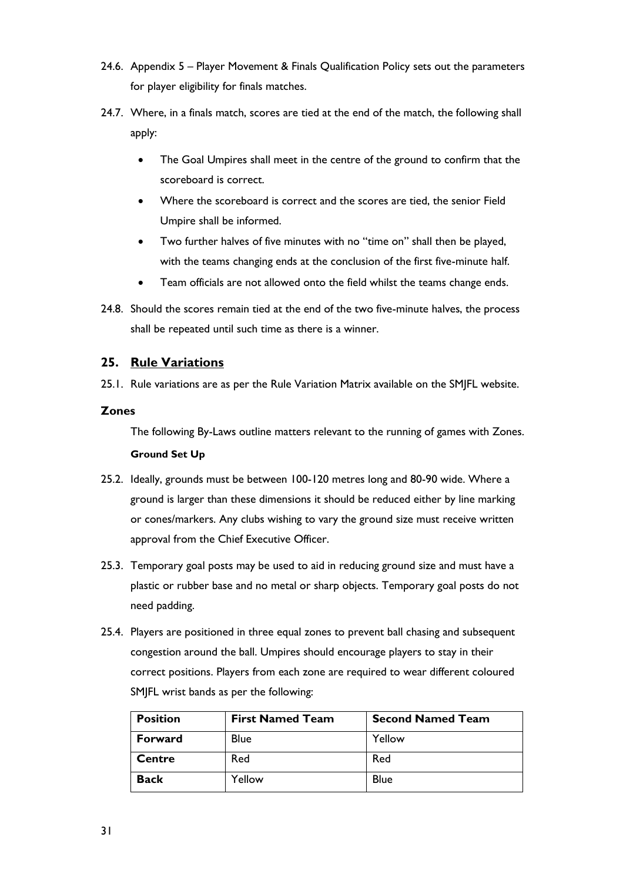24.6. Appendix 5 – Player Movement & Finals Qualification Policy sets out the parameters for player eligibility for finals matches.

24.7. Where, in a finals match, scores are tied at the end of the match, the following shall apply:

- The Goal Umpires shall meet in the centre of the ground to confirm that the scoreboard is correct.
- Where the scoreboard is correct and the scores are tied, the senior Field Umpire shall be informed.
- Two further halves of five minutes with no "time on" shall then be played, with the teams changing ends at the conclusion of the first five-minute half.
- Team officials are not allowed onto the field whilst the teams change ends.

24.8. Should the scores remain tied at the end of the two five-minute halves, the process shall be repeated until such time as there is a winner.

## 25. Rule Variations

25.1. Rule variations are as per the Rule Variation Matrix available on the SMJFL website.

### Zones

The following By-Laws outline matters relevant to the running of games with Zones.

#### Ground Set Up

25.2. Ideally, grounds must be between 100-120 metres long and 80-90 wide. Where a ground is larger than these dimensions it should be reduced either by line marking or cones/markers. Any clubs wishing to vary the ground size must receive written approval from the Chief Executive Officer.

25.3. Temporary goal posts may be used to aid in reducing ground size and must have a plastic or rubber base and no metal or sharp objects. Temporary goal posts do not need padding.

25.4. Players are positioned in three equal zones to prevent ball chasing and subsequent congestion around the ball. Umpires should encourage players to stay in their correct positions. Players from each zone are required to wear different coloured SMJFL wrist bands as per the following:

| Position | First Named Team | Second Named Team |
|---|---|---|
| **Forward** | Blue | Yellow |
| **Centre** | Red | Red |
| **Back** | Yellow | Blue |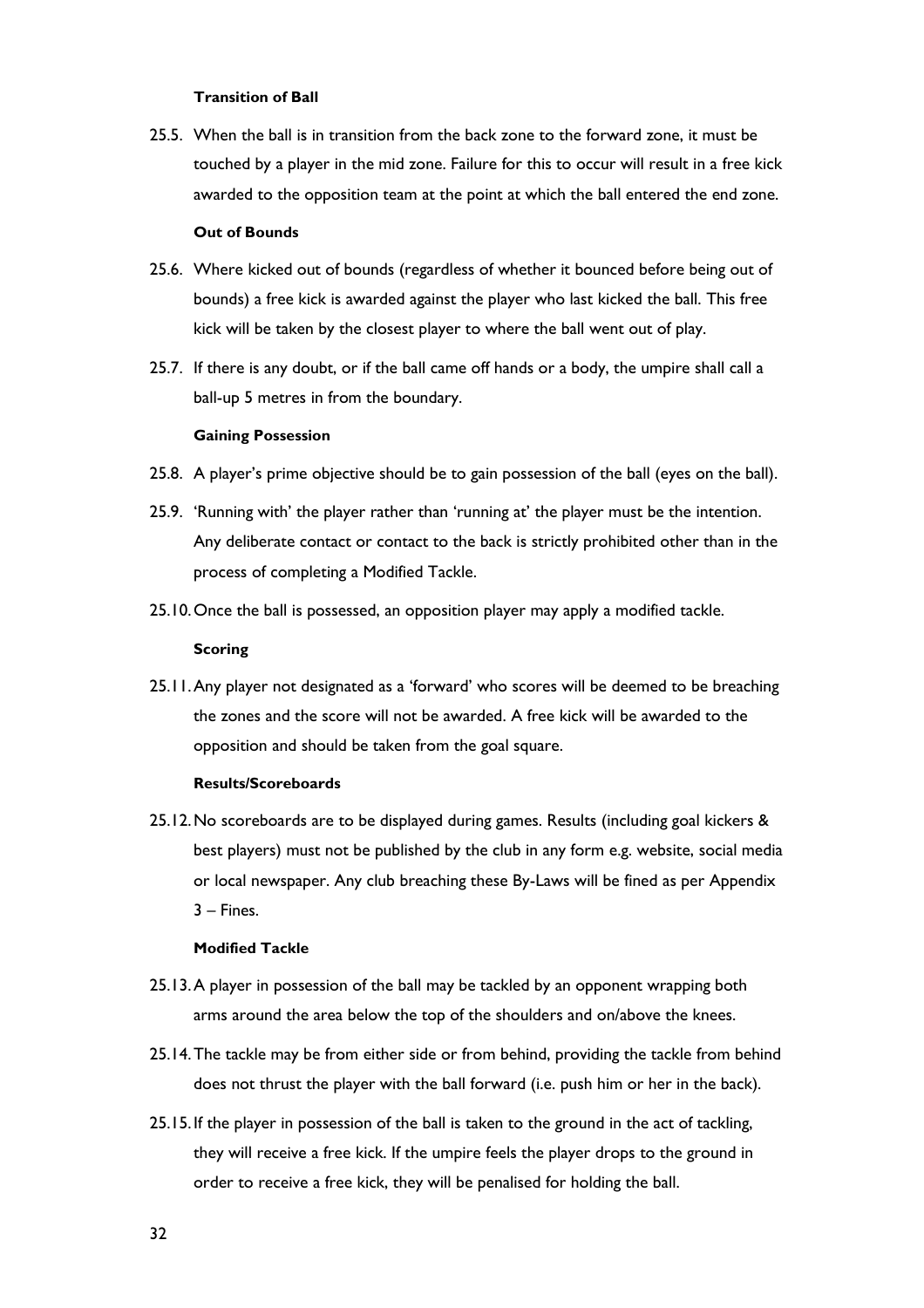#### Transition of Ball

25.5. When the ball is in transition from the back zone to the forward zone, it must be touched by a player in the mid zone. Failure for this to occur will result in a free kick awarded to the opposition team at the point at which the ball entered the end zone.

#### Out of Bounds

25.6. Where kicked out of bounds (regardless of whether it bounced before being out of bounds) a free kick is awarded against the player who last kicked the ball. This free kick will be taken by the closest player to where the ball went out of play.

25.7. If there is any doubt, or if the ball came off hands or a body, the umpire shall call a ball-up 5 metres in from the boundary.

#### Gaining Possession

25.8. A player's prime objective should be to gain possession of the ball (eyes on the ball).

25.9. 'Running with' the player rather than 'running at' the player must be the intention. Any deliberate contact or contact to the back is strictly prohibited other than in the process of completing a Modified Tackle.

25.10. Once the ball is possessed, an opposition player may apply a modified tackle.

#### Scoring

25.11. Any player not designated as a 'forward' who scores will be deemed to be breaching the zones and the score will not be awarded. A free kick will be awarded to the opposition and should be taken from the goal square.

#### Results/Scoreboards

25.12. No scoreboards are to be displayed during games. Results (including goal kickers & best players) must not be published by the club in any form e.g. website, social media or local newspaper. Any club breaching these By-Laws will be fined as per Appendix 3 – Fines.

#### Modified Tackle

25.13. A player in possession of the ball may be tackled by an opponent wrapping both arms around the area below the top of the shoulders and on/above the knees.

25.14. The tackle may be from either side or from behind, providing the tackle from behind does not thrust the player with the ball forward (i.e. push him or her in the back).

25.15. If the player in possession of the ball is taken to the ground in the act of tackling, they will receive a free kick. If the umpire feels the player drops to the ground in order to receive a free kick, they will be penalised for holding the ball.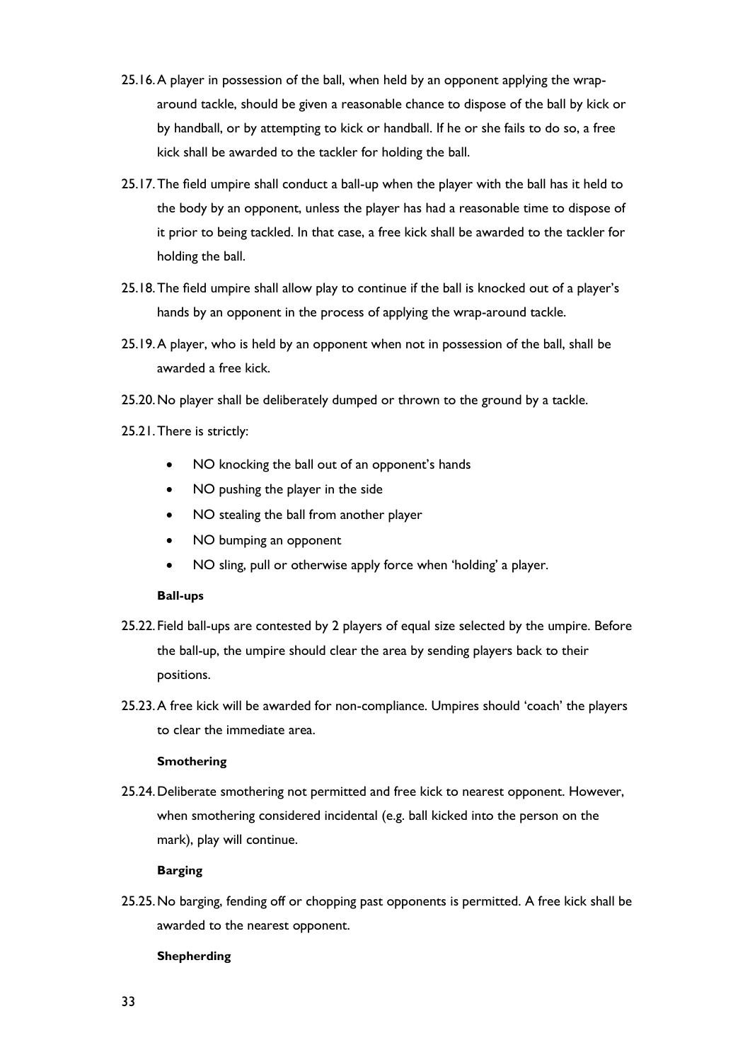25.16. A player in possession of the ball, when held by an opponent applying the wrap-around tackle, should be given a reasonable chance to dispose of the ball by kick or by handball, or by attempting to kick or handball. If he or she fails to do so, a free kick shall be awarded to the tackler for holding the ball.

25.17. The field umpire shall conduct a ball-up when the player with the ball has it held to the body by an opponent, unless the player has had a reasonable time to dispose of it prior to being tackled. In that case, a free kick shall be awarded to the tackler for holding the ball.

25.18. The field umpire shall allow play to continue if the ball is knocked out of a player's hands by an opponent in the process of applying the wrap-around tackle.

25.19. A player, who is held by an opponent when not in possession of the ball, shall be awarded a free kick.

25.20. No player shall be deliberately dumped or thrown to the ground by a tackle.

25.21. There is strictly:

- NO knocking the ball out of an opponent's hands
- NO pushing the player in the side
- NO stealing the ball from another player
- NO bumping an opponent
- NO sling, pull or otherwise apply force when 'holding' a player.

**Ball-ups**

25.22. Field ball-ups are contested by 2 players of equal size selected by the umpire. Before the ball-up, the umpire should clear the area by sending players back to their positions.

25.23. A free kick will be awarded for non-compliance. Umpires should 'coach' the players to clear the immediate area.

**Smothering**

25.24. Deliberate smothering not permitted and free kick to nearest opponent. However, when smothering considered incidental (e.g. ball kicked into the person on the mark), play will continue.

**Barging**

25.25. No barging, fending off or chopping past opponents is permitted. A free kick shall be awarded to the nearest opponent.

**Shepherding**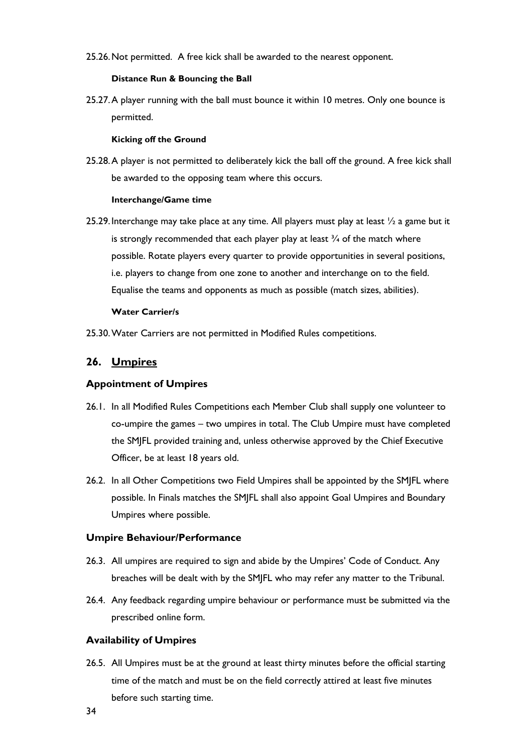25.26. Not permitted. A free kick shall be awarded to the nearest opponent.

#### Distance Run & Bouncing the Ball

25.27. A player running with the ball must bounce it within 10 metres. Only one bounce is permitted.

#### Kicking off the Ground

25.28. A player is not permitted to deliberately kick the ball off the ground. A free kick shall be awarded to the opposing team where this occurs.

#### Interchange/Game time

25.29. Interchange may take place at any time. All players must play at least ½ a game but it is strongly recommended that each player play at least ¾ of the match where possible. Rotate players every quarter to provide opportunities in several positions, i.e. players to change from one zone to another and interchange on to the field. Equalise the teams and opponents as much as possible (match sizes, abilities).

#### Water Carrier/s

25.30. Water Carriers are not permitted in Modified Rules competitions.

## 26. Umpires

### Appointment of Umpires

26.1. In all Modified Rules Competitions each Member Club shall supply one volunteer to co-umpire the games – two umpires in total. The Club Umpire must have completed the SMJFL provided training and, unless otherwise approved by the Chief Executive Officer, be at least 18 years old.

26.2. In all Other Competitions two Field Umpires shall be appointed by the SMJFL where possible. In Finals matches the SMJFL shall also appoint Goal Umpires and Boundary Umpires where possible.

### Umpire Behaviour/Performance

26.3. All umpires are required to sign and abide by the Umpires' Code of Conduct. Any breaches will be dealt with by the SMJFL who may refer any matter to the Tribunal.

26.4. Any feedback regarding umpire behaviour or performance must be submitted via the prescribed online form.

### Availability of Umpires

26.5. All Umpires must be at the ground at least thirty minutes before the official starting time of the match and must be on the field correctly attired at least five minutes before such starting time.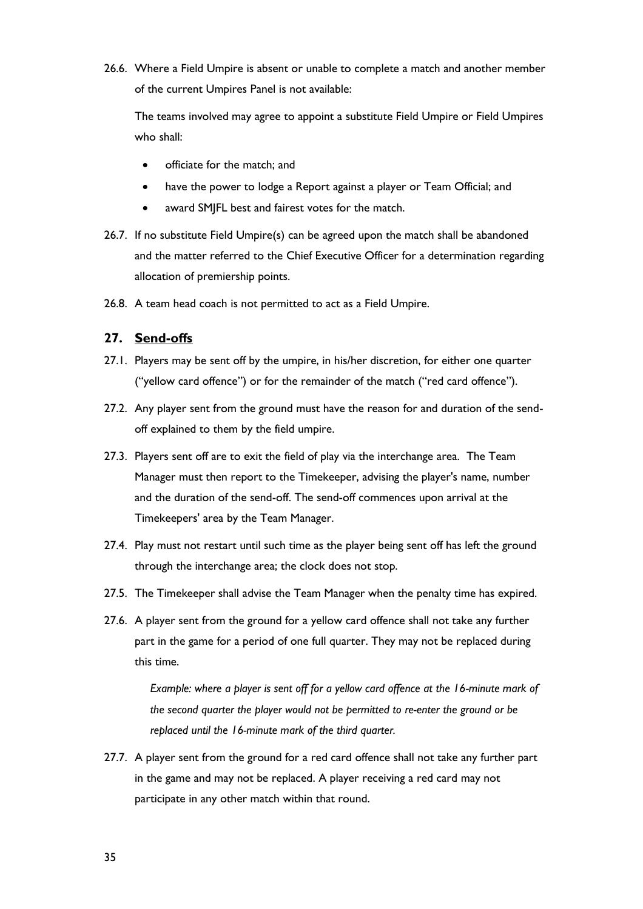26.6. Where a Field Umpire is absent or unable to complete a match and another member of the current Umpires Panel is not available:

The teams involved may agree to appoint a substitute Field Umpire or Field Umpires who shall:

- officiate for the match; and
- have the power to lodge a Report against a player or Team Official; and
- award SMJFL best and fairest votes for the match.

26.7. If no substitute Field Umpire(s) can be agreed upon the match shall be abandoned and the matter referred to the Chief Executive Officer for a determination regarding allocation of premiership points.

26.8. A team head coach is not permitted to act as a Field Umpire.

## 27. <u>Send-offs</u>

27.1. Players may be sent off by the umpire, in his/her discretion, for either one quarter ("yellow card offence") or for the remainder of the match ("red card offence").

27.2. Any player sent from the ground must have the reason for and duration of the send-off explained to them by the field umpire.

27.3. Players sent off are to exit the field of play via the interchange area. The Team Manager must then report to the Timekeeper, advising the player's name, number and the duration of the send-off. The send-off commences upon arrival at the Timekeepers' area by the Team Manager.

27.4. Play must not restart until such time as the player being sent off has left the ground through the interchange area; the clock does not stop.

27.5. The Timekeeper shall advise the Team Manager when the penalty time has expired.

27.6. A player sent from the ground for a yellow card offence shall not take any further part in the game for a period of one full quarter. They may not be replaced during this time.

*Example: where a player is sent off for a yellow card offence at the 16-minute mark of the second quarter the player would not be permitted to re-enter the ground or be replaced until the 16-minute mark of the third quarter.*

27.7. A player sent from the ground for a red card offence shall not take any further part in the game and may not be replaced. A player receiving a red card may not participate in any other match within that round.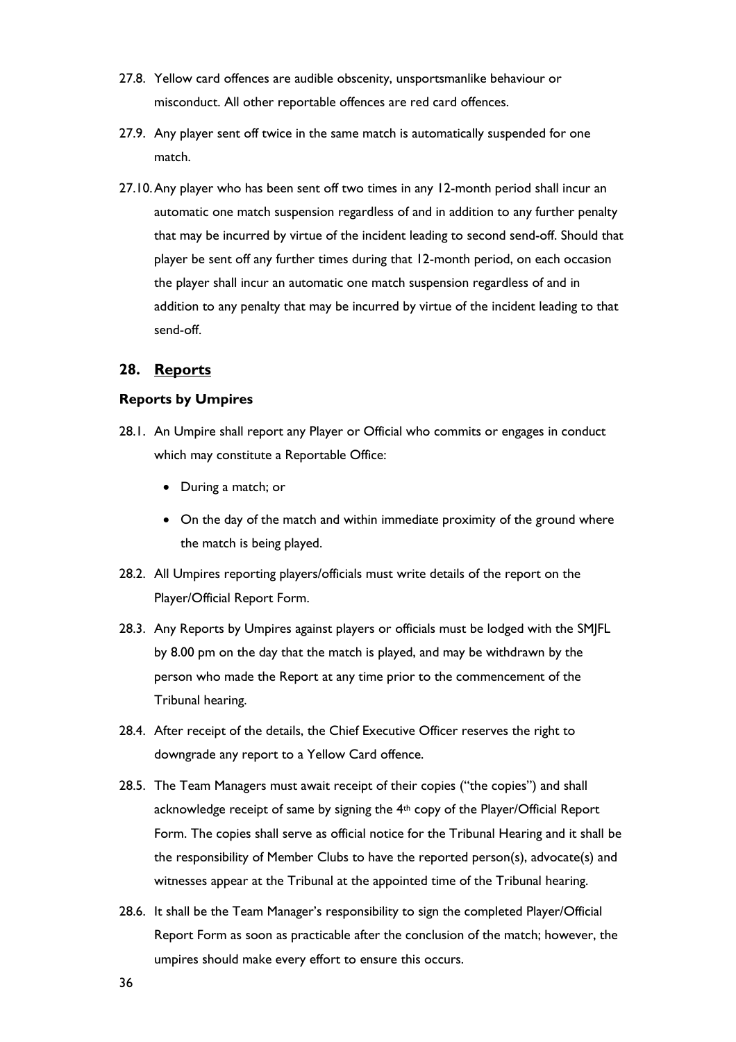27.8. Yellow card offences are audible obscenity, unsportsmanlike behaviour or misconduct. All other reportable offences are red card offences.

27.9. Any player sent off twice in the same match is automatically suspended for one match.

27.10. Any player who has been sent off two times in any 12-month period shall incur an automatic one match suspension regardless of and in addition to any further penalty that may be incurred by virtue of the incident leading to second send-off. Should that player be sent off any further times during that 12-month period, on each occasion the player shall incur an automatic one match suspension regardless of and in addition to any penalty that may be incurred by virtue of the incident leading to that send-off.

## 28. <u>Reports</u>

### Reports by Umpires

28.1. An Umpire shall report any Player or Official who commits or engages in conduct which may constitute a Reportable Office:

- During a match; or
- On the day of the match and within immediate proximity of the ground where the match is being played.

28.2. All Umpires reporting players/officials must write details of the report on the Player/Official Report Form.

28.3. Any Reports by Umpires against players or officials must be lodged with the SMJFL by 8.00 pm on the day that the match is played, and may be withdrawn by the person who made the Report at any time prior to the commencement of the Tribunal hearing.

28.4. After receipt of the details, the Chief Executive Officer reserves the right to downgrade any report to a Yellow Card offence.

28.5. The Team Managers must await receipt of their copies ("the copies") and shall acknowledge receipt of same by signing the 4th copy of the Player/Official Report Form. The copies shall serve as official notice for the Tribunal Hearing and it shall be the responsibility of Member Clubs to have the reported person(s), advocate(s) and witnesses appear at the Tribunal at the appointed time of the Tribunal hearing.

28.6. It shall be the Team Manager's responsibility to sign the completed Player/Official Report Form as soon as practicable after the conclusion of the match; however, the umpires should make every effort to ensure this occurs.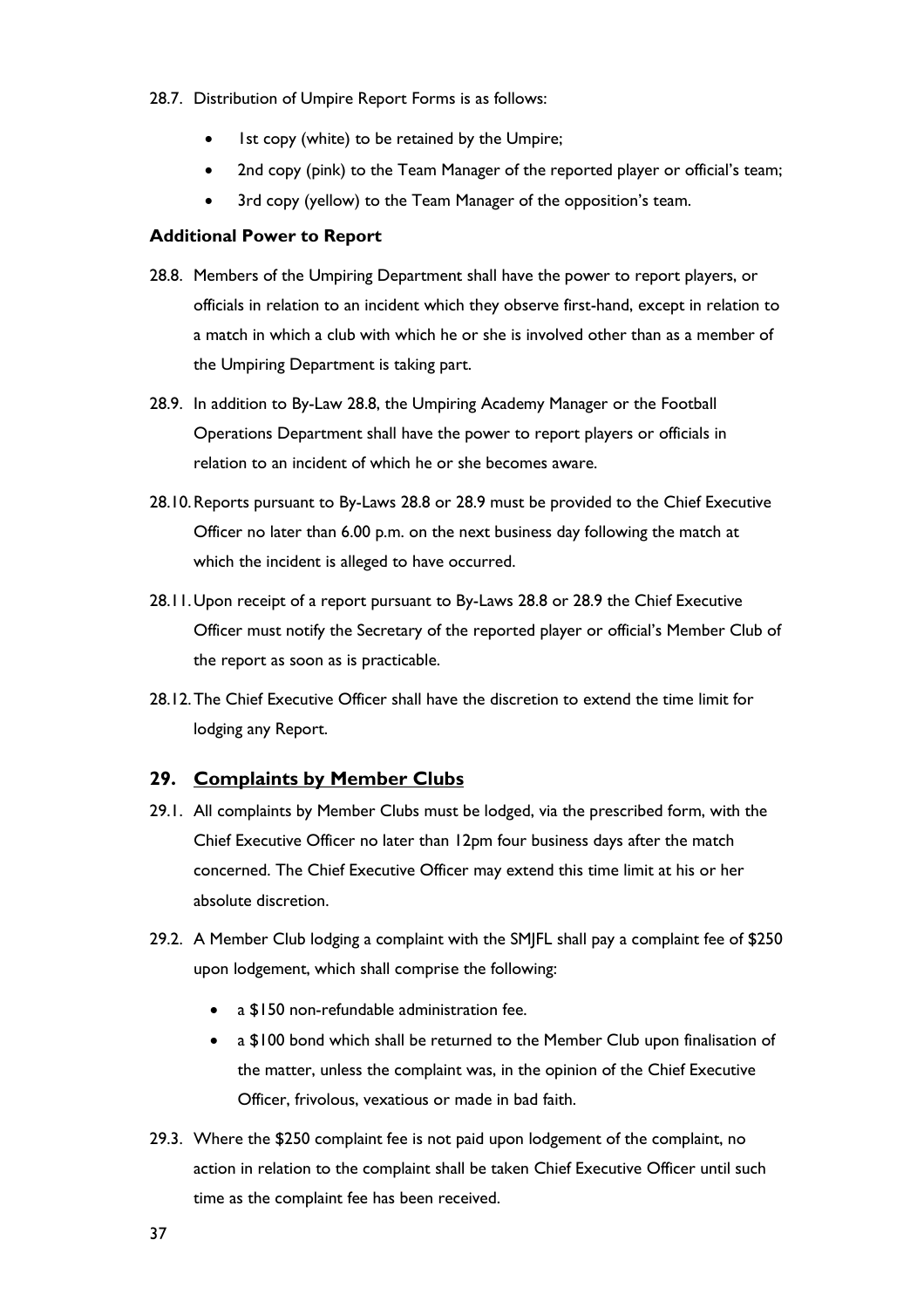28.7. Distribution of Umpire Report Forms is as follows:

- 1st copy (white) to be retained by the Umpire;
- 2nd copy (pink) to the Team Manager of the reported player or official's team;
- 3rd copy (yellow) to the Team Manager of the opposition's team.

**Additional Power to Report**

28.8. Members of the Umpiring Department shall have the power to report players, or officials in relation to an incident which they observe first-hand, except in relation to a match in which a club with which he or she is involved other than as a member of the Umpiring Department is taking part.

28.9. In addition to By-Law 28.8, the Umpiring Academy Manager or the Football Operations Department shall have the power to report players or officials in relation to an incident of which he or she becomes aware.

28.10. Reports pursuant to By-Laws 28.8 or 28.9 must be provided to the Chief Executive Officer no later than 6.00 p.m. on the next business day following the match at which the incident is alleged to have occurred.

28.11. Upon receipt of a report pursuant to By-Laws 28.8 or 28.9 the Chief Executive Officer must notify the Secretary of the reported player or official's Member Club of the report as soon as is practicable.

28.12. The Chief Executive Officer shall have the discretion to extend the time limit for lodging any Report.

## 29. Complaints by Member Clubs

29.1. All complaints by Member Clubs must be lodged, via the prescribed form, with the Chief Executive Officer no later than 12pm four business days after the match concerned. The Chief Executive Officer may extend this time limit at his or her absolute discretion.

29.2. A Member Club lodging a complaint with the SMJFL shall pay a complaint fee of $250 upon lodgement, which shall comprise the following:

- a $150 non-refundable administration fee.
- a $100 bond which shall be returned to the Member Club upon finalisation of the matter, unless the complaint was, in the opinion of the Chief Executive Officer, frivolous, vexatious or made in bad faith.

29.3. Where the $250 complaint fee is not paid upon lodgement of the complaint, no action in relation to the complaint shall be taken Chief Executive Officer until such time as the complaint fee has been received.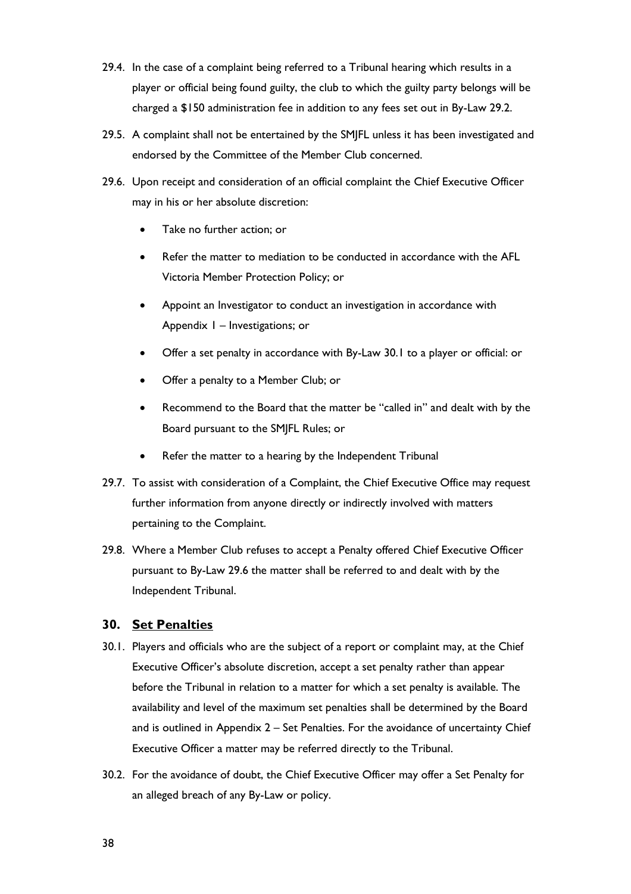29.4. In the case of a complaint being referred to a Tribunal hearing which results in a player or official being found guilty, the club to which the guilty party belongs will be charged a $150 administration fee in addition to any fees set out in By-Law 29.2.

29.5. A complaint shall not be entertained by the SMJFL unless it has been investigated and endorsed by the Committee of the Member Club concerned.

29.6. Upon receipt and consideration of an official complaint the Chief Executive Officer may in his or her absolute discretion:

- Take no further action; or
- Refer the matter to mediation to be conducted in accordance with the AFL Victoria Member Protection Policy; or
- Appoint an Investigator to conduct an investigation in accordance with Appendix 1 – Investigations; or
- Offer a set penalty in accordance with By-Law 30.1 to a player or official: or
- Offer a penalty to a Member Club; or
- Recommend to the Board that the matter be "called in" and dealt with by the Board pursuant to the SMJFL Rules; or
- Refer the matter to a hearing by the Independent Tribunal

29.7. To assist with consideration of a Complaint, the Chief Executive Office may request further information from anyone directly or indirectly involved with matters pertaining to the Complaint.

29.8. Where a Member Club refuses to accept a Penalty offered Chief Executive Officer pursuant to By-Law 29.6 the matter shall be referred to and dealt with by the Independent Tribunal.

## 30. Set Penalties

30.1. Players and officials who are the subject of a report or complaint may, at the Chief Executive Officer's absolute discretion, accept a set penalty rather than appear before the Tribunal in relation to a matter for which a set penalty is available. The availability and level of the maximum set penalties shall be determined by the Board and is outlined in Appendix 2 – Set Penalties. For the avoidance of uncertainty Chief Executive Officer a matter may be referred directly to the Tribunal.

30.2. For the avoidance of doubt, the Chief Executive Officer may offer a Set Penalty for an alleged breach of any By-Law or policy.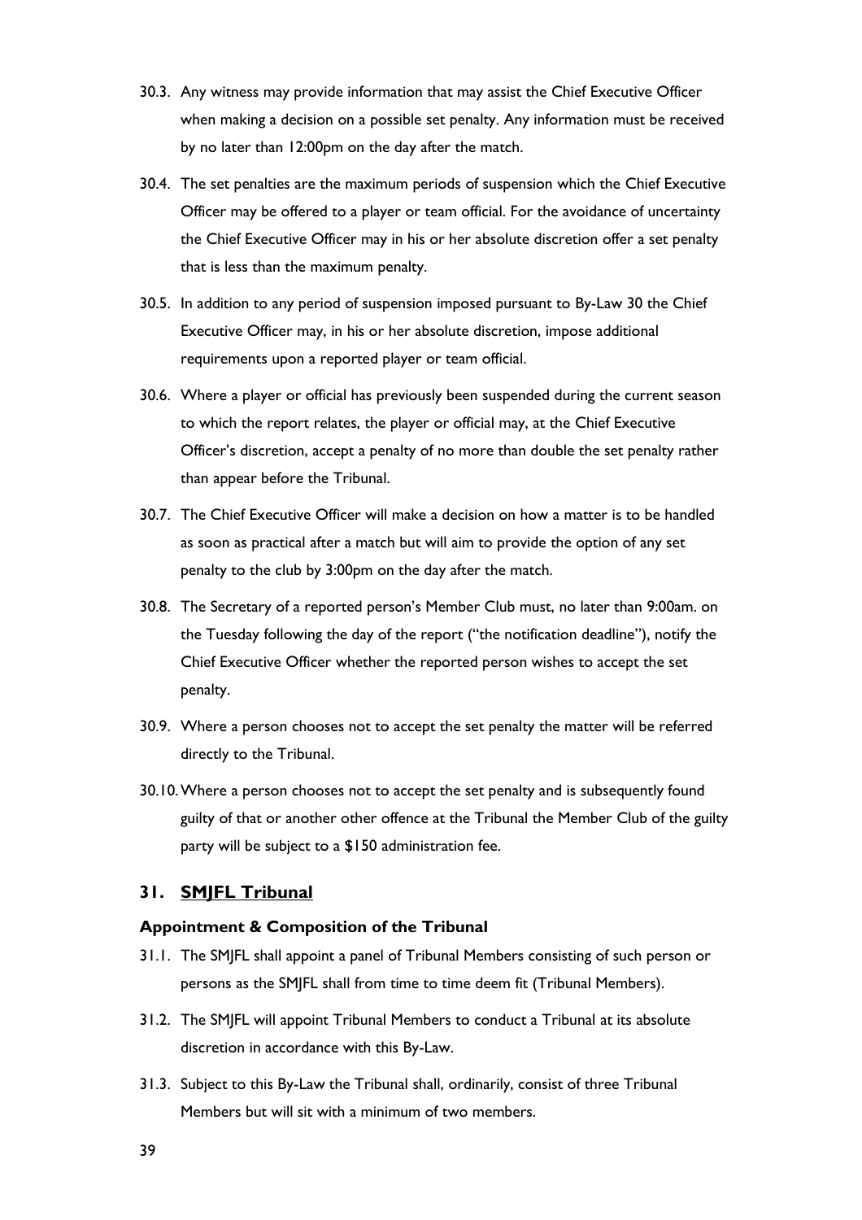30.3. Any witness may provide information that may assist the Chief Executive Officer when making a decision on a possible set penalty. Any information must be received by no later than 12:00pm on the day after the match.

30.4. The set penalties are the maximum periods of suspension which the Chief Executive Officer may be offered to a player or team official. For the avoidance of uncertainty the Chief Executive Officer may in his or her absolute discretion offer a set penalty that is less than the maximum penalty.

30.5. In addition to any period of suspension imposed pursuant to By-Law 30 the Chief Executive Officer may, in his or her absolute discretion, impose additional requirements upon a reported player or team official.

30.6. Where a player or official has previously been suspended during the current season to which the report relates, the player or official may, at the Chief Executive Officer's discretion, accept a penalty of no more than double the set penalty rather than appear before the Tribunal.

30.7. The Chief Executive Officer will make a decision on how a matter is to be handled as soon as practical after a match but will aim to provide the option of any set penalty to the club by 3:00pm on the day after the match.

30.8. The Secretary of a reported person's Member Club must, no later than 9:00am. on the Tuesday following the day of the report ("the notification deadline"), notify the Chief Executive Officer whether the reported person wishes to accept the set penalty.

30.9. Where a person chooses not to accept the set penalty the matter will be referred directly to the Tribunal.

30.10. Where a person chooses not to accept the set penalty and is subsequently found guilty of that or another other offence at the Tribunal the Member Club of the guilty party will be subject to a $150 administration fee.

## 31. SMJFL Tribunal

### Appointment & Composition of the Tribunal

31.1. The SMJFL shall appoint a panel of Tribunal Members consisting of such person or persons as the SMJFL shall from time to time deem fit (Tribunal Members).

31.2. The SMJFL will appoint Tribunal Members to conduct a Tribunal at its absolute discretion in accordance with this By-Law.

31.3. Subject to this By-Law the Tribunal shall, ordinarily, consist of three Tribunal Members but will sit with a minimum of two members.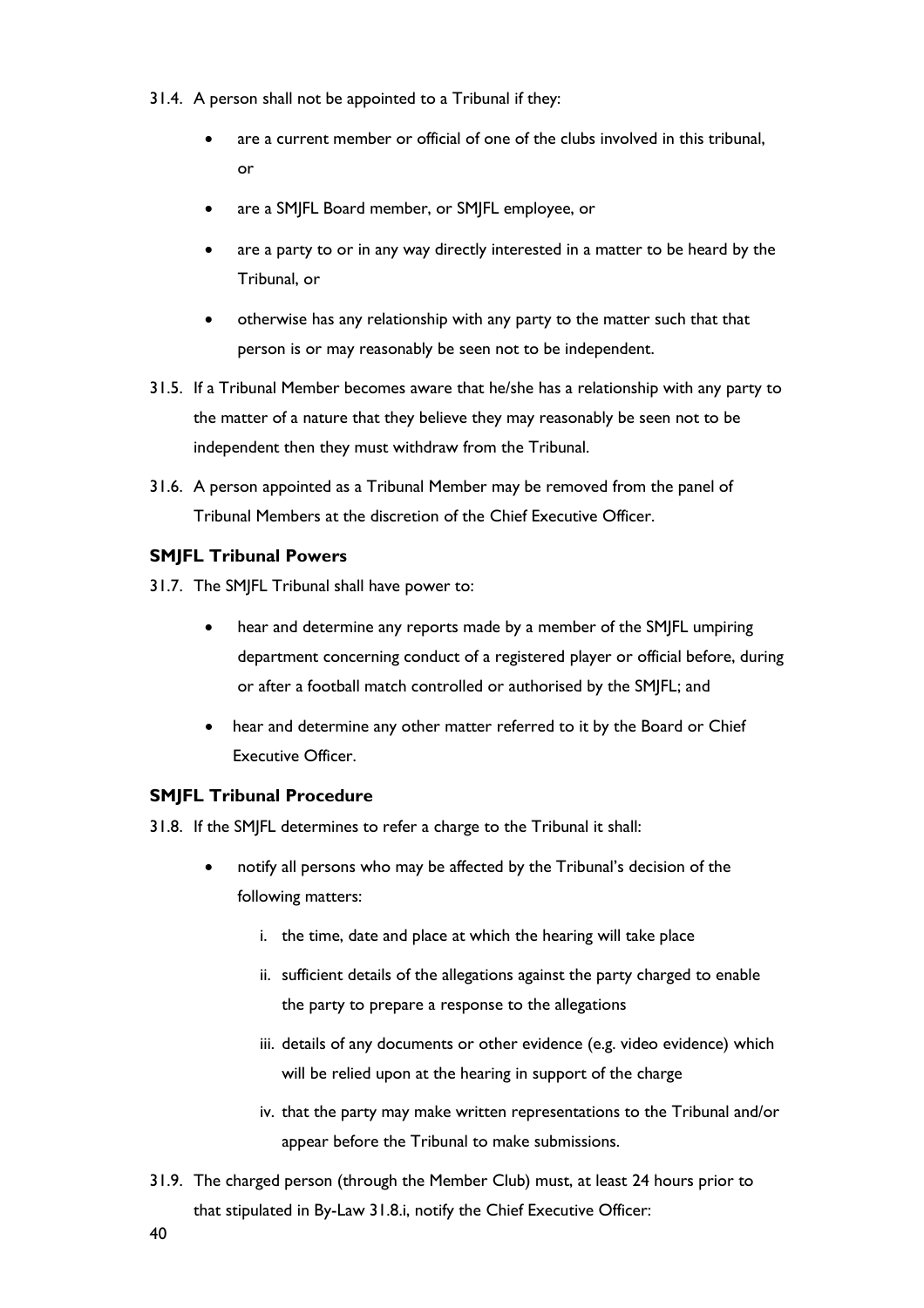31.4. A person shall not be appointed to a Tribunal if they:

- are a current member or official of one of the clubs involved in this tribunal, or
- are a SMJFL Board member, or SMJFL employee, or
- are a party to or in any way directly interested in a matter to be heard by the Tribunal, or
- otherwise has any relationship with any party to the matter such that that person is or may reasonably be seen not to be independent.

31.5. If a Tribunal Member becomes aware that he/she has a relationship with any party to the matter of a nature that they believe they may reasonably be seen not to be independent then they must withdraw from the Tribunal.

31.6. A person appointed as a Tribunal Member may be removed from the panel of Tribunal Members at the discretion of the Chief Executive Officer.

### SMJFL Tribunal Powers

31.7. The SMJFL Tribunal shall have power to:

- hear and determine any reports made by a member of the SMJFL umpiring department concerning conduct of a registered player or official before, during or after a football match controlled or authorised by the SMJFL; and
- hear and determine any other matter referred to it by the Board or Chief Executive Officer.

### SMJFL Tribunal Procedure

31.8. If the SMJFL determines to refer a charge to the Tribunal it shall:

- notify all persons who may be affected by the Tribunal's decision of the following matters:
    i. the time, date and place at which the hearing will take place
    ii. sufficient details of the allegations against the party charged to enable the party to prepare a response to the allegations
    iii. details of any documents or other evidence (e.g. video evidence) which will be relied upon at the hearing in support of the charge
    iv. that the party may make written representations to the Tribunal and/or appear before the Tribunal to make submissions.

31.9. The charged person (through the Member Club) must, at least 24 hours prior to that stipulated in By-Law 31.8.i, notify the Chief Executive Officer: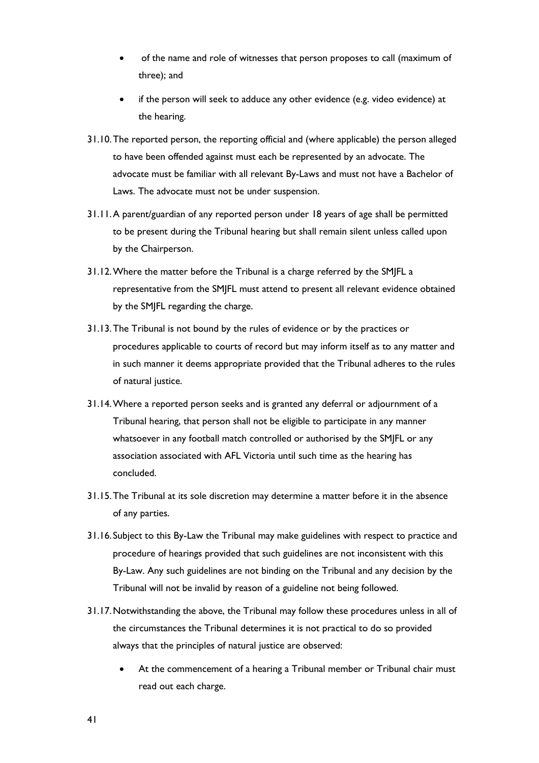- of the name and role of witnesses that person proposes to call (maximum of three); and
- if the person will seek to adduce any other evidence (e.g. video evidence) at the hearing.

31.10. The reported person, the reporting official and (where applicable) the person alleged to have been offended against must each be represented by an advocate. The advocate must be familiar with all relevant By-Laws and must not have a Bachelor of Laws. The advocate must not be under suspension.

31.11. A parent/guardian of any reported person under 18 years of age shall be permitted to be present during the Tribunal hearing but shall remain silent unless called upon by the Chairperson.

31.12. Where the matter before the Tribunal is a charge referred by the SMJFL a representative from the SMJFL must attend to present all relevant evidence obtained by the SMJFL regarding the charge.

31.13. The Tribunal is not bound by the rules of evidence or by the practices or procedures applicable to courts of record but may inform itself as to any matter and in such manner it deems appropriate provided that the Tribunal adheres to the rules of natural justice.

31.14. Where a reported person seeks and is granted any deferral or adjournment of a Tribunal hearing, that person shall not be eligible to participate in any manner whatsoever in any football match controlled or authorised by the SMJFL or any association associated with AFL Victoria until such time as the hearing has concluded.

31.15. The Tribunal at its sole discretion may determine a matter before it in the absence of any parties.

31.16. Subject to this By-Law the Tribunal may make guidelines with respect to practice and procedure of hearings provided that such guidelines are not inconsistent with this By-Law. Any such guidelines are not binding on the Tribunal and any decision by the Tribunal will not be invalid by reason of a guideline not being followed.

31.17. Notwithstanding the above, the Tribunal may follow these procedures unless in all of the circumstances the Tribunal determines it is not practical to do so provided always that the principles of natural justice are observed:

- At the commencement of a hearing a Tribunal member or Tribunal chair must read out each charge.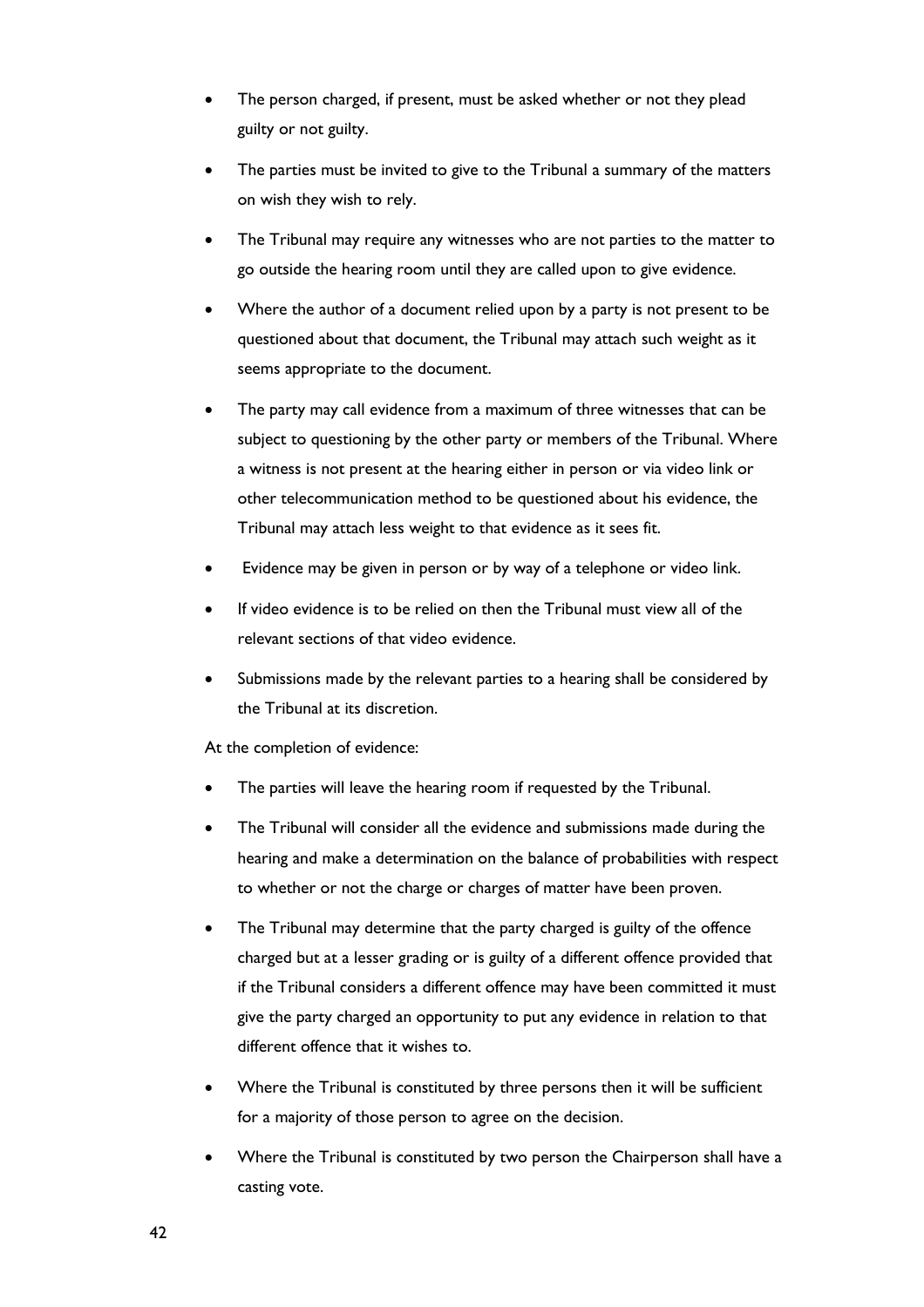- The person charged, if present, must be asked whether or not they plead guilty or not guilty.
- The parties must be invited to give to the Tribunal a summary of the matters on wish they wish to rely.
- The Tribunal may require any witnesses who are not parties to the matter to go outside the hearing room until they are called upon to give evidence.
- Where the author of a document relied upon by a party is not present to be questioned about that document, the Tribunal may attach such weight as it seems appropriate to the document.
- The party may call evidence from a maximum of three witnesses that can be subject to questioning by the other party or members of the Tribunal. Where a witness is not present at the hearing either in person or via video link or other telecommunication method to be questioned about his evidence, the Tribunal may attach less weight to that evidence as it sees fit.
- Evidence may be given in person or by way of a telephone or video link.
- If video evidence is to be relied on then the Tribunal must view all of the relevant sections of that video evidence.
- Submissions made by the relevant parties to a hearing shall be considered by the Tribunal at its discretion.

At the completion of evidence:

- The parties will leave the hearing room if requested by the Tribunal.
- The Tribunal will consider all the evidence and submissions made during the hearing and make a determination on the balance of probabilities with respect to whether or not the charge or charges of matter have been proven.
- The Tribunal may determine that the party charged is guilty of the offence charged but at a lesser grading or is guilty of a different offence provided that if the Tribunal considers a different offence may have been committed it must give the party charged an opportunity to put any evidence in relation to that different offence that it wishes to.
- Where the Tribunal is constituted by three persons then it will be sufficient for a majority of those person to agree on the decision.
- Where the Tribunal is constituted by two person the Chairperson shall have a casting vote.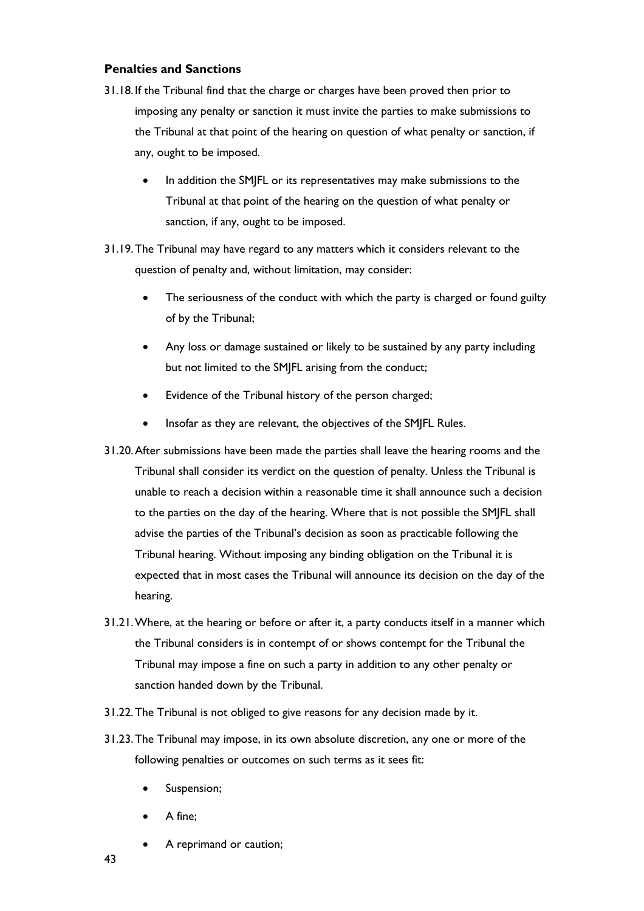### Penalties and Sanctions

31.18. If the Tribunal find that the charge or charges have been proved then prior to imposing any penalty or sanction it must invite the parties to make submissions to the Tribunal at that point of the hearing on question of what penalty or sanction, if any, ought to be imposed.

- In addition the SMJFL or its representatives may make submissions to the Tribunal at that point of the hearing on the question of what penalty or sanction, if any, ought to be imposed.

31.19. The Tribunal may have regard to any matters which it considers relevant to the question of penalty and, without limitation, may consider:

- The seriousness of the conduct with which the party is charged or found guilty of by the Tribunal;
- Any loss or damage sustained or likely to be sustained by any party including but not limited to the SMJFL arising from the conduct;
- Evidence of the Tribunal history of the person charged;
- Insofar as they are relevant, the objectives of the SMJFL Rules.

31.20. After submissions have been made the parties shall leave the hearing rooms and the Tribunal shall consider its verdict on the question of penalty. Unless the Tribunal is unable to reach a decision within a reasonable time it shall announce such a decision to the parties on the day of the hearing. Where that is not possible the SMJFL shall advise the parties of the Tribunal's decision as soon as practicable following the Tribunal hearing. Without imposing any binding obligation on the Tribunal it is expected that in most cases the Tribunal will announce its decision on the day of the hearing.

31.21. Where, at the hearing or before or after it, a party conducts itself in a manner which the Tribunal considers is in contempt of or shows contempt for the Tribunal the Tribunal may impose a fine on such a party in addition to any other penalty or sanction handed down by the Tribunal.

31.22. The Tribunal is not obliged to give reasons for any decision made by it.

31.23. The Tribunal may impose, in its own absolute discretion, any one or more of the following penalties or outcomes on such terms as it sees fit:

- Suspension;
- A fine;
- A reprimand or caution;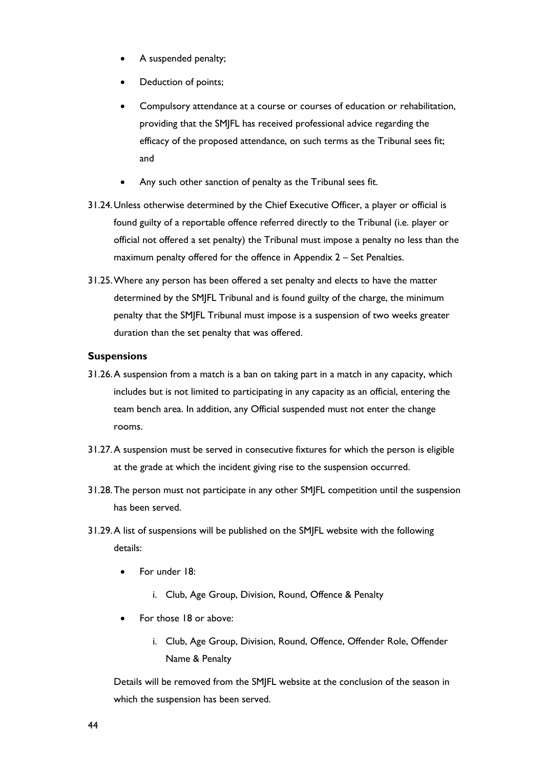- A suspended penalty;
- Deduction of points;
- Compulsory attendance at a course or courses of education or rehabilitation, providing that the SMJFL has received professional advice regarding the efficacy of the proposed attendance, on such terms as the Tribunal sees fit; and
- Any such other sanction of penalty as the Tribunal sees fit.

31.24. Unless otherwise determined by the Chief Executive Officer, a player or official is found guilty of a reportable offence referred directly to the Tribunal (i.e. player or official not offered a set penalty) the Tribunal must impose a penalty no less than the maximum penalty offered for the offence in Appendix 2 – Set Penalties.

31.25. Where any person has been offered a set penalty and elects to have the matter determined by the SMJFL Tribunal and is found guilty of the charge, the minimum penalty that the SMJFL Tribunal must impose is a suspension of two weeks greater duration than the set penalty that was offered.

**Suspensions**

31.26. A suspension from a match is a ban on taking part in a match in any capacity, which includes but is not limited to participating in any capacity as an official, entering the team bench area. In addition, any Official suspended must not enter the change rooms.

31.27. A suspension must be served in consecutive fixtures for which the person is eligible at the grade at which the incident giving rise to the suspension occurred.

31.28. The person must not participate in any other SMJFL competition until the suspension has been served.

31.29. A list of suspensions will be published on the SMJFL website with the following details:

- For under 18:
    i. Club, Age Group, Division, Round, Offence & Penalty
- For those 18 or above:
    i. Club, Age Group, Division, Round, Offence, Offender Role, Offender Name & Penalty

Details will be removed from the SMJFL website at the conclusion of the season in which the suspension has been served.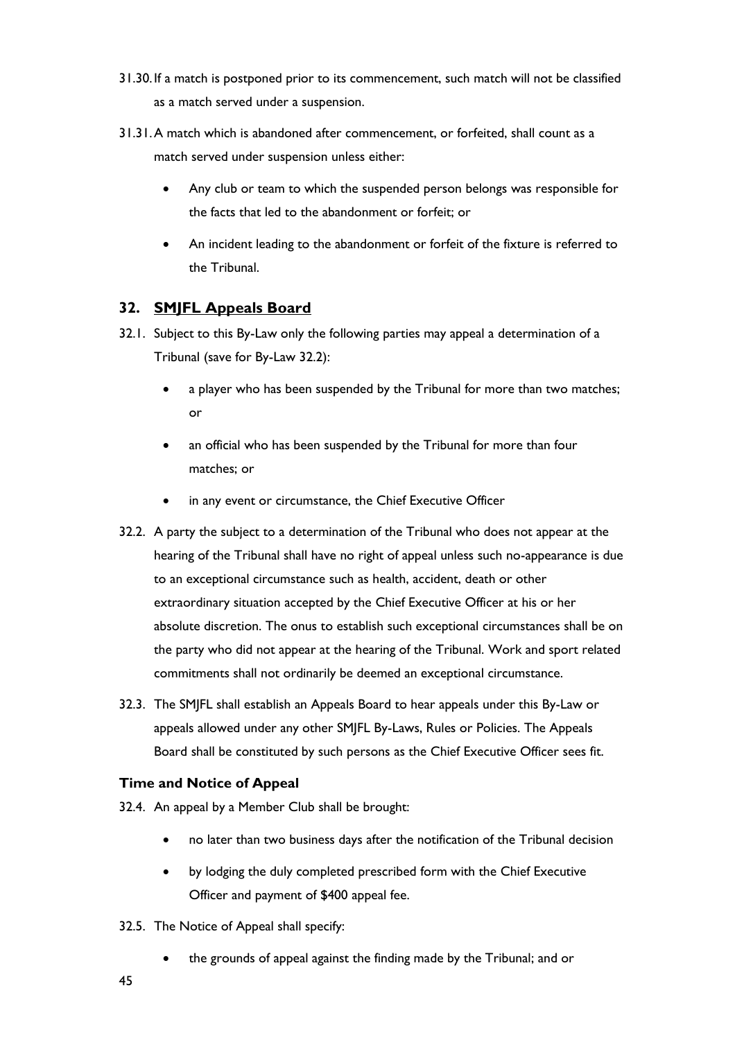31.30. If a match is postponed prior to its commencement, such match will not be classified as a match served under a suspension.

31.31. A match which is abandoned after commencement, or forfeited, shall count as a match served under suspension unless either:

- Any club or team to which the suspended person belongs was responsible for the facts that led to the abandonment or forfeit; or
- An incident leading to the abandonment or forfeit of the fixture is referred to the Tribunal.

## 32. SMJFL Appeals Board

32.1. Subject to this By-Law only the following parties may appeal a determination of a Tribunal (save for By-Law 32.2):

- a player who has been suspended by the Tribunal for more than two matches; or
- an official who has been suspended by the Tribunal for more than four matches; or
- in any event or circumstance, the Chief Executive Officer

32.2. A party the subject to a determination of the Tribunal who does not appear at the hearing of the Tribunal shall have no right of appeal unless such no-appearance is due to an exceptional circumstance such as health, accident, death or other extraordinary situation accepted by the Chief Executive Officer at his or her absolute discretion. The onus to establish such exceptional circumstances shall be on the party who did not appear at the hearing of the Tribunal. Work and sport related commitments shall not ordinarily be deemed an exceptional circumstance.

32.3. The SMJFL shall establish an Appeals Board to hear appeals under this By-Law or appeals allowed under any other SMJFL By-Laws, Rules or Policies. The Appeals Board shall be constituted by such persons as the Chief Executive Officer sees fit.

### Time and Notice of Appeal

32.4. An appeal by a Member Club shall be brought:

- no later than two business days after the notification of the Tribunal decision
- by lodging the duly completed prescribed form with the Chief Executive Officer and payment of $400 appeal fee.

32.5. The Notice of Appeal shall specify:

- the grounds of appeal against the finding made by the Tribunal; and or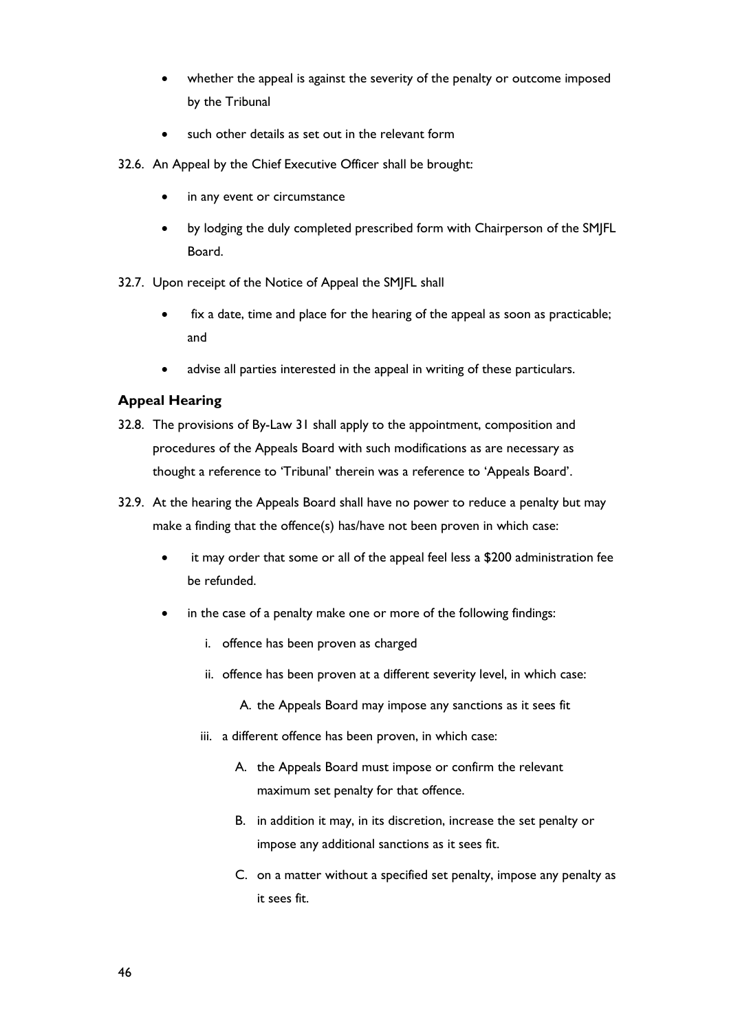- whether the appeal is against the severity of the penalty or outcome imposed by the Tribunal
- such other details as set out in the relevant form

32.6. An Appeal by the Chief Executive Officer shall be brought:

- in any event or circumstance
- by lodging the duly completed prescribed form with Chairperson of the SMJFL Board.

32.7. Upon receipt of the Notice of Appeal the SMJFL shall

- fix a date, time and place for the hearing of the appeal as soon as practicable; and
- advise all parties interested in the appeal in writing of these particulars.

### Appeal Hearing

32.8. The provisions of By-Law 31 shall apply to the appointment, composition and procedures of the Appeals Board with such modifications as are necessary as thought a reference to 'Tribunal' therein was a reference to 'Appeals Board'.

32.9. At the hearing the Appeals Board shall have no power to reduce a penalty but may make a finding that the offence(s) has/have not been proven in which case:

- it may order that some or all of the appeal feel less a $200 administration fee be refunded.
- in the case of a penalty make one or more of the following findings:
    - i. offence has been proven as charged
    - ii. offence has been proven at a different severity level, in which case:
        - A. the Appeals Board may impose any sanctions as it sees fit
    - iii. a different offence has been proven, in which case:
        - A. the Appeals Board must impose or confirm the relevant maximum set penalty for that offence.
        - B. in addition it may, in its discretion, increase the set penalty or impose any additional sanctions as it sees fit.
        - C. on a matter without a specified set penalty, impose any penalty as it sees fit.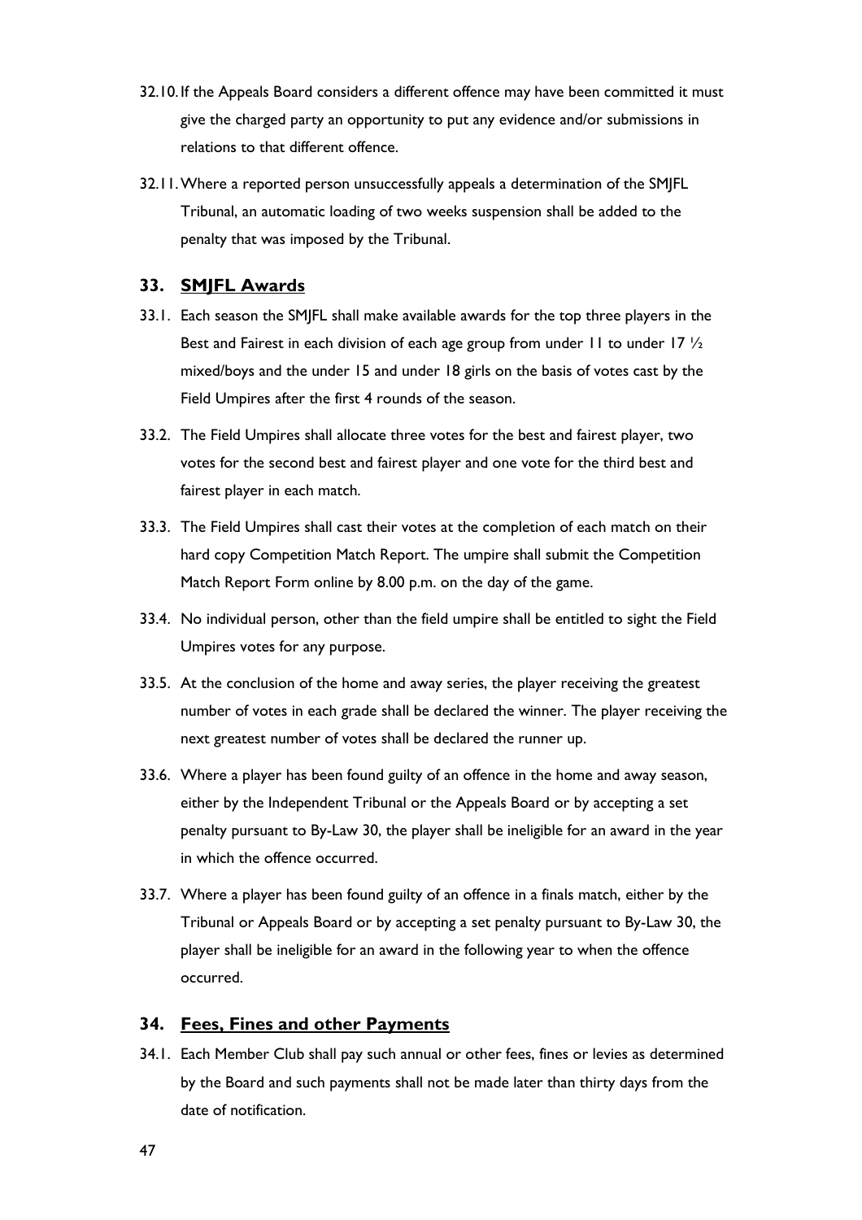32.10. If the Appeals Board considers a different offence may have been committed it must give the charged party an opportunity to put any evidence and/or submissions in relations to that different offence.

32.11. Where a reported person unsuccessfully appeals a determination of the SMJFL Tribunal, an automatic loading of two weeks suspension shall be added to the penalty that was imposed by the Tribunal.

## 33. SMJFL Awards

33.1. Each season the SMJFL shall make available awards for the top three players in the Best and Fairest in each division of each age group from under 11 to under 17 ½ mixed/boys and the under 15 and under 18 girls on the basis of votes cast by the Field Umpires after the first 4 rounds of the season.

33.2. The Field Umpires shall allocate three votes for the best and fairest player, two votes for the second best and fairest player and one vote for the third best and fairest player in each match.

33.3. The Field Umpires shall cast their votes at the completion of each match on their hard copy Competition Match Report. The umpire shall submit the Competition Match Report Form online by 8.00 p.m. on the day of the game.

33.4. No individual person, other than the field umpire shall be entitled to sight the Field Umpires votes for any purpose.

33.5. At the conclusion of the home and away series, the player receiving the greatest number of votes in each grade shall be declared the winner. The player receiving the next greatest number of votes shall be declared the runner up.

33.6. Where a player has been found guilty of an offence in the home and away season, either by the Independent Tribunal or the Appeals Board or by accepting a set penalty pursuant to By-Law 30, the player shall be ineligible for an award in the year in which the offence occurred.

33.7. Where a player has been found guilty of an offence in a finals match, either by the Tribunal or Appeals Board or by accepting a set penalty pursuant to By-Law 30, the player shall be ineligible for an award in the following year to when the offence occurred.

## 34. Fees, Fines and other Payments

34.1. Each Member Club shall pay such annual or other fees, fines or levies as determined by the Board and such payments shall not be made later than thirty days from the date of notification.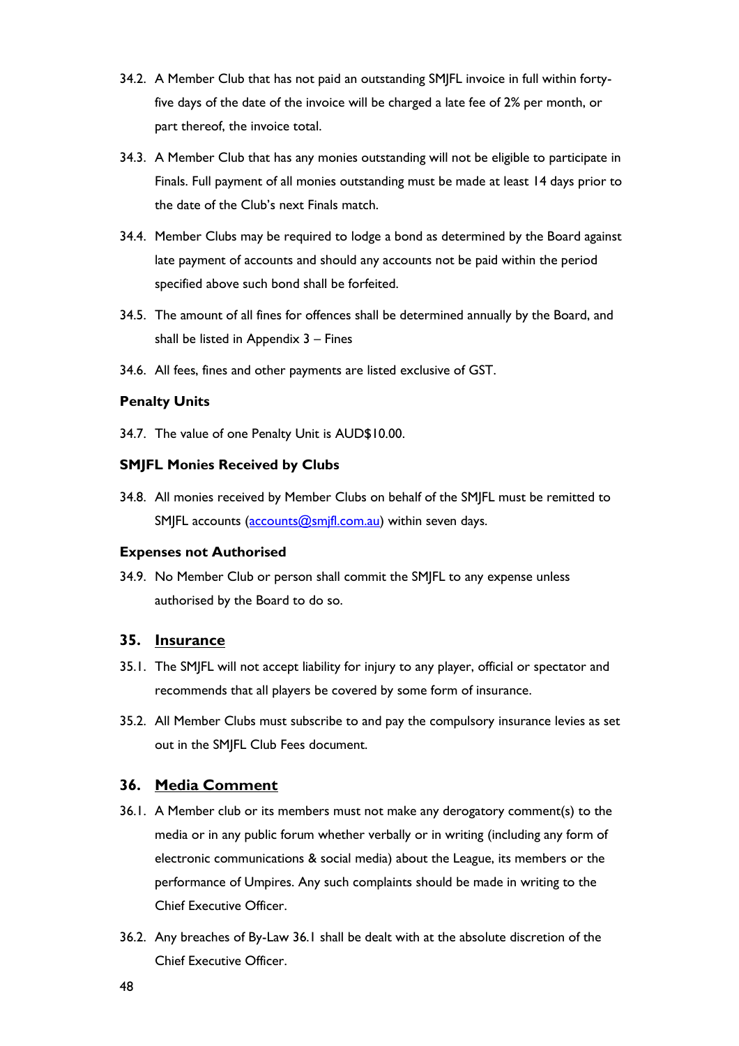34.2. A Member Club that has not paid an outstanding SMJFL invoice in full within forty-five days of the date of the invoice will be charged a late fee of 2% per month, or part thereof, the invoice total.

34.3. A Member Club that has any monies outstanding will not be eligible to participate in Finals. Full payment of all monies outstanding must be made at least 14 days prior to the date of the Club's next Finals match.

34.4. Member Clubs may be required to lodge a bond as determined by the Board against late payment of accounts and should any accounts not be paid within the period specified above such bond shall be forfeited.

34.5. The amount of all fines for offences shall be determined annually by the Board, and shall be listed in Appendix 3 – Fines

34.6. All fees, fines and other payments are listed exclusive of GST.

**Penalty Units**

34.7. The value of one Penalty Unit is AUD$10.00.

**SMJFL Monies Received by Clubs**

34.8. All monies received by Member Clubs on behalf of the SMJFL must be remitted to SMJFL accounts (accounts@smjfl.com.au) within seven days.

**Expenses not Authorised**

34.9. No Member Club or person shall commit the SMJFL to any expense unless authorised by the Board to do so.

## 35. Insurance

35.1. The SMJFL will not accept liability for injury to any player, official or spectator and recommends that all players be covered by some form of insurance.

35.2. All Member Clubs must subscribe to and pay the compulsory insurance levies as set out in the SMJFL Club Fees document.

## 36. Media Comment

36.1. A Member club or its members must not make any derogatory comment(s) to the media or in any public forum whether verbally or in writing (including any form of electronic communications & social media) about the League, its members or the performance of Umpires. Any such complaints should be made in writing to the Chief Executive Officer.

36.2. Any breaches of By-Law 36.1 shall be dealt with at the absolute discretion of the Chief Executive Officer.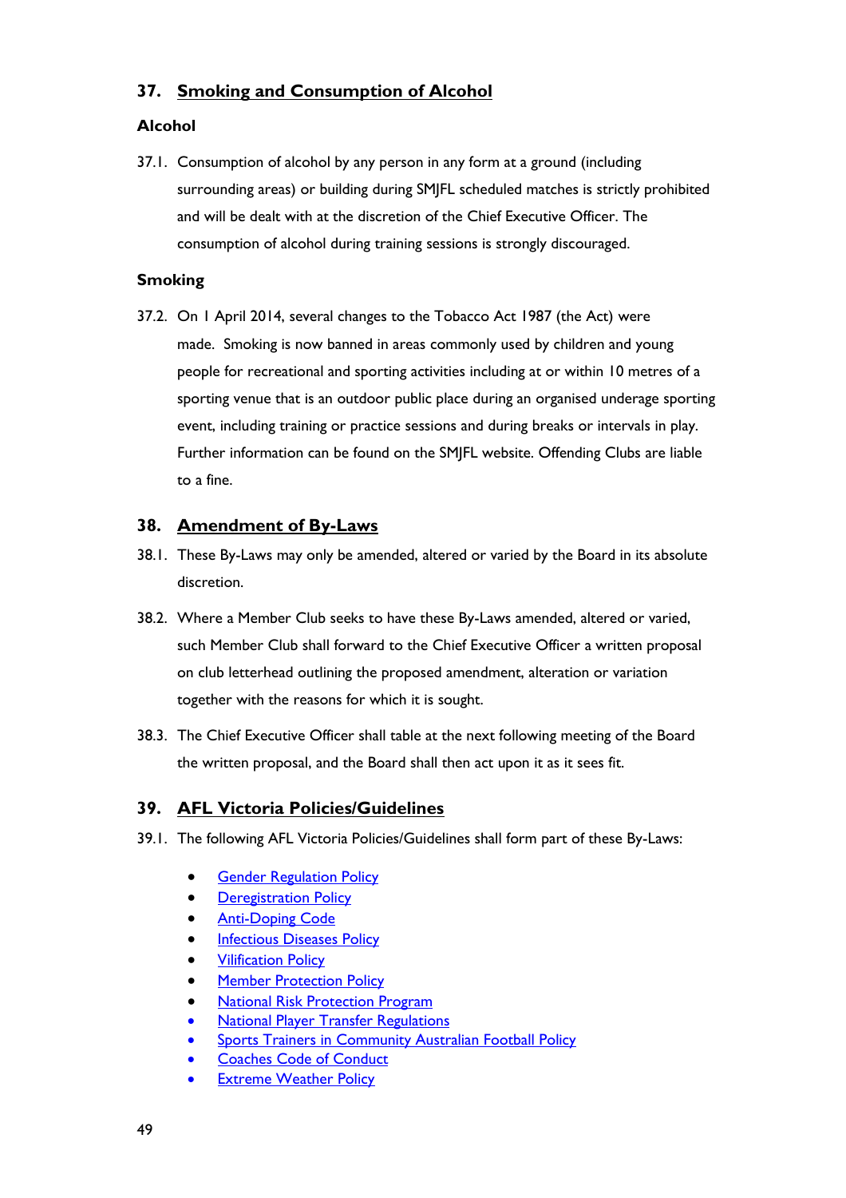## 37. Smoking and Consumption of Alcohol

### Alcohol

37.1. Consumption of alcohol by any person in any form at a ground (including surrounding areas) or building during SMJFL scheduled matches is strictly prohibited and will be dealt with at the discretion of the Chief Executive Officer. The consumption of alcohol during training sessions is strongly discouraged.

### Smoking

37.2. On 1 April 2014, several changes to the Tobacco Act 1987 (the Act) were made. Smoking is now banned in areas commonly used by children and young people for recreational and sporting activities including at or within 10 metres of a sporting venue that is an outdoor public place during an organised underage sporting event, including training or practice sessions and during breaks or intervals in play. Further information can be found on the SMJFL website. Offending Clubs are liable to a fine.

## 38. Amendment of By-Laws

38.1. These By-Laws may only be amended, altered or varied by the Board in its absolute discretion.

38.2. Where a Member Club seeks to have these By-Laws amended, altered or varied, such Member Club shall forward to the Chief Executive Officer a written proposal on club letterhead outlining the proposed amendment, alteration or variation together with the reasons for which it is sought.

38.3. The Chief Executive Officer shall table at the next following meeting of the Board the written proposal, and the Board shall then act upon it as it sees fit.

## 39. AFL Victoria Policies/Guidelines

39.1. The following AFL Victoria Policies/Guidelines shall form part of these By-Laws:

- Gender Regulation Policy
- Deregistration Policy
- Anti-Doping Code
- Infectious Diseases Policy
- Vilification Policy
- Member Protection Policy
- National Risk Protection Program
- National Player Transfer Regulations
- Sports Trainers in Community Australian Football Policy
- Coaches Code of Conduct
- Extreme Weather Policy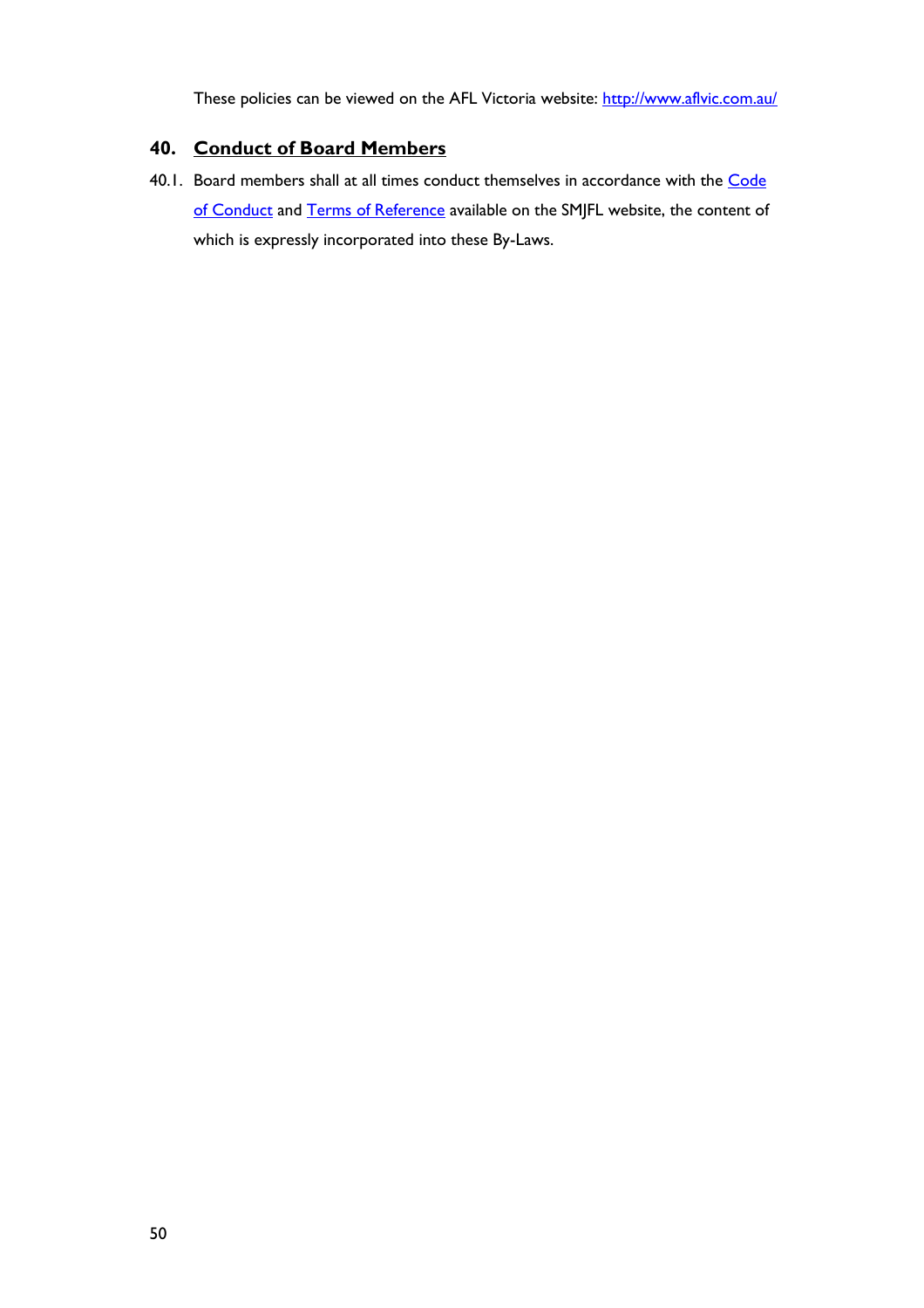These policies can be viewed on the AFL Victoria website: http://www.aflvic.com.au/

## 40. Conduct of Board Members

40.1. Board members shall at all times conduct themselves in accordance with the Code of Conduct and Terms of Reference available on the SMJFL website, the content of which is expressly incorporated into these By-Laws.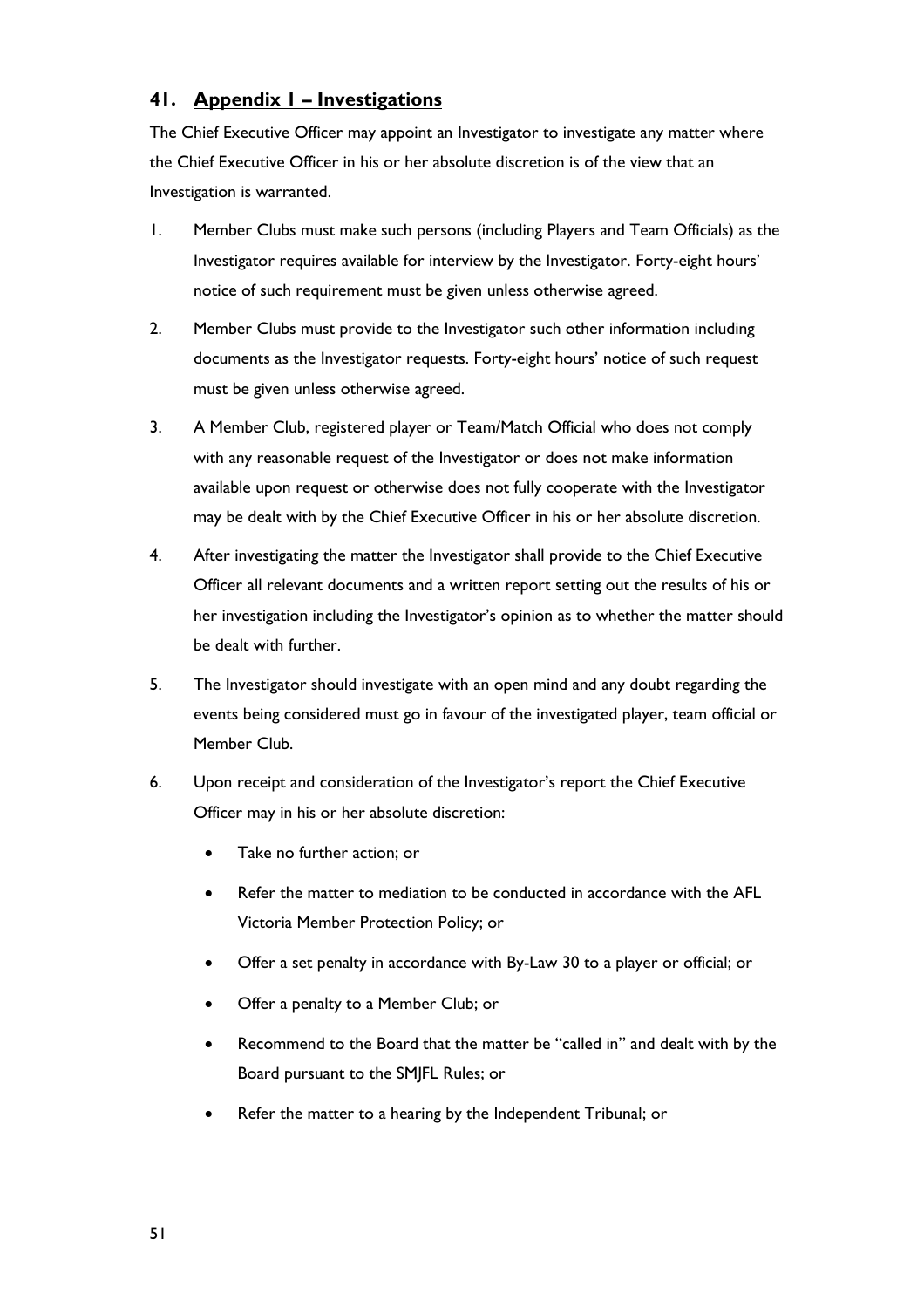## 41. Appendix 1 – Investigations

The Chief Executive Officer may appoint an Investigator to investigate any matter where the Chief Executive Officer in his or her absolute discretion is of the view that an Investigation is warranted.

1. Member Clubs must make such persons (including Players and Team Officials) as the Investigator requires available for interview by the Investigator. Forty-eight hours' notice of such requirement must be given unless otherwise agreed.
2. Member Clubs must provide to the Investigator such other information including documents as the Investigator requests. Forty-eight hours' notice of such request must be given unless otherwise agreed.
3. A Member Club, registered player or Team/Match Official who does not comply with any reasonable request of the Investigator or does not make information available upon request or otherwise does not fully cooperate with the Investigator may be dealt with by the Chief Executive Officer in his or her absolute discretion.
4. After investigating the matter the Investigator shall provide to the Chief Executive Officer all relevant documents and a written report setting out the results of his or her investigation including the Investigator's opinion as to whether the matter should be dealt with further.
5. The Investigator should investigate with an open mind and any doubt regarding the events being considered must go in favour of the investigated player, team official or Member Club.
6. Upon receipt and consideration of the Investigator's report the Chief Executive Officer may in his or her absolute discretion:
   - Take no further action; or
   - Refer the matter to mediation to be conducted in accordance with the AFL Victoria Member Protection Policy; or
   - Offer a set penalty in accordance with By-Law 30 to a player or official; or
   - Offer a penalty to a Member Club; or
   - Recommend to the Board that the matter be "called in" and dealt with by the Board pursuant to the SMJFL Rules; or
   - Refer the matter to a hearing by the Independent Tribunal; or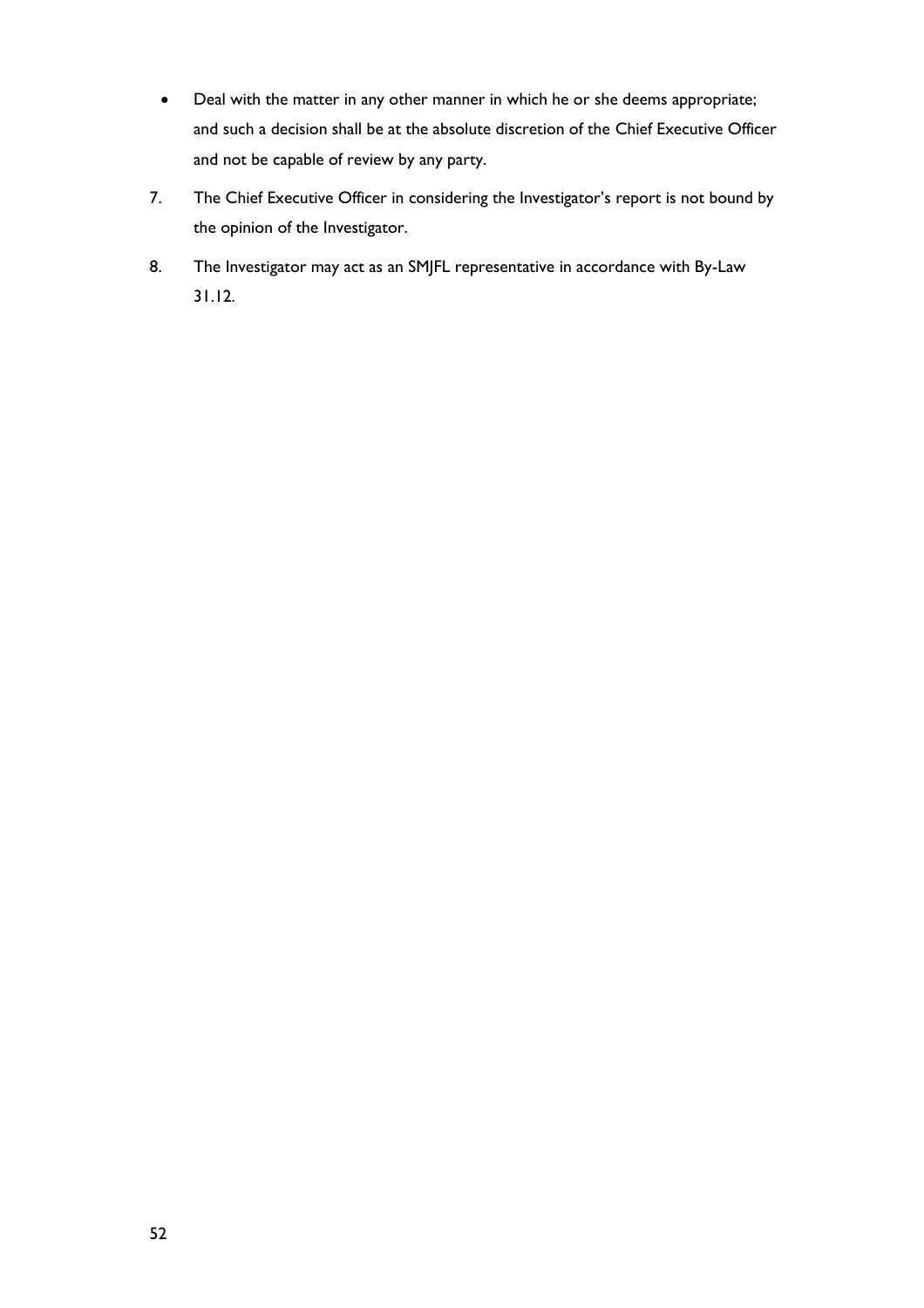- Deal with the matter in any other manner in which he or she deems appropriate; and such a decision shall be at the absolute discretion of the Chief Executive Officer and not be capable of review by any party.

7. The Chief Executive Officer in considering the Investigator's report is not bound by the opinion of the Investigator.

8. The Investigator may act as an SMJFL representative in accordance with By-Law 31.12.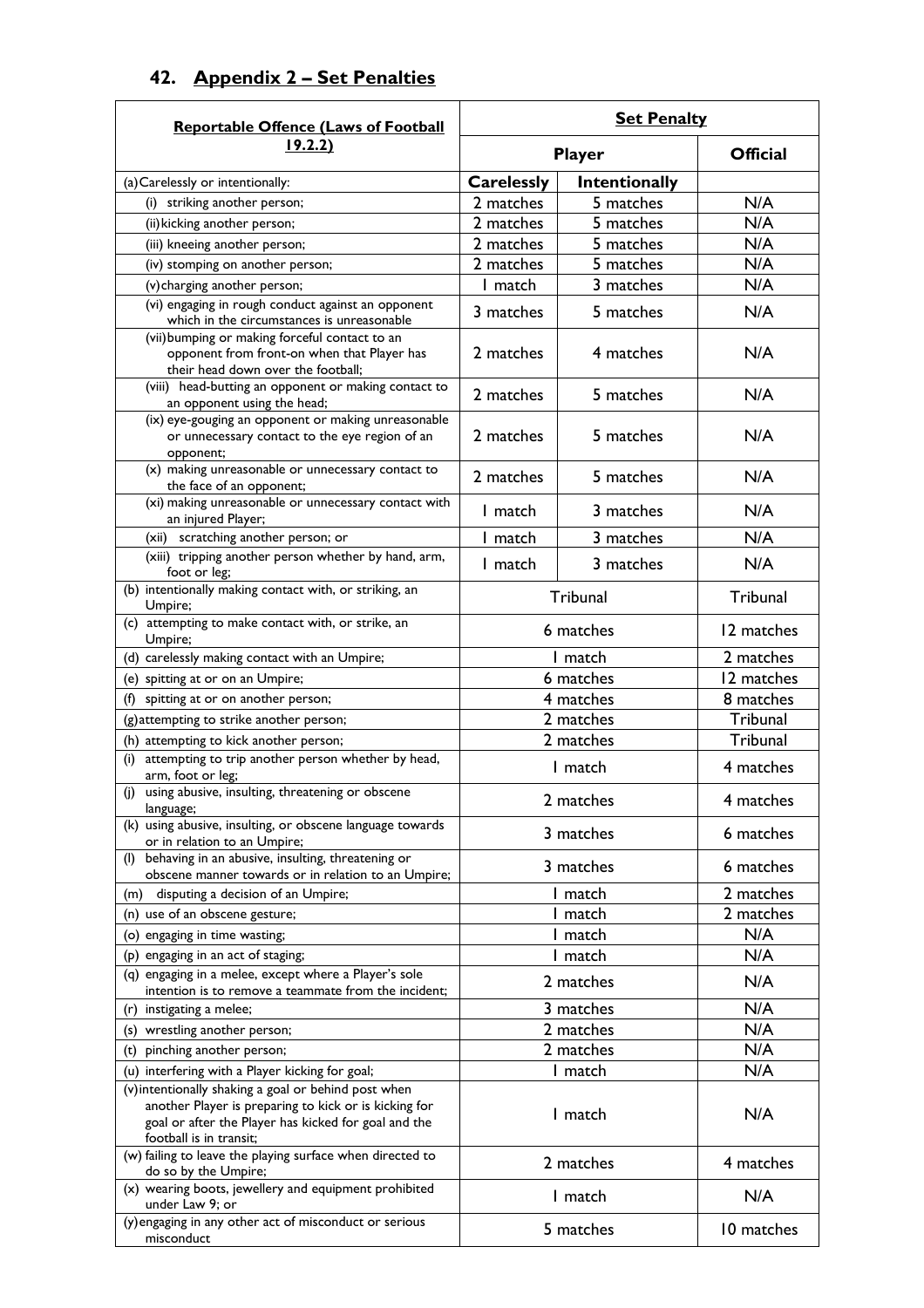## 42. Appendix 2 – Set Penalties

| Reportable Offence (Laws of Football 19.2.2) | Set Penalty | | |
|---|---|---|---|
| | Player | | Official |
| (a) Carelessly or intentionally: | **Carelessly** | **Intentionally** | |
| (i) striking another person; | 2 matches | 5 matches | N/A |
| (ii) kicking another person; | 2 matches | 5 matches | N/A |
| (iii) kneeing another person; | 2 matches | 5 matches | N/A |
| (iv) stomping on another person; | 2 matches | 5 matches | N/A |
| (v) charging another person; | 1 match | 3 matches | N/A |
| (vi) engaging in rough conduct against an opponent which in the circumstances is unreasonable | 3 matches | 5 matches | N/A |
| (vii) bumping or making forceful contact to an opponent from front-on when that Player has their head down over the football; | 2 matches | 4 matches | N/A |
| (viii) head-butting an opponent or making contact to an opponent using the head; | 2 matches | 5 matches | N/A |
| (ix) eye-gouging an opponent or making unreasonable or unnecessary contact to the eye region of an opponent; | 2 matches | 5 matches | N/A |
| (x) making unreasonable or unnecessary contact to the face of an opponent; | 2 matches | 5 matches | N/A |
| (xi) making unreasonable or unnecessary contact with an injured Player; | 1 match | 3 matches | N/A |
| (xii) scratching another person; or | 1 match | 3 matches | N/A |
| (xiii) tripping another person whether by hand, arm, foot or leg; | 1 match | 3 matches | N/A |
| (b) intentionally making contact with, or striking, an Umpire; | Tribunal | | Tribunal |
| (c) attempting to make contact with, or strike, an Umpire; | 6 matches | | 12 matches |
| (d) carelessly making contact with an Umpire; | 1 match | | 2 matches |
| (e) spitting at or on an Umpire; | 6 matches | | 12 matches |
| (f) spitting at or on another person; | 4 matches | | 8 matches |
| (g) attempting to strike another person; | 2 matches | | Tribunal |
| (h) attempting to kick another person; | 2 matches | | Tribunal |
| (i) attempting to trip another person whether by head, arm, foot or leg; | 1 match | | 4 matches |
| (j) using abusive, insulting, threatening or obscene language; | 2 matches | | 4 matches |
| (k) using abusive, insulting, or obscene language towards or in relation to an Umpire; | 3 matches | | 6 matches |
| (l) behaving in an abusive, insulting, threatening or obscene manner towards or in relation to an Umpire; | 3 matches | | 6 matches |
| (m) disputing a decision of an Umpire; | 1 match | | 2 matches |
| (n) use of an obscene gesture; | 1 match | | 2 matches |
| (o) engaging in time wasting; | 1 match | | N/A |
| (p) engaging in an act of staging; | 1 match | | N/A |
| (q) engaging in a melee, except where a Player's sole intention is to remove a teammate from the incident; | 2 matches | | N/A |
| (r) instigating a melee; | 3 matches | | N/A |
| (s) wrestling another person; | 2 matches | | N/A |
| (t) pinching another person; | 2 matches | | N/A |
| (u) interfering with a Player kicking for goal; | 1 match | | N/A |
| (v) intentionally shaking a goal or behind post when another Player is preparing to kick or is kicking for goal or after the Player has kicked for goal and the football is in transit; | 1 match | | N/A |
| (w) failing to leave the playing surface when directed to do so by the Umpire; | 2 matches | | 4 matches |
| (x) wearing boots, jewellery and equipment prohibited under Law 9; or | 1 match | | N/A |
| (y) engaging in any other act of misconduct or serious misconduct | 5 matches | | 10 matches |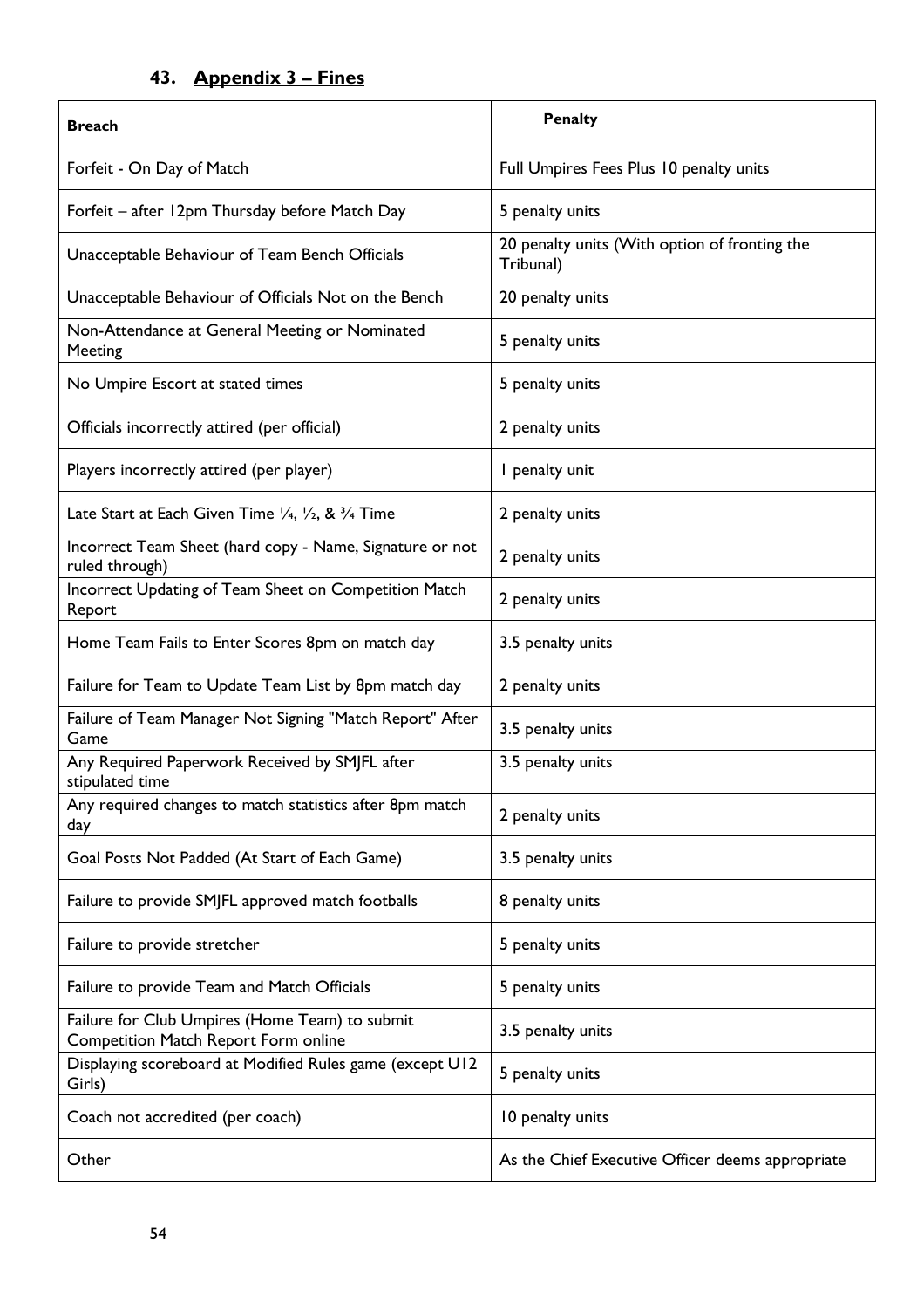## 43. Appendix 3 – Fines

| Breach | Penalty |
|---|---|
| Forfeit - On Day of Match | Full Umpires Fees Plus 10 penalty units |
| Forfeit – after 12pm Thursday before Match Day | 5 penalty units |
| Unacceptable Behaviour of Team Bench Officials | 20 penalty units (With option of fronting the Tribunal) |
| Unacceptable Behaviour of Officials Not on the Bench | 20 penalty units |
| Non-Attendance at General Meeting or Nominated Meeting | 5 penalty units |
| No Umpire Escort at stated times | 5 penalty units |
| Officials incorrectly attired (per official) | 2 penalty units |
| Players incorrectly attired (per player) | 1 penalty unit |
| Late Start at Each Given Time ¼, ½, & ¾ Time | 2 penalty units |
| Incorrect Team Sheet (hard copy - Name, Signature or not ruled through) | 2 penalty units |
| Incorrect Updating of Team Sheet on Competition Match Report | 2 penalty units |
| Home Team Fails to Enter Scores 8pm on match day | 3.5 penalty units |
| Failure for Team to Update Team List by 8pm match day | 2 penalty units |
| Failure of Team Manager Not Signing "Match Report" After Game | 3.5 penalty units |
| Any Required Paperwork Received by SMJFL after stipulated time | 3.5 penalty units |
| Any required changes to match statistics after 8pm match day | 2 penalty units |
| Goal Posts Not Padded (At Start of Each Game) | 3.5 penalty units |
| Failure to provide SMJFL approved match footballs | 8 penalty units |
| Failure to provide stretcher | 5 penalty units |
| Failure to provide Team and Match Officials | 5 penalty units |
| Failure for Club Umpires (Home Team) to submit Competition Match Report Form online | 3.5 penalty units |
| Displaying scoreboard at Modified Rules game (except U12 Girls) | 5 penalty units |
| Coach not accredited (per coach) | 10 penalty units |
| Other | As the Chief Executive Officer deems appropriate |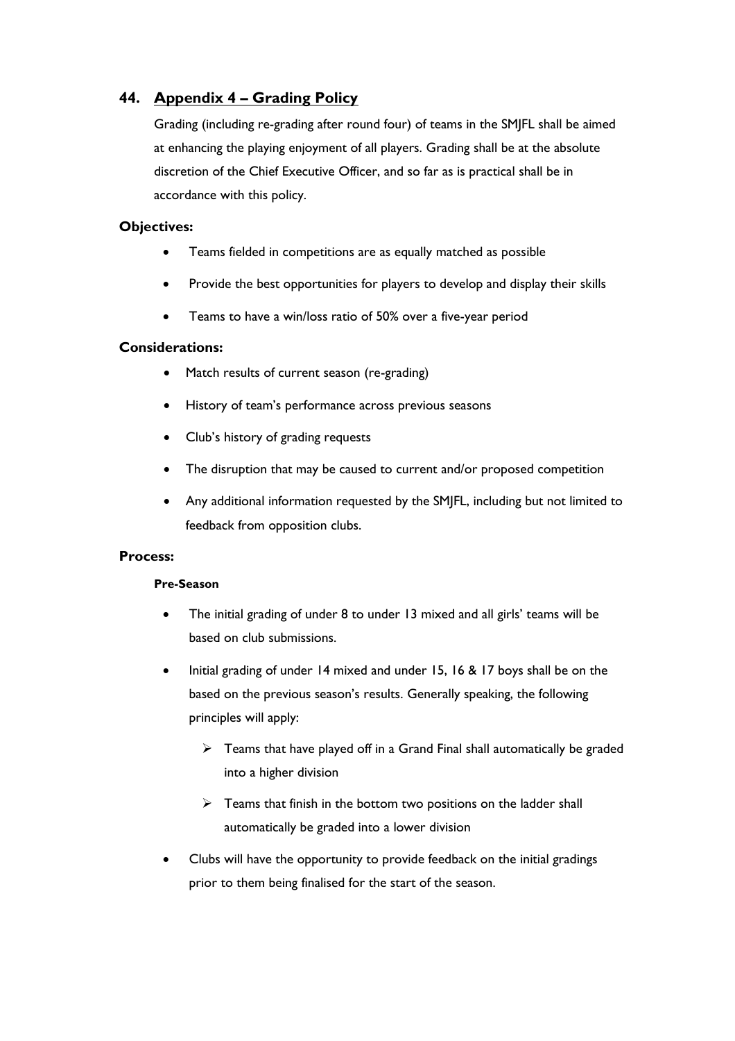## 44. Appendix 4 – Grading Policy

Grading (including re-grading after round four) of teams in the SMJFL shall be aimed at enhancing the playing enjoyment of all players. Grading shall be at the absolute discretion of the Chief Executive Officer, and so far as is practical shall be in accordance with this policy.

### Objectives:

- Teams fielded in competitions are as equally matched as possible
- Provide the best opportunities for players to develop and display their skills
- Teams to have a win/loss ratio of 50% over a five-year period

### Considerations:

- Match results of current season (re-grading)
- History of team's performance across previous seasons
- Club's history of grading requests
- The disruption that may be caused to current and/or proposed competition
- Any additional information requested by the SMJFL, including but not limited to feedback from opposition clubs.

### Process:

#### Pre-Season

- The initial grading of under 8 to under 13 mixed and all girls' teams will be based on club submissions.
- Initial grading of under 14 mixed and under 15, 16 & 17 boys shall be on the based on the previous season's results. Generally speaking, the following principles will apply:
  - Teams that have played off in a Grand Final shall automatically be graded into a higher division
  - Teams that finish in the bottom two positions on the ladder shall automatically be graded into a lower division
- Clubs will have the opportunity to provide feedback on the initial gradings prior to them being finalised for the start of the season.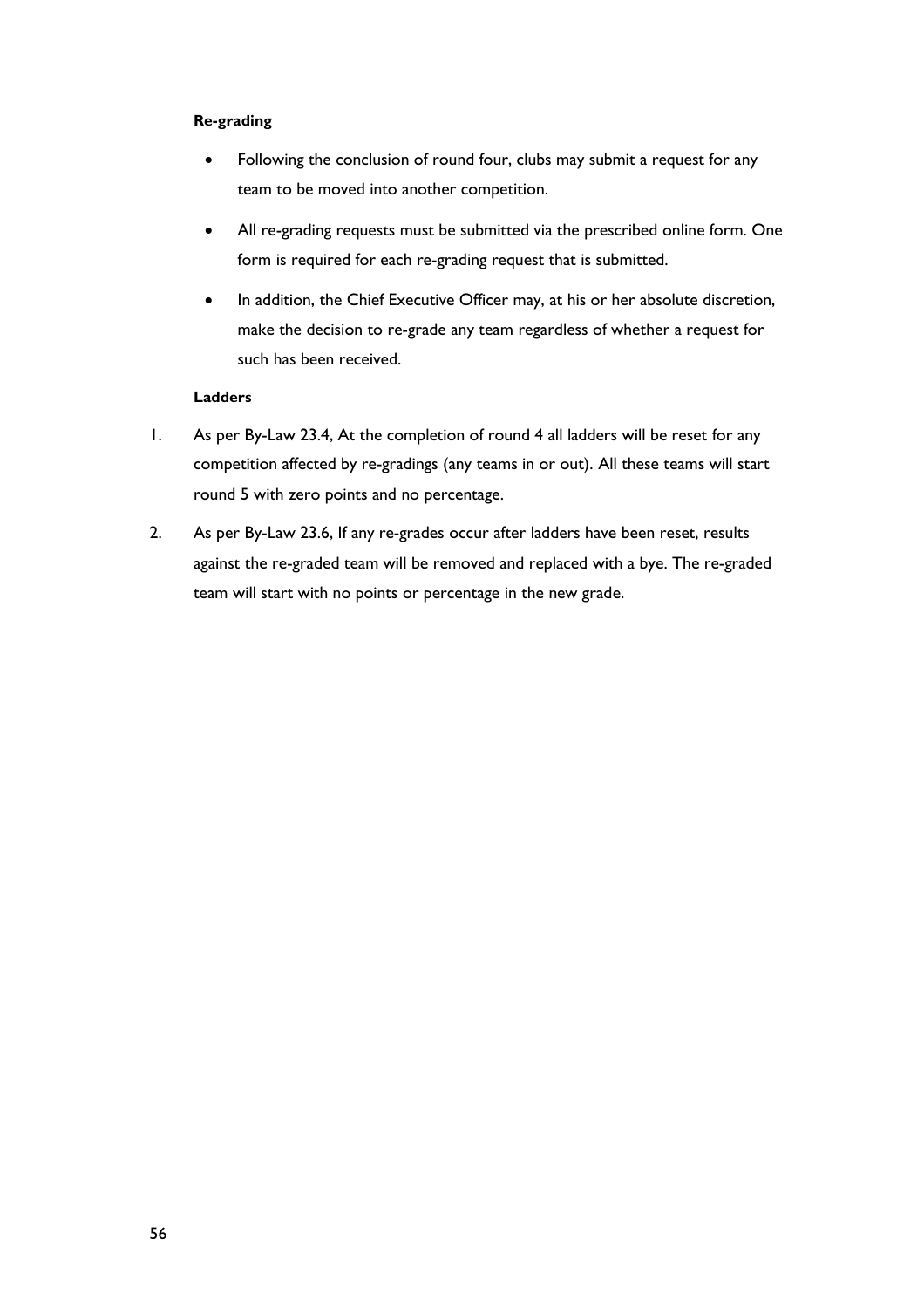**Re-grading**

- Following the conclusion of round four, clubs may submit a request for any team to be moved into another competition.
- All re-grading requests must be submitted via the prescribed online form. One form is required for each re-grading request that is submitted.
- In addition, the Chief Executive Officer may, at his or her absolute discretion, make the decision to re-grade any team regardless of whether a request for such has been received.

**Ladders**

1. As per By-Law 23.4, At the completion of round 4 all ladders will be reset for any competition affected by re-gradings (any teams in or out). All these teams will start round 5 with zero points and no percentage.
2. As per By-Law 23.6, If any re-grades occur after ladders have been reset, results against the re-graded team will be removed and replaced with a bye. The re-graded team will start with no points or percentage in the new grade.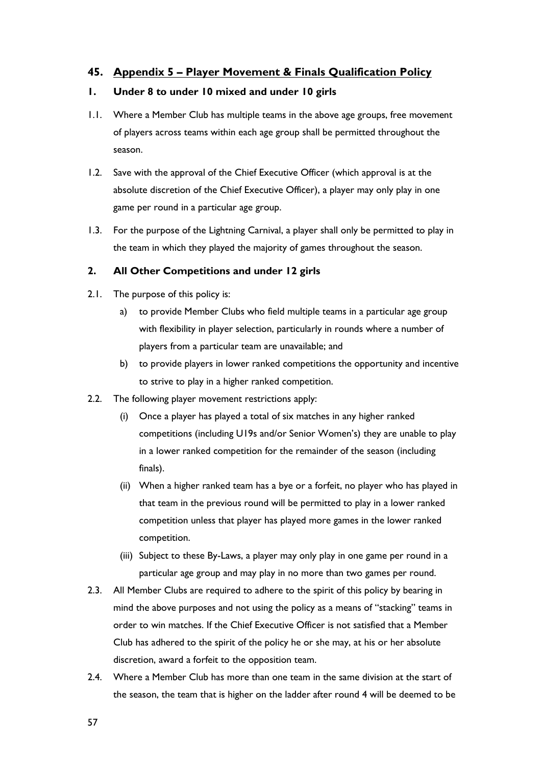## 45. Appendix 5 – Player Movement & Finals Qualification Policy

### 1. Under 8 to under 10 mixed and under 10 girls

1.1. Where a Member Club has multiple teams in the above age groups, free movement of players across teams within each age group shall be permitted throughout the season.

1.2. Save with the approval of the Chief Executive Officer (which approval is at the absolute discretion of the Chief Executive Officer), a player may only play in one game per round in a particular age group.

1.3. For the purpose of the Lightning Carnival, a player shall only be permitted to play in the team in which they played the majority of games throughout the season.

### 2. All Other Competitions and under 12 girls

2.1. The purpose of this policy is:

a) to provide Member Clubs who field multiple teams in a particular age group with flexibility in player selection, particularly in rounds where a number of players from a particular team are unavailable; and

b) to provide players in lower ranked competitions the opportunity and incentive to strive to play in a higher ranked competition.

2.2. The following player movement restrictions apply:

(i) Once a player has played a total of six matches in any higher ranked competitions (including U19s and/or Senior Women's) they are unable to play in a lower ranked competition for the remainder of the season (including finals).

(ii) When a higher ranked team has a bye or a forfeit, no player who has played in that team in the previous round will be permitted to play in a lower ranked competition unless that player has played more games in the lower ranked competition.

(iii) Subject to these By-Laws, a player may only play in one game per round in a particular age group and may play in no more than two games per round.

2.3. All Member Clubs are required to adhere to the spirit of this policy by bearing in mind the above purposes and not using the policy as a means of "stacking" teams in order to win matches. If the Chief Executive Officer is not satisfied that a Member Club has adhered to the spirit of the policy he or she may, at his or her absolute discretion, award a forfeit to the opposition team.

2.4. Where a Member Club has more than one team in the same division at the start of the season, the team that is higher on the ladder after round 4 will be deemed to be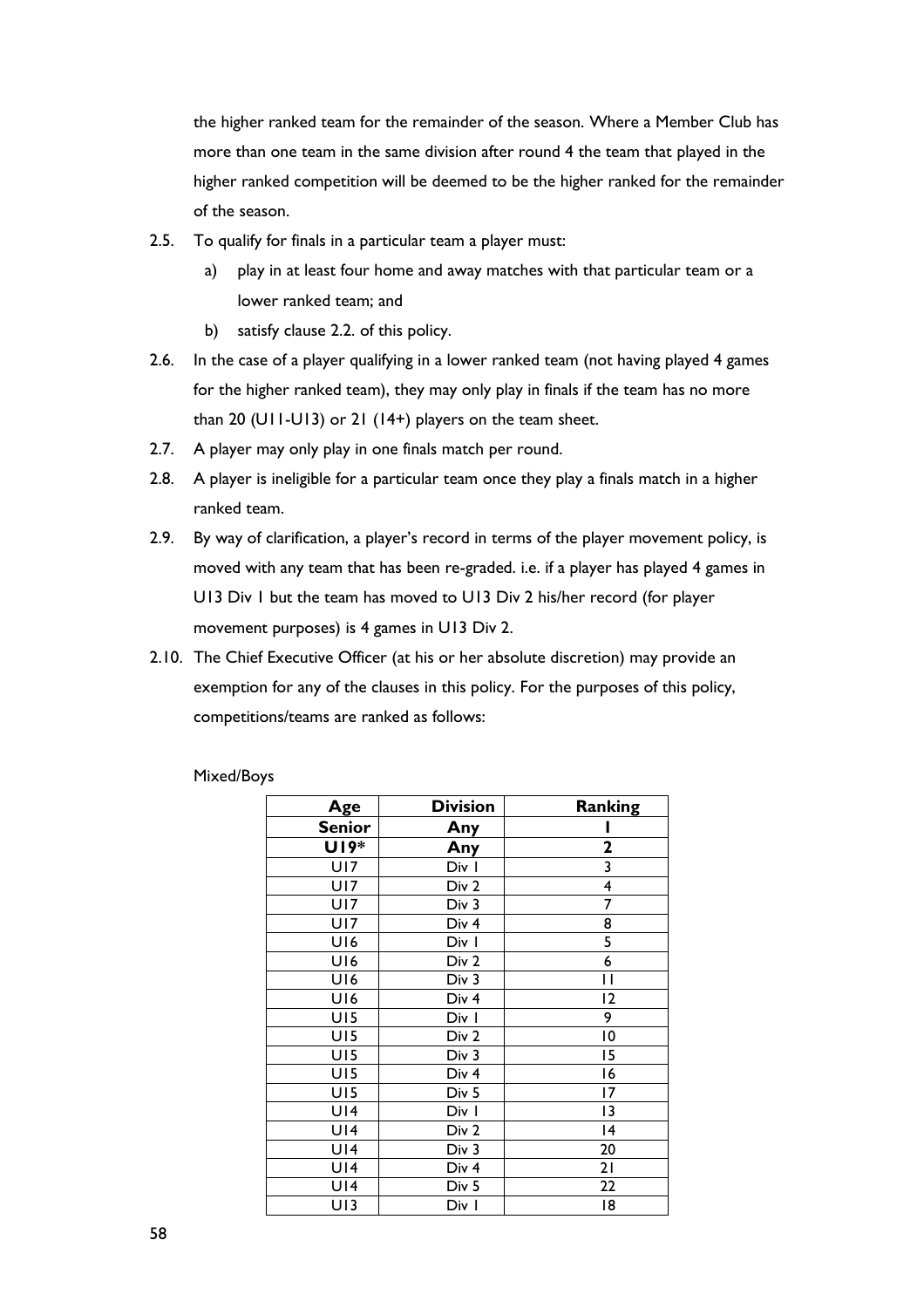the higher ranked team for the remainder of the season. Where a Member Club has more than one team in the same division after round 4 the team that played in the higher ranked competition will be deemed to be the higher ranked for the remainder of the season.

2.5. To qualify for finals in a particular team a player must:

   a) play in at least four home and away matches with that particular team or a lower ranked team; and

   b) satisfy clause 2.2. of this policy.

2.6. In the case of a player qualifying in a lower ranked team (not having played 4 games for the higher ranked team), they may only play in finals if the team has no more than 20 (U11-U13) or 21 (14+) players on the team sheet.

2.7. A player may only play in one finals match per round.

2.8. A player is ineligible for a particular team once they play a finals match in a higher ranked team.

2.9. By way of clarification, a player's record in terms of the player movement policy, is moved with any team that has been re-graded. i.e. if a player has played 4 games in U13 Div 1 but the team has moved to U13 Div 2 his/her record (for player movement purposes) is 4 games in U13 Div 2.

2.10. The Chief Executive Officer (at his or her absolute discretion) may provide an exemption for any of the clauses in this policy. For the purposes of this policy, competitions/teams are ranked as follows:

Mixed/Boys

| Age | Division | Ranking |
|---|---|---|
| **Senior** | **Any** | **1** |
| **U19*** | **Any** | **2** |
| U17 | Div 1 | 3 |
| U17 | Div 2 | 4 |
| U17 | Div 3 | 7 |
| U17 | Div 4 | 8 |
| U16 | Div 1 | 5 |
| U16 | Div 2 | 6 |
| U16 | Div 3 | 11 |
| U16 | Div 4 | 12 |
| U15 | Div 1 | 9 |
| U15 | Div 2 | 10 |
| U15 | Div 3 | 15 |
| U15 | Div 4 | 16 |
| U15 | Div 5 | 17 |
| U14 | Div 1 | 13 |
| U14 | Div 2 | 14 |
| U14 | Div 3 | 20 |
| U14 | Div 4 | 21 |
| U14 | Div 5 | 22 |
| U13 | Div 1 | 18 |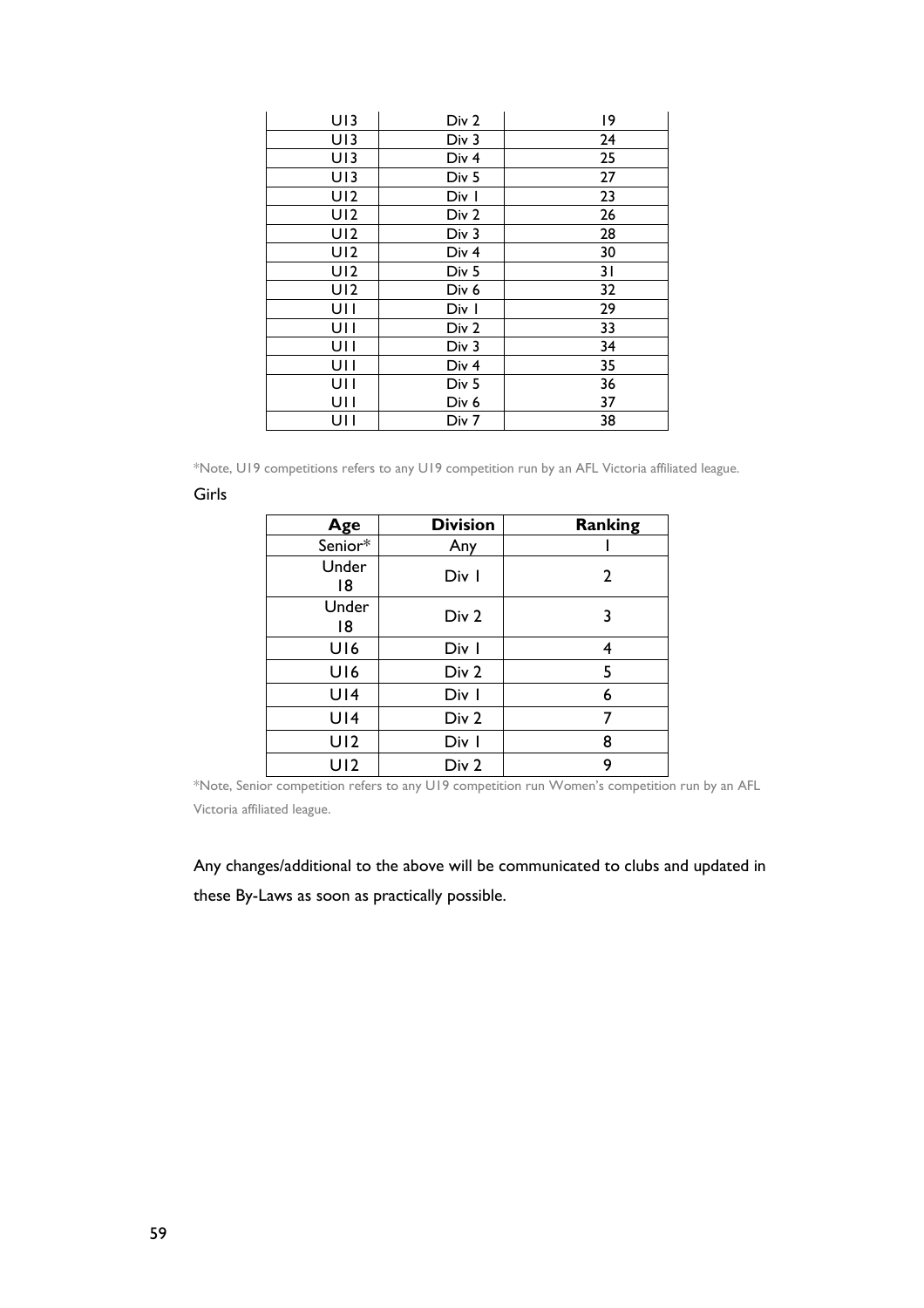| | | |
|---|---|---|
| U13 | Div 2 | 19 |
| U13 | Div 3 | 24 |
| U13 | Div 4 | 25 |
| U13 | Div 5 | 27 |
| U12 | Div 1 | 23 |
| U12 | Div 2 | 26 |
| U12 | Div 3 | 28 |
| U12 | Div 4 | 30 |
| U12 | Div 5 | 31 |
| U12 | Div 6 | 32 |
| U11 | Div 1 | 29 |
| U11 | Div 2 | 33 |
| U11 | Div 3 | 34 |
| U11 | Div 4 | 35 |
| U11 | Div 5 | 36 |
| U11 | Div 6 | 37 |
| U11 | Div 7 | 38 |

*Note, U19 competitions refers to any U19 competition run by an AFL Victoria affiliated league.

Girls

| Age | Division | Ranking |
|---|---|---|
| Senior* | Any | 1 |
| Under 18 | Div 1 | 2 |
| Under 18 | Div 2 | 3 |
| U16 | Div 1 | 4 |
| U16 | Div 2 | 5 |
| U14 | Div 1 | 6 |
| U14 | Div 2 | 7 |
| U12 | Div 1 | 8 |
| U12 | Div 2 | 9 |

*Note, Senior competition refers to any U19 competition run Women's competition run by an AFL Victoria affiliated league.

Any changes/additional to the above will be communicated to clubs and updated in these By-Laws as soon as practically possible.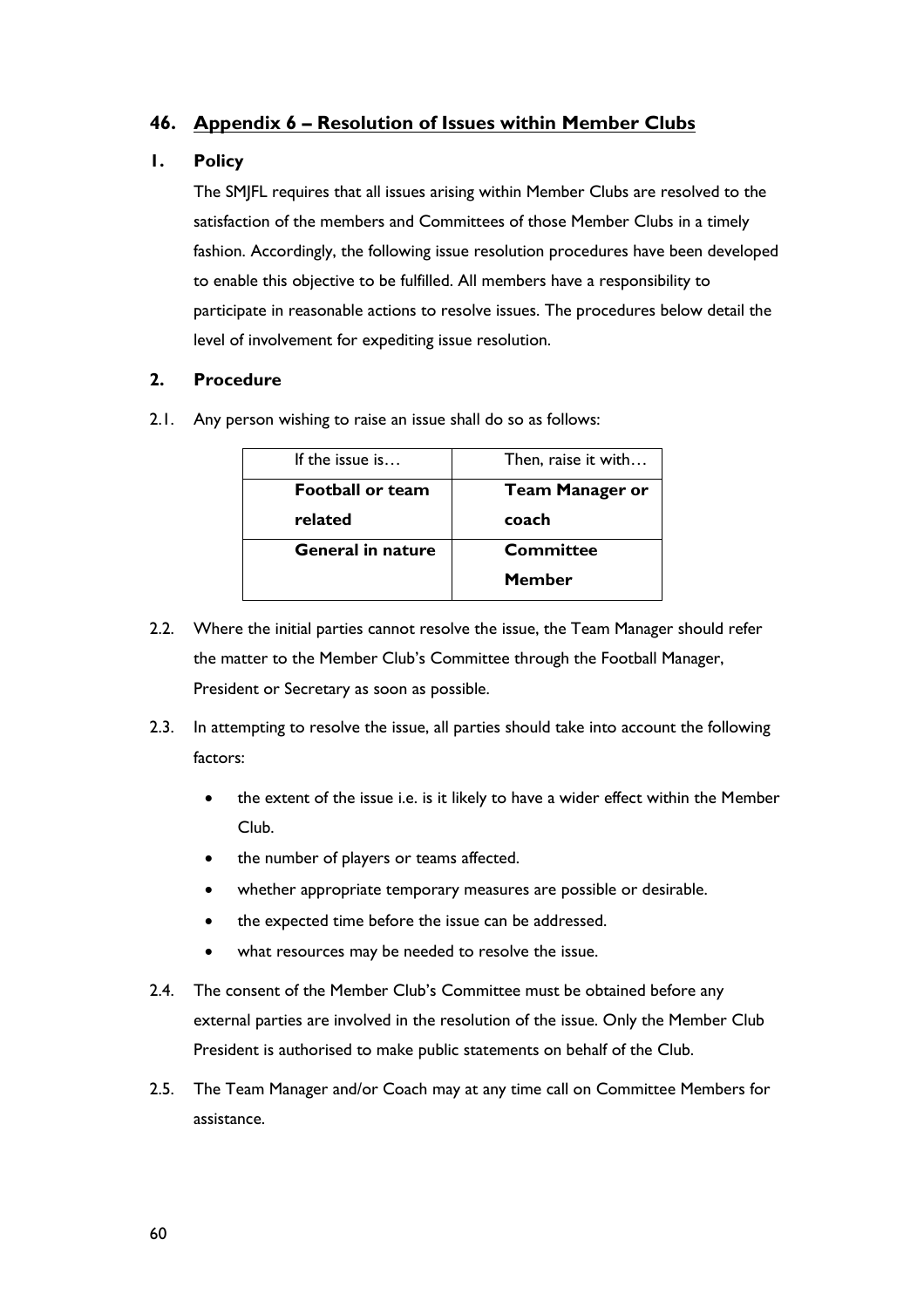## 46. Appendix 6 – Resolution of Issues within Member Clubs

### 1. Policy

The SMJFL requires that all issues arising within Member Clubs are resolved to the satisfaction of the members and Committees of those Member Clubs in a timely fashion. Accordingly, the following issue resolution procedures have been developed to enable this objective to be fulfilled. All members have a responsibility to participate in reasonable actions to resolve issues. The procedures below detail the level of involvement for expediting issue resolution.

### 2. Procedure

2.1. Any person wishing to raise an issue shall do so as follows:

| If the issue is… | Then, raise it with… |
|---|---|
| **Football or team related** | **Team Manager or coach** |
| **General in nature** | **Committee Member** |

2.2. Where the initial parties cannot resolve the issue, the Team Manager should refer the matter to the Member Club's Committee through the Football Manager, President or Secretary as soon as possible.

2.3. In attempting to resolve the issue, all parties should take into account the following factors:

- the extent of the issue i.e. is it likely to have a wider effect within the Member Club.
- the number of players or teams affected.
- whether appropriate temporary measures are possible or desirable.
- the expected time before the issue can be addressed.
- what resources may be needed to resolve the issue.

2.4. The consent of the Member Club's Committee must be obtained before any external parties are involved in the resolution of the issue. Only the Member Club President is authorised to make public statements on behalf of the Club.

2.5. The Team Manager and/or Coach may at any time call on Committee Members for assistance.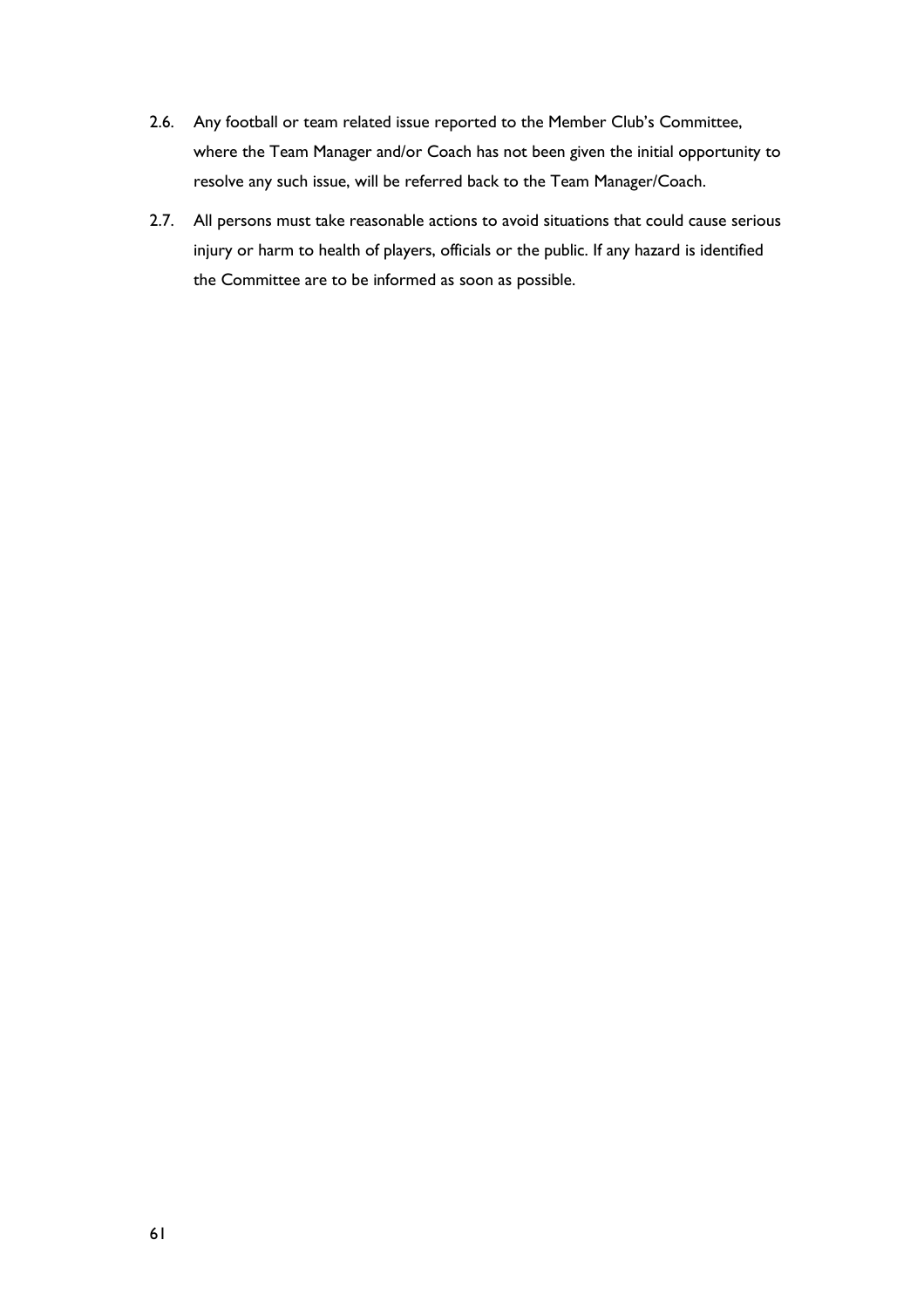2.6. Any football or team related issue reported to the Member Club's Committee, where the Team Manager and/or Coach has not been given the initial opportunity to resolve any such issue, will be referred back to the Team Manager/Coach.

2.7. All persons must take reasonable actions to avoid situations that could cause serious injury or harm to health of players, officials or the public. If any hazard is identified the Committee are to be informed as soon as possible.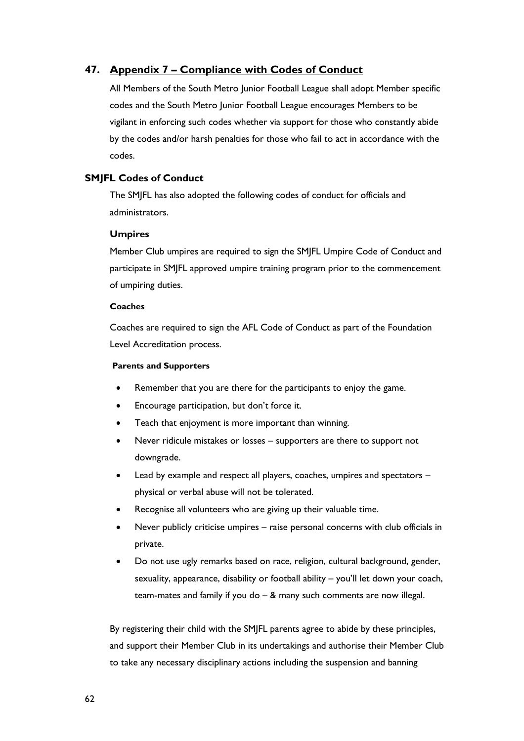## 47. Appendix 7 – Compliance with Codes of Conduct

All Members of the South Metro Junior Football League shall adopt Member specific codes and the South Metro Junior Football League encourages Members to be vigilant in enforcing such codes whether via support for those who constantly abide by the codes and/or harsh penalties for those who fail to act in accordance with the codes.

### SMJFL Codes of Conduct

The SMJFL has also adopted the following codes of conduct for officials and administrators.

#### Umpires

Member Club umpires are required to sign the SMJFL Umpire Code of Conduct and participate in SMJFL approved umpire training program prior to the commencement of umpiring duties.

#### Coaches

Coaches are required to sign the AFL Code of Conduct as part of the Foundation Level Accreditation process.

#### Parents and Supporters

- Remember that you are there for the participants to enjoy the game.
- Encourage participation, but don't force it.
- Teach that enjoyment is more important than winning.
- Never ridicule mistakes or losses – supporters are there to support not downgrade.
- Lead by example and respect all players, coaches, umpires and spectators – physical or verbal abuse will not be tolerated.
- Recognise all volunteers who are giving up their valuable time.
- Never publicly criticise umpires – raise personal concerns with club officials in private.
- Do not use ugly remarks based on race, religion, cultural background, gender, sexuality, appearance, disability or football ability – you'll let down your coach, team-mates and family if you do – & many such comments are now illegal.

By registering their child with the SMJFL parents agree to abide by these principles, and support their Member Club in its undertakings and authorise their Member Club to take any necessary disciplinary actions including the suspension and banning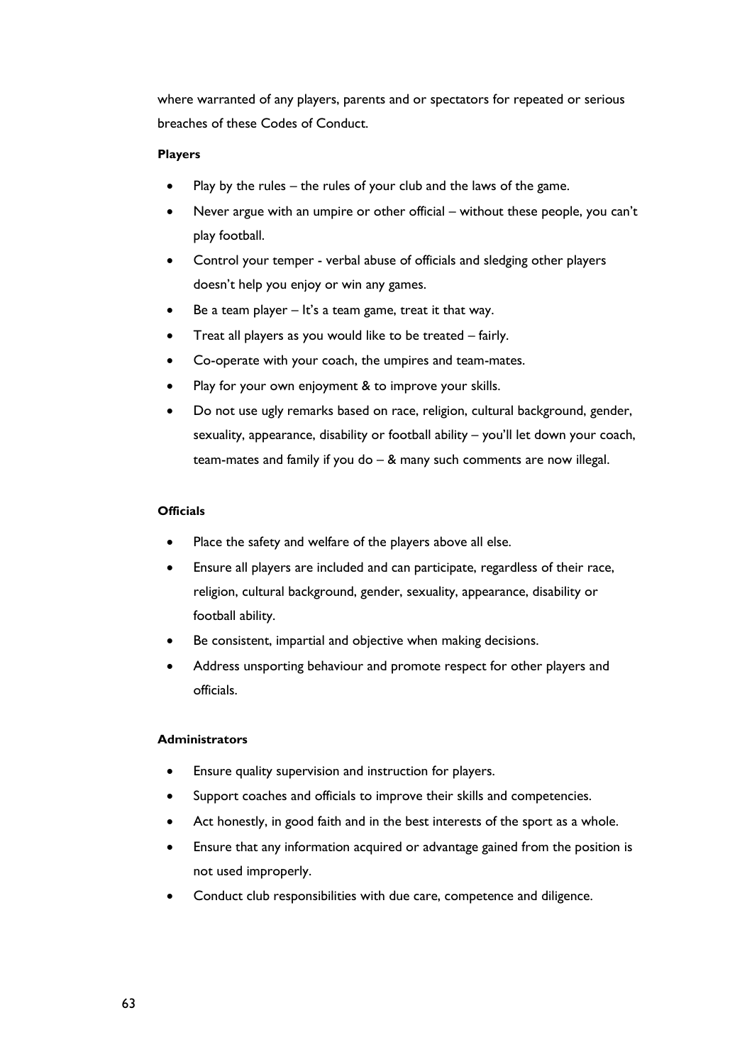where warranted of any players, parents and or spectators for repeated or serious breaches of these Codes of Conduct.

**Players**

- Play by the rules – the rules of your club and the laws of the game.
- Never argue with an umpire or other official – without these people, you can't play football.
- Control your temper - verbal abuse of officials and sledging other players doesn't help you enjoy or win any games.
- Be a team player – It's a team game, treat it that way.
- Treat all players as you would like to be treated – fairly.
- Co-operate with your coach, the umpires and team-mates.
- Play for your own enjoyment & to improve your skills.
- Do not use ugly remarks based on race, religion, cultural background, gender, sexuality, appearance, disability or football ability – you'll let down your coach, team-mates and family if you do – & many such comments are now illegal.

**Officials**

- Place the safety and welfare of the players above all else.
- Ensure all players are included and can participate, regardless of their race, religion, cultural background, gender, sexuality, appearance, disability or football ability.
- Be consistent, impartial and objective when making decisions.
- Address unsporting behaviour and promote respect for other players and officials.

**Administrators**

- Ensure quality supervision and instruction for players.
- Support coaches and officials to improve their skills and competencies.
- Act honestly, in good faith and in the best interests of the sport as a whole.
- Ensure that any information acquired or advantage gained from the position is not used improperly.
- Conduct club responsibilities with due care, competence and diligence.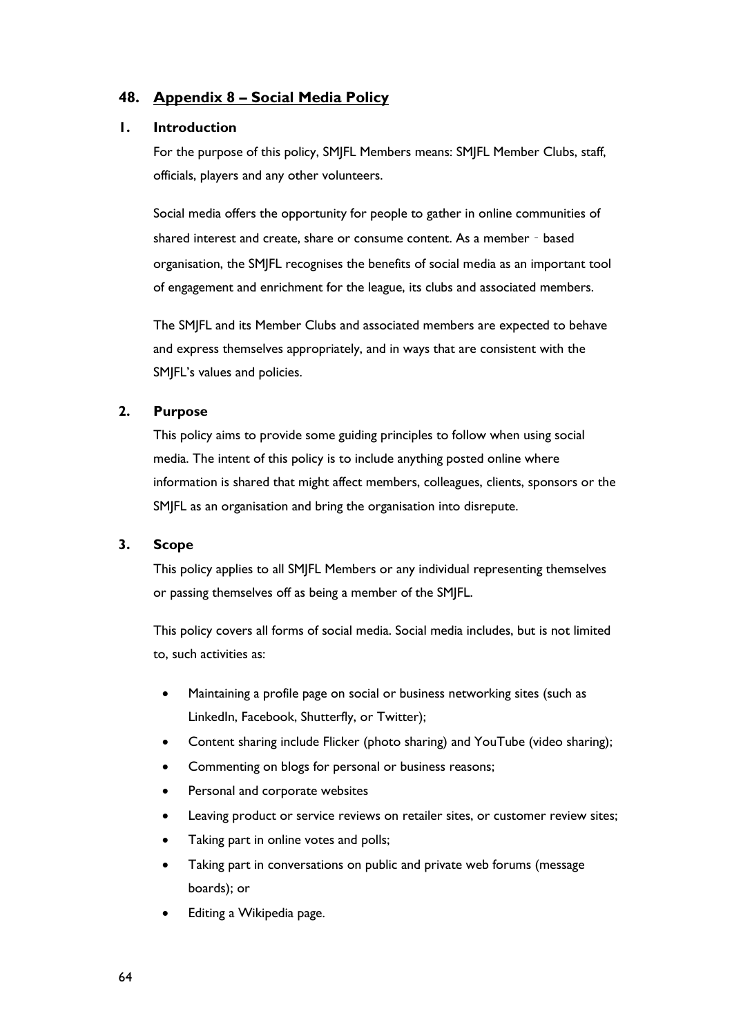## 48. Appendix 8 – Social Media Policy

### 1. Introduction

For the purpose of this policy, SMJFL Members means: SMJFL Member Clubs, staff, officials, players and any other volunteers.

Social media offers the opportunity for people to gather in online communities of shared interest and create, share or consume content. As a member‐based organisation, the SMJFL recognises the benefits of social media as an important tool of engagement and enrichment for the league, its clubs and associated members.

The SMJFL and its Member Clubs and associated members are expected to behave and express themselves appropriately, and in ways that are consistent with the SMJFL's values and policies.

### 2. Purpose

This policy aims to provide some guiding principles to follow when using social media. The intent of this policy is to include anything posted online where information is shared that might affect members, colleagues, clients, sponsors or the SMJFL as an organisation and bring the organisation into disrepute.

### 3. Scope

This policy applies to all SMJFL Members or any individual representing themselves or passing themselves off as being a member of the SMJFL.

This policy covers all forms of social media. Social media includes, but is not limited to, such activities as:

- Maintaining a profile page on social or business networking sites (such as LinkedIn, Facebook, Shutterfly, or Twitter);
- Content sharing include Flicker (photo sharing) and YouTube (video sharing);
- Commenting on blogs for personal or business reasons;
- Personal and corporate websites
- Leaving product or service reviews on retailer sites, or customer review sites;
- Taking part in online votes and polls;
- Taking part in conversations on public and private web forums (message boards); or
- Editing a Wikipedia page.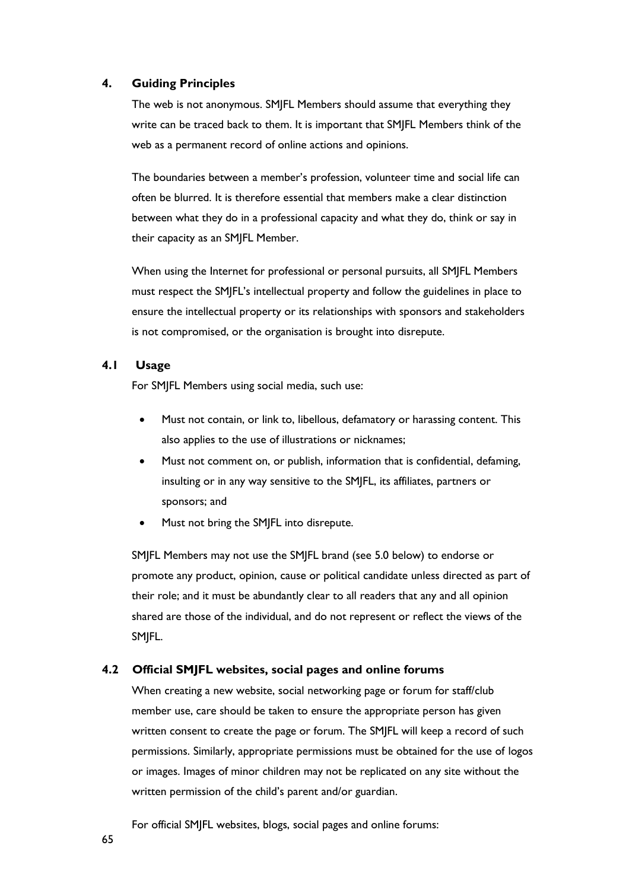## 4. Guiding Principles

The web is not anonymous. SMJFL Members should assume that everything they write can be traced back to them. It is important that SMJFL Members think of the web as a permanent record of online actions and opinions.

The boundaries between a member's profession, volunteer time and social life can often be blurred. It is therefore essential that members make a clear distinction between what they do in a professional capacity and what they do, think or say in their capacity as an SMJFL Member.

When using the Internet for professional or personal pursuits, all SMJFL Members must respect the SMJFL's intellectual property and follow the guidelines in place to ensure the intellectual property or its relationships with sponsors and stakeholders is not compromised, or the organisation is brought into disrepute.

### 4.1 Usage

For SMJFL Members using social media, such use:

- Must not contain, or link to, libellous, defamatory or harassing content. This also applies to the use of illustrations or nicknames;
- Must not comment on, or publish, information that is confidential, defaming, insulting or in any way sensitive to the SMJFL, its affiliates, partners or sponsors; and
- Must not bring the SMJFL into disrepute.

SMJFL Members may not use the SMJFL brand (see 5.0 below) to endorse or promote any product, opinion, cause or political candidate unless directed as part of their role; and it must be abundantly clear to all readers that any and all opinion shared are those of the individual, and do not represent or reflect the views of the SMJFL.

### 4.2 Official SMJFL websites, social pages and online forums

When creating a new website, social networking page or forum for staff/club member use, care should be taken to ensure the appropriate person has given written consent to create the page or forum. The SMJFL will keep a record of such permissions. Similarly, appropriate permissions must be obtained for the use of logos or images. Images of minor children may not be replicated on any site without the written permission of the child's parent and/or guardian.

For official SMJFL websites, blogs, social pages and online forums: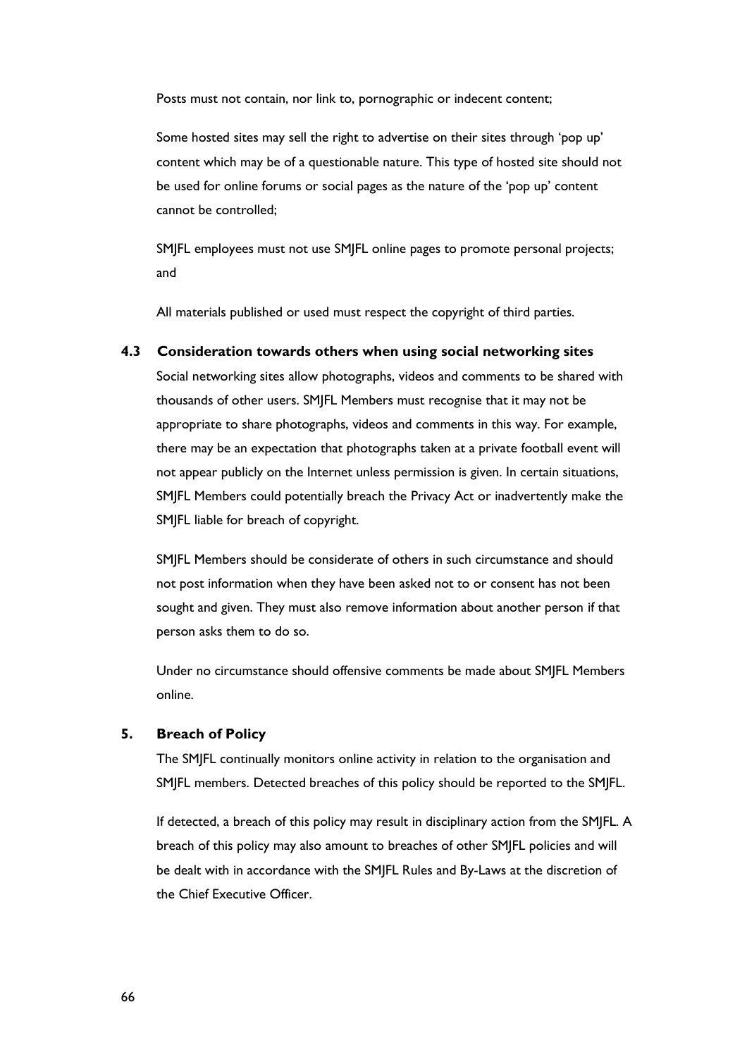Posts must not contain, nor link to, pornographic or indecent content;

Some hosted sites may sell the right to advertise on their sites through 'pop up' content which may be of a questionable nature. This type of hosted site should not be used for online forums or social pages as the nature of the 'pop up' content cannot be controlled;

SMJFL employees must not use SMJFL online pages to promote personal projects; and

All materials published or used must respect the copyright of third parties.

### 4.3 Consideration towards others when using social networking sites

Social networking sites allow photographs, videos and comments to be shared with thousands of other users. SMJFL Members must recognise that it may not be appropriate to share photographs, videos and comments in this way. For example, there may be an expectation that photographs taken at a private football event will not appear publicly on the Internet unless permission is given. In certain situations, SMJFL Members could potentially breach the Privacy Act or inadvertently make the SMJFL liable for breach of copyright.

SMJFL Members should be considerate of others in such circumstance and should not post information when they have been asked not to or consent has not been sought and given. They must also remove information about another person if that person asks them to do so.

Under no circumstance should offensive comments be made about SMJFL Members online.

## 5. Breach of Policy

The SMJFL continually monitors online activity in relation to the organisation and SMJFL members. Detected breaches of this policy should be reported to the SMJFL.

If detected, a breach of this policy may result in disciplinary action from the SMJFL. A breach of this policy may also amount to breaches of other SMJFL policies and will be dealt with in accordance with the SMJFL Rules and By-Laws at the discretion of the Chief Executive Officer.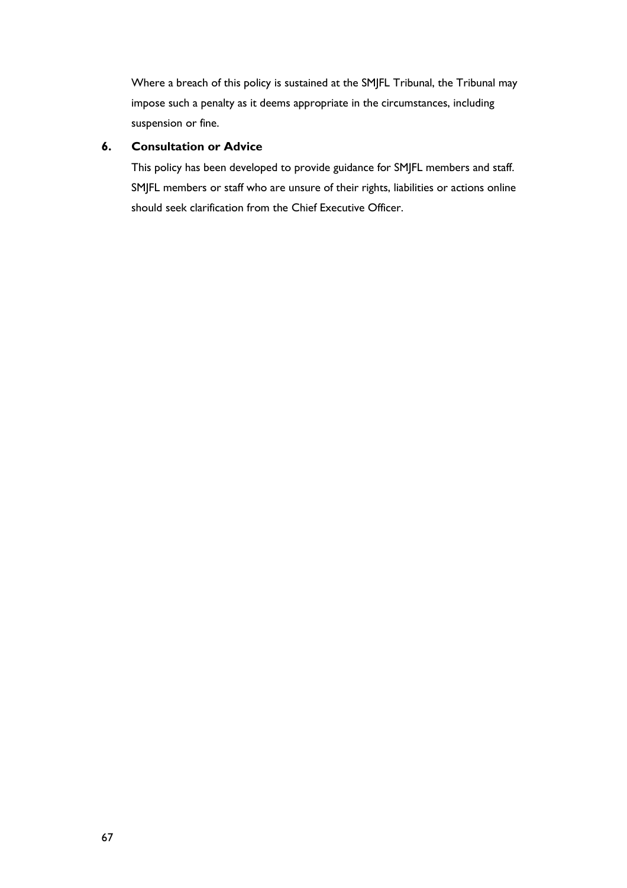Where a breach of this policy is sustained at the SMJFL Tribunal, the Tribunal may impose such a penalty as it deems appropriate in the circumstances, including suspension or fine.

## 6. Consultation or Advice

This policy has been developed to provide guidance for SMJFL members and staff. SMJFL members or staff who are unsure of their rights, liabilities or actions online should seek clarification from the Chief Executive Officer.